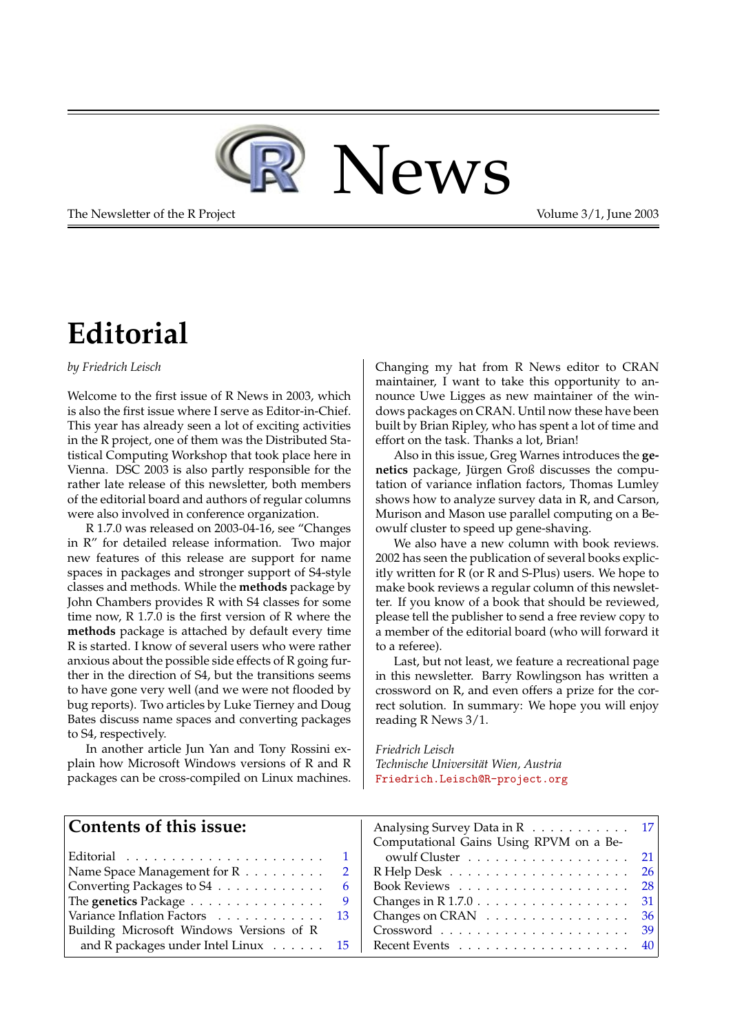# R News

The Newsletter of the R Project

Volume 3/1, June 2003

# Editorial

*by Friedrich Leisch*

Welcome to the first issue of R News in 2003, which is also the first issue where I serve as Editor-in-Chief. This year has already seen a lot of exciting activities in the R project, one of them was the Distributed Statistical Computing Workshop that took place here in Vienna. DSC 2003 is also partly responsible for the rather late release of this newsletter, both members of the editorial board and authors of regular columns were also involved in conference organization.

R 1.7.0 was released on 2003-04-16, see "Changes in R" for detailed release information. Two major new features of this release are support for name spaces in packages and stronger support of S4-style classes and methods. While the **methods** package by John Chambers provides R with S4 classes for some time now, R 1.7.0 is the first version of R where the **methods** package is attached by default every time R is started. I know of several users who were rather anxious about the possible side effects of R going further in the direction of S4, but the transitions seems to have gone very well (and we were not flooded by bug reports). Two articles by Luke Tierney and Doug Bates discuss name spaces and converting packages to S4, respectively.

In another article Jun Yan and Tony Rossini explain how Microsoft Windows versions of R and R packages can be cross-compiled on Linux machines.

Changing my hat from R News editor to CRAN maintainer, I want to take this opportunity to announce Uwe Ligges as new maintainer of the windows packages on CRAN. Until now these have been built by Brian Ripley, who has spent a lot of time and effort on the task. Thanks a lot, Brian!

Also in this issue, Greg Warnes introduces the **genetics** package, Jürgen Groß discusses the computation of variance inflation factors, Thomas Lumley shows how to analyze survey data in R, and Carson, Murison and Mason use parallel computing on a Beowulf cluster to speed up gene-shaving.

We also have a new column with book reviews. 2002 has seen the publication of several books explicitly written for R (or R and S-Plus) users. We hope to make book reviews a regular column of this newsletter. If you know of a book that should be reviewed, please tell the publisher to send a free review copy to a member of the editorial board (who will forward it to a referee).

Last, but not least, we feature a recreational page in this newsletter. Barry Rowlingson has written a crossword on R, and even offers a prize for the correct solution. In summary: We hope you will enjoy reading R News 3/1.

*Friedrich Leisch*
*Technische Universität Wien, Austria*
Friedrich.Leisch@R-project.org

## Contents of this issue:

| | |
|---|---|
| Editorial | 1 |
| Name Space Management for R | 2 |
| Converting Packages to S4 | 6 |
| The **genetics** Package | 9 |
| Variance Inflation Factors | 13 |
| Building Microsoft Windows Versions of R and R packages under Intel Linux | 15 |
| Analysing Survey Data in R | 17 |
| Computational Gains Using RPVM on a Beowulf Cluster | 21 |
| R Help Desk | 26 |
| Book Reviews | 28 |
| Changes in R 1.7.0 | 31 |
| Changes on CRAN | 36 |
| Crossword | 39 |
| Recent Events | 40 |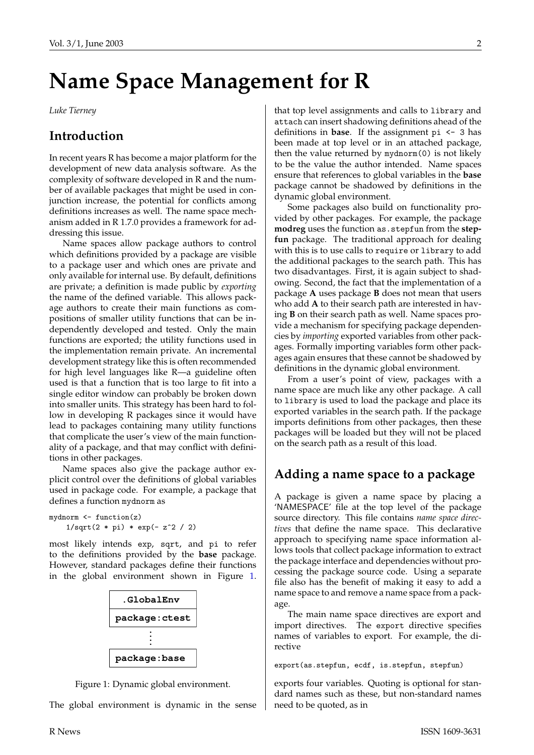# Name Space Management for R

*Luke Tierney*

## Introduction

In recent years R has become a major platform for the development of new data analysis software. As the complexity of software developed in R and the number of available packages that might be used in conjunction increase, the potential for conflicts among definitions increases as well. The name space mechanism added in R 1.7.0 provides a framework for addressing this issue.

Name spaces allow package authors to control which definitions provided by a package are visible to a package user and which ones are private and only available for internal use. By default, definitions are private; a definition is made public by *exporting* the name of the defined variable. This allows package authors to create their main functions as compositions of smaller utility functions that can be independently developed and tested. Only the main functions are exported; the utility functions used in the implementation remain private. An incremental development strategy like this is often recommended for high level languages like R—a guideline often used is that a function that is too large to fit into a single editor window can probably be broken down into smaller units. This strategy has been hard to follow in developing R packages since it would have lead to packages containing many utility functions that complicate the user's view of the main functionality of a package, and that may conflict with definitions in other packages.

Name spaces also give the package author explicit control over the definitions of global variables used in package code. For example, a package that defines a function `mydnorm` as

```
mydnorm <- function(z)
    1/sqrt(2 * pi) * exp(- z^2 / 2)
```

most likely intends `exp`, `sqrt`, and `pi` to refer to the definitions provided by the **base** package. However, standard packages define their functions in the global environment shown in Figure 1.

```
.GlobalEnv
package:ctest
     ⋮
package:base
```

Figure 1: Dynamic global environment.

The global environment is dynamic in the sense that top level assignments and calls to `library` and `attach` can insert shadowing definitions ahead of the definitions in **base**. If the assignment `pi <- 3` has been made at top level or in an attached package, then the value returned by `mydnorm(0)` is not likely to be the value the author intended. Name spaces ensure that references to global variables in the **base** package cannot be shadowed by definitions in the dynamic global environment.

Some packages also build on functionality provided by other packages. For example, the package **modreg** uses the function `as.stepfun` from the **stepfun** package. The traditional approach for dealing with this is to use calls to `require` or `library` to add the additional packages to the search path. This has two disadvantages. First, it is again subject to shadowing. Second, the fact that the implementation of a package **A** uses package **B** does not mean that users who add **A** to their search path are interested in having **B** on their search path as well. Name spaces provide a mechanism for specifying package dependencies by *importing* exported variables from other packages. Formally importing variables form other packages again ensures that these cannot be shadowed by definitions in the dynamic global environment.

From a user's point of view, packages with a name space are much like any other package. A call to `library` is used to load the package and place its exported variables in the search path. If the package imports definitions from other packages, then these packages will be loaded but they will not be placed on the search path as a result of this load.

## Adding a name space to a package

A package is given a name space by placing a 'NAMESPACE' file at the top level of the package source directory. This file contains *name space directives* that define the name space. This declarative approach to specifying name space information allows tools that collect package information to extract the package interface and dependencies without processing the package source code. Using a separate file also has the benefit of making it easy to add a name space to and remove a name space from a package.

The main name space directives are export and import directives. The `export` directive specifies names of variables to export. For example, the directive

```
export(as.stepfun, ecdf, is.stepfun, stepfun)
```

exports four variables. Quoting is optional for standard names such as these, but non-standard names need to be quoted, as in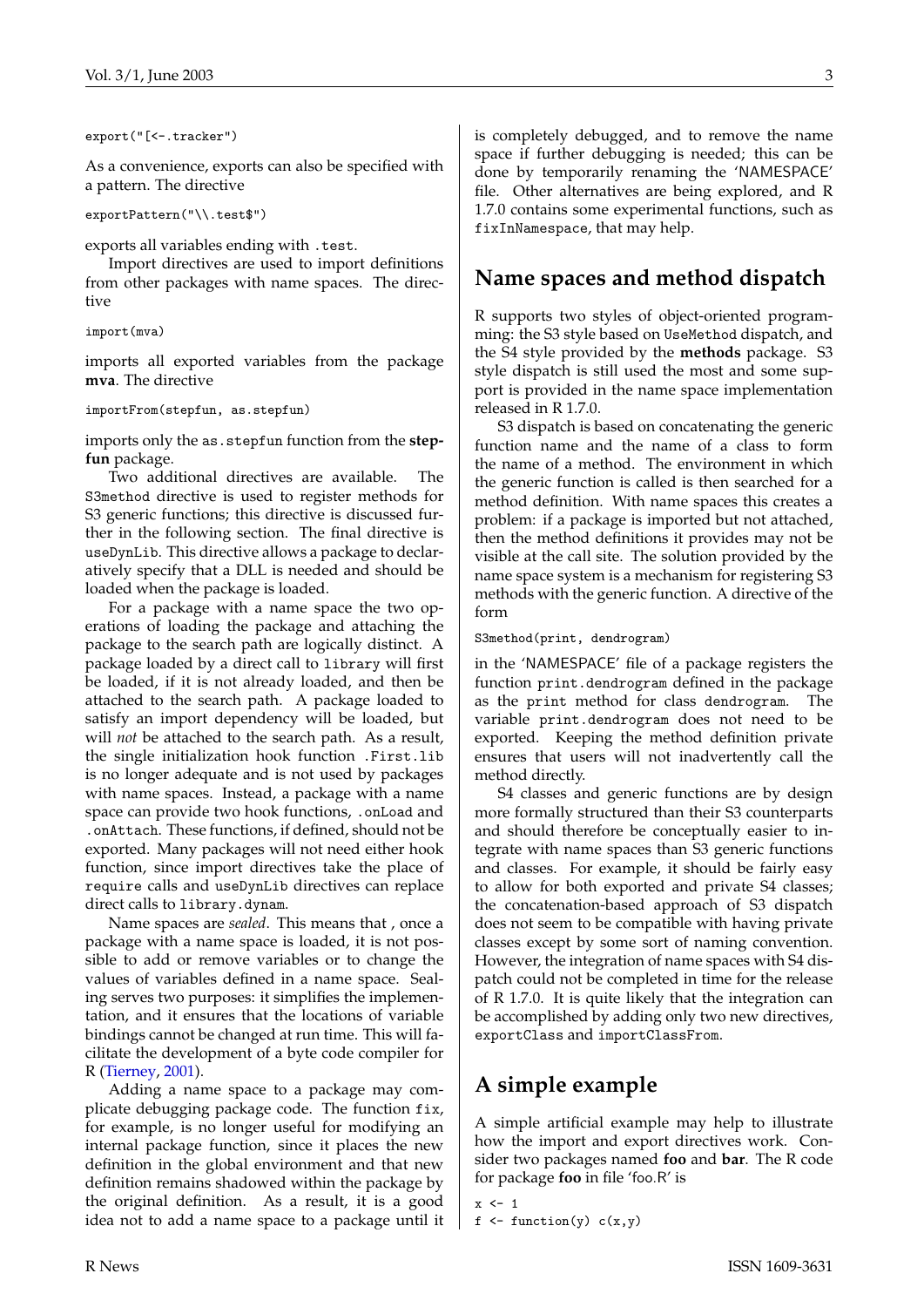```
export("[<-.tracker")
```

As a convenience, exports can also be specified with a pattern. The directive

```
exportPattern("\\.test$")
```

exports all variables ending with `.test`.

Import directives are used to import definitions from other packages with name spaces. The directive

```
import(mva)
```

imports all exported variables from the package **mva**. The directive

```
importFrom(stepfun, as.stepfun)
```

imports only the `as.stepfun` function from the **stepfun** package.

Two additional directives are available. The `S3method` directive is used to register methods for S3 generic functions; this directive is discussed further in the following section. The final directive is `useDynLib`. This directive allows a package to declaratively specify that a DLL is needed and should be loaded when the package is loaded.

For a package with a name space the two operations of loading the package and attaching the package to the search path are logically distinct. A package loaded by a direct call to `library` will first be loaded, if it is not already loaded, and then be attached to the search path. A package loaded to satisfy an import dependency will be loaded, but will *not* be attached to the search path. As a result, the single initialization hook function `.First.lib` is no longer adequate and is not used by packages with name spaces. Instead, a package with a name space can provide two hook functions, `.onLoad` and `.onAttach`. These functions, if defined, should not be exported. Many packages will not need either hook function, since import directives take the place of `require` calls and `useDynLib` directives can replace direct calls to `library.dynam`.

Name spaces are *sealed*. This means that , once a package with a name space is loaded, it is not possible to add or remove variables or to change the values of variables defined in a name space. Sealing serves two purposes: it simplifies the implementation, and it ensures that the locations of variable bindings cannot be changed at run time. This will facilitate the development of a byte code compiler for R (Tierney, 2001).

Adding a name space to a package may complicate debugging package code. The function `fix`, for example, is no longer useful for modifying an internal package function, since it places the new definition in the global environment and that new definition remains shadowed within the package by the original definition. As a result, it is a good idea not to add a name space to a package until it is completely debugged, and to remove the name space if further debugging is needed; this can be done by temporarily renaming the 'NAMESPACE' file. Other alternatives are being explored, and R 1.7.0 contains some experimental functions, such as `fixInNamespace`, that may help.

## Name spaces and method dispatch

R supports two styles of object-oriented programming: the S3 style based on `UseMethod` dispatch, and the S4 style provided by the **methods** package. S3 style dispatch is still used the most and some support is provided in the name space implementation released in R 1.7.0.

S3 dispatch is based on concatenating the generic function name and the name of a class to form the name of a method. The environment in which the generic function is called is then searched for a method definition. With name spaces this creates a problem: if a package is imported but not attached, then the method definitions it provides may not be visible at the call site. The solution provided by the name space system is a mechanism for registering S3 methods with the generic function. A directive of the form

```
S3method(print, dendrogram)
```

in the 'NAMESPACE' file of a package registers the function `print.dendrogram` defined in the package as the `print` method for class `dendrogram`. The variable `print.dendrogram` does not need to be exported. Keeping the method definition private ensures that users will not inadvertently call the method directly.

S4 classes and generic functions are by design more formally structured than their S3 counterparts and should therefore be conceptually easier to integrate with name spaces than S3 generic functions and classes. For example, it should be fairly easy to allow for both exported and private S4 classes; the concatenation-based approach of S3 dispatch does not seem to be compatible with having private classes except by some sort of naming convention. However, the integration of name spaces with S4 dispatch could not be completed in time for the release of R 1.7.0. It is quite likely that the integration can be accomplished by adding only two new directives, `exportClass` and `importClassFrom`.

## A simple example

A simple artificial example may help to illustrate how the import and export directives work. Consider two packages named **foo** and **bar**. The R code for package **foo** in file 'foo.R' is

```
x <- 1
f <- function(y) c(x,y)
```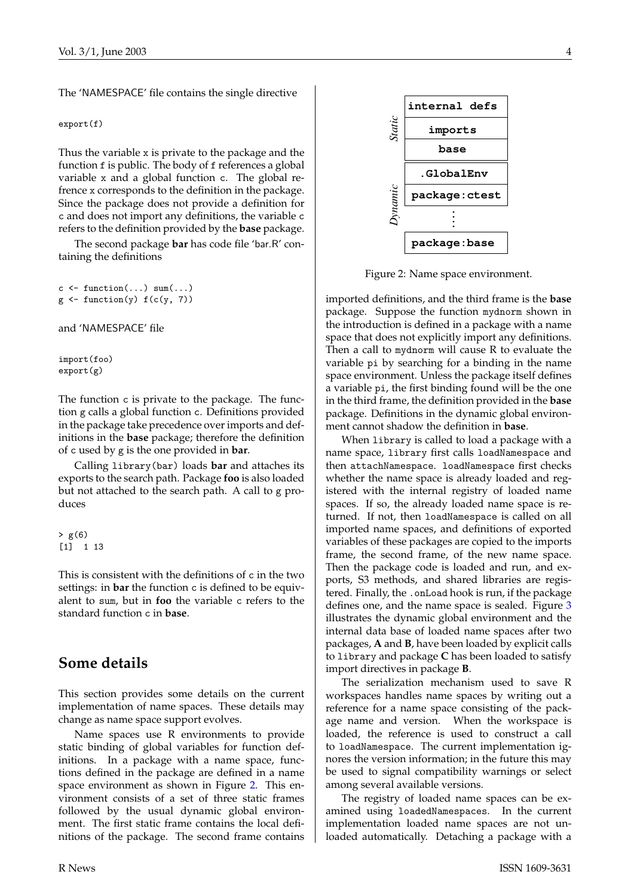The 'NAMESPACE' file contains the single directive

```
export(f)
```

Thus the variable `x` is private to the package and the function `f` is public. The body of `f` references a global variable `x` and a global function `c`. The global refrence `x` corresponds to the definition in the package. Since the package does not provide a definition for `c` and does not import any definitions, the variable `c` refers to the definition provided by the **base** package.

The second package **bar** has code file 'bar.R' containing the definitions

```
c <- function(...) sum(...)
g <- function(y) f(c(y, 7))
```

and 'NAMESPACE' file

```
import(foo)
export(g)
```

The function `c` is private to the package. The function `g` calls a global function `c`. Definitions provided in the package take precedence over imports and definitions in the **base** package; therefore the definition of `c` used by `g` is the one provided in **bar**.

Calling `library(bar)` loads **bar** and attaches its exports to the search path. Package **foo** is also loaded but not attached to the search path. A call to `g` produces

```
> g(6)
[1]  1 13
```

This is consistent with the definitions of `c` in the two settings: in **bar** the function `c` is defined to be equivalent to `sum`, but in **foo** the variable `c` refers to the standard function `c` in **base**.

## Some details

This section provides some details on the current implementation of name spaces. These details may change as name space support evolves.

Name spaces use R environments to provide static binding of global variables for function definitions. In a package with a name space, functions defined in the package are defined in a name space environment as shown in Figure 2. This environment consists of a set of three static frames followed by the usual dynamic global environment. The first static frame contains the local definitions of the package. The second frame contains imported definitions, and the third frame is the **base** package. Suppose the function `mydnorm` shown in the introduction is defined in a package with a name space that does not explicitly import any definitions. Then a call to `mydnorm` will cause R to evaluate the variable `pi` by searching for a binding in the name space environment. Unless the package itself defines a variable `pi`, the first binding found will be the one in the third frame, the definition provided in the **base** package. Definitions in the dynamic global environment cannot shadow the definition in **base**.

```
         +---------------+
         | internal defs |
 Static  | imports       |
         | base          |
         +---------------+
         | .GlobalEnv    |
 Dynamic | package:ctest |
         |      ...      |
         | package:base  |
         +---------------+
```

Figure 2: Name space environment.

When `library` is called to load a package with a name space, `library` first calls `loadNamespace` and then `attachNamespace`. `loadNamespace` first checks whether the name space is already loaded and registered with the internal registry of loaded name spaces. If so, the already loaded name space is returned. If not, then `loadNamespace` is called on all imported name spaces, and definitions of exported variables of these packages are copied to the imports frame, the second frame, of the new name space. Then the package code is loaded and run, and exports, S3 methods, and shared libraries are registered. Finally, the `.onLoad` hook is run, if the package defines one, and the name space is sealed. Figure 3 illustrates the dynamic global environment and the internal data base of loaded name spaces after two packages, **A** and **B**, have been loaded by explicit calls to `library` and package **C** has been loaded to satisfy import directives in package **B**.

The serialization mechanism used to save R workspaces handles name spaces by writing out a reference for a name space consisting of the package name and version. When the workspace is loaded, the reference is used to construct a call to `loadNamespace`. The current implementation ignores the version information; in the future this may be used to signal compatibility warnings or select among several available versions.

The registry of loaded name spaces can be examined using `loadedNamespaces`. In the current implementation loaded name spaces are not unloaded automatically. Detaching a package with a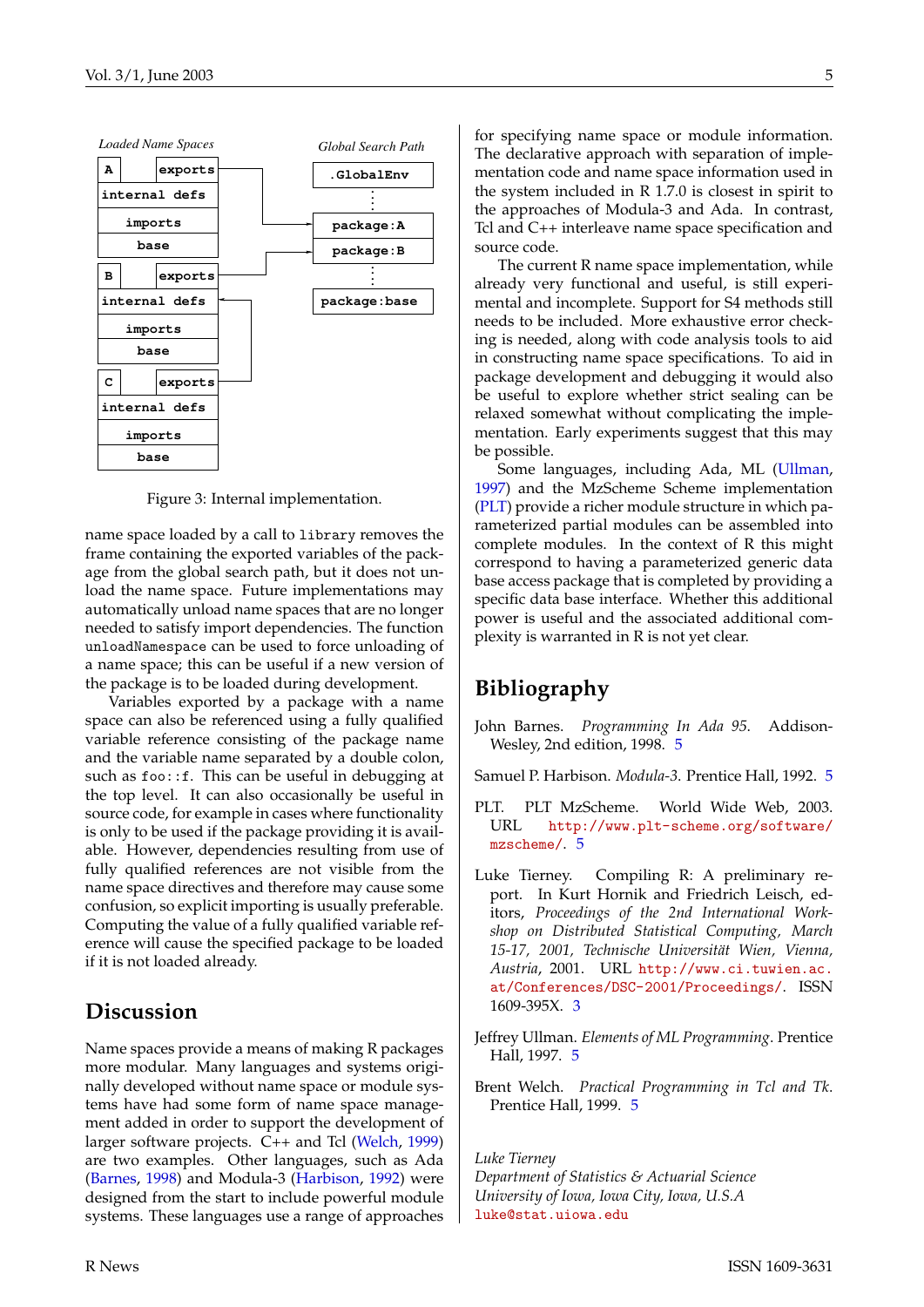Figure 3: Internal implementation.

name space loaded by a call to `library` removes the frame containing the exported variables of the package from the global search path, but it does not unload the name space. Future implementations may automatically unload name spaces that are no longer needed to satisfy import dependencies. The function `unloadNamespace` can be used to force unloading of a name space; this can be useful if a new version of the package is to be loaded during development.

Variables exported by a package with a name space can also be referenced using a fully qualified variable reference consisting of the package name and the variable name separated by a double colon, such as `foo::f`. This can be useful in debugging at the top level. It can also occasionally be useful in source code, for example in cases where functionality is only to be used if the package providing it is available. However, dependencies resulting from use of fully qualified references are not visible from the name space directives and therefore may cause some confusion, so explicit importing is usually preferable. Computing the value of a fully qualified variable reference will cause the specified package to be loaded if it is not loaded already.

## Discussion

Name spaces provide a means of making R packages more modular. Many languages and systems originally developed without name space or module systems have had some form of name space management added in order to support the development of larger software projects. C++ and Tcl (Welch, 1999) are two examples. Other languages, such as Ada (Barnes, 1998) and Modula-3 (Harbison, 1992) were designed from the start to include powerful module systems. These languages use a range of approaches for specifying name space or module information. The declarative approach with separation of implementation code and name space information used in the system included in R 1.7.0 is closest in spirit to the approaches of Modula-3 and Ada. In contrast, Tcl and C++ interleave name space specification and source code.

The current R name space implementation, while already very functional and useful, is still experimental and incomplete. Support for S4 methods still needs to be included. More exhaustive error checking is needed, along with code analysis tools to aid in constructing name space specifications. To aid in package development and debugging it would also be useful to explore whether strict sealing can be relaxed somewhat without complicating the implementation. Early experiments suggest that this may be possible.

Some languages, including Ada, ML (Ullman, 1997) and the MzScheme Scheme implementation (PLT) provide a richer module structure in which parameterized partial modules can be assembled into complete modules. In the context of R this might correspond to having a parameterized generic data base access package that is completed by providing a specific data base interface. Whether this additional power is useful and the associated additional complexity is warranted in R is not yet clear.

## Bibliography

John Barnes. *Programming In Ada 95*. Addison-Wesley, 2nd edition, 1998. 5

Samuel P. Harbison. *Modula-3*. Prentice Hall, 1992. 5

PLT. PLT MzScheme. World Wide Web, 2003. URL http://www.plt-scheme.org/software/mzscheme/. 5

Luke Tierney. Compiling R: A preliminary report. In Kurt Hornik and Friedrich Leisch, editors, *Proceedings of the 2nd International Workshop on Distributed Statistical Computing, March 15-17, 2001, Technische Universität Wien, Vienna, Austria*, 2001. URL http://www.ci.tuwien.ac.at/Conferences/DSC-2001/Proceedings/. ISSN 1609-395X. 3

Jeffrey Ullman. *Elements of ML Programming*. Prentice Hall, 1997. 5

Brent Welch. *Practical Programming in Tcl and Tk*. Prentice Hall, 1999. 5

*Luke Tierney*
*Department of Statistics & Actuarial Science*
*University of Iowa, Iowa City, Iowa, U.S.A*
luke@stat.uiowa.edu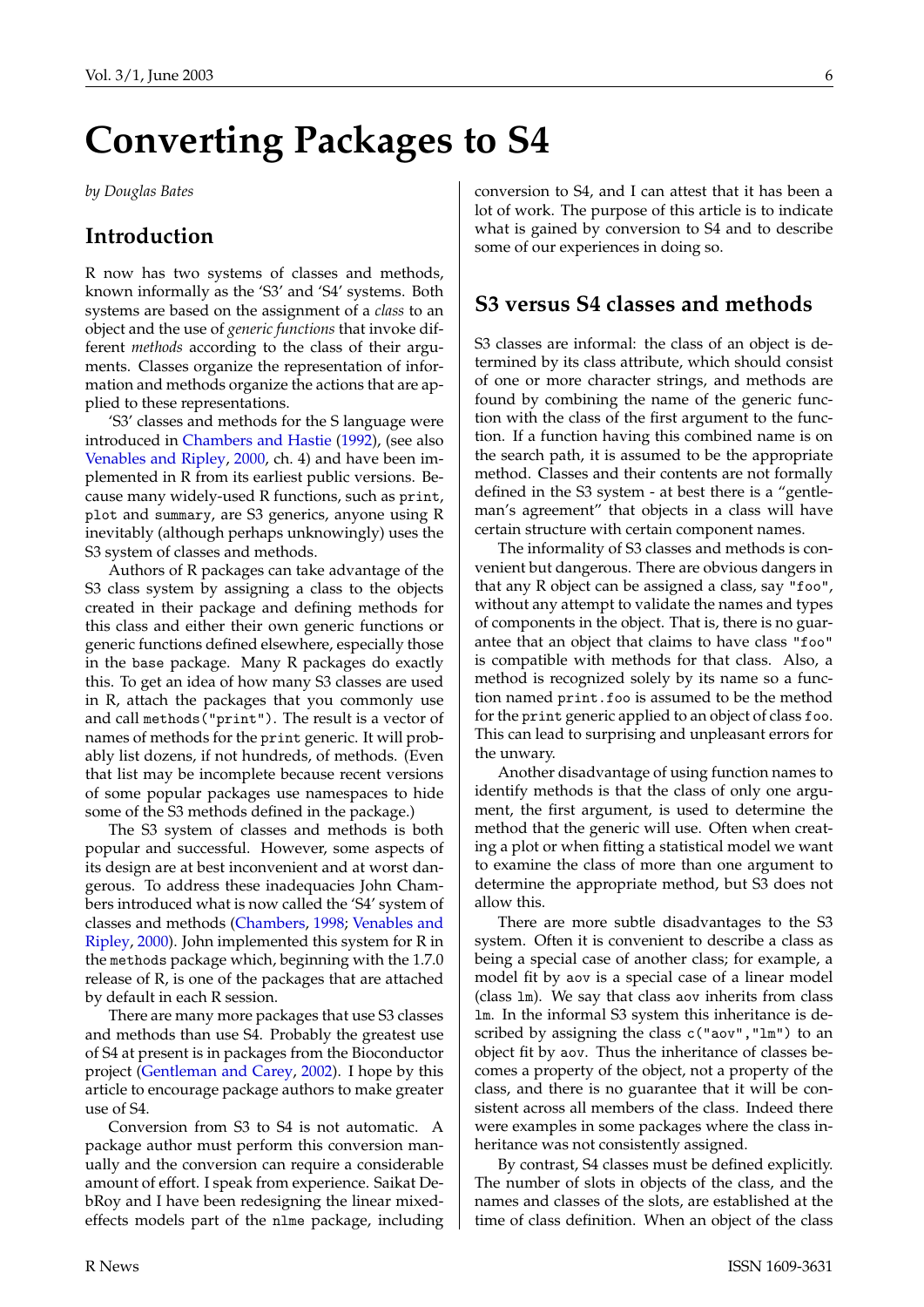# Converting Packages to S4

*by Douglas Bates*

## Introduction

R now has two systems of classes and methods, known informally as the 'S3' and 'S4' systems. Both systems are based on the assignment of a *class* to an object and the use of *generic functions* that invoke different *methods* according to the class of their arguments. Classes organize the representation of information and methods organize the actions that are applied to these representations.

'S3' classes and methods for the S language were introduced in Chambers and Hastie (1992), (see also Venables and Ripley, 2000, ch. 4) and have been implemented in R from its earliest public versions. Because many widely-used R functions, such as `print`, `plot` and `summary`, are S3 generics, anyone using R inevitably (although perhaps unknowingly) uses the S3 system of classes and methods.

Authors of R packages can take advantage of the S3 class system by assigning a class to the objects created in their package and defining methods for this class and either their own generic functions or generic functions defined elsewhere, especially those in the `base` package. Many R packages do exactly this. To get an idea of how many S3 classes are used in R, attach the packages that you commonly use and call `methods("print")`. The result is a vector of names of methods for the `print` generic. It will probably list dozens, if not hundreds, of methods. (Even that list may be incomplete because recent versions of some popular packages use namespaces to hide some of the S3 methods defined in the package.)

The S3 system of classes and methods is both popular and successful. However, some aspects of its design are at best inconvenient and at worst dangerous. To address these inadequacies John Chambers introduced what is now called the 'S4' system of classes and methods (Chambers, 1998; Venables and Ripley, 2000). John implemented this system for R in the `methods` package which, beginning with the 1.7.0 release of R, is one of the packages that are attached by default in each R session.

There are many more packages that use S3 classes and methods than use S4. Probably the greatest use of S4 at present is in packages from the Bioconductor project (Gentleman and Carey, 2002). I hope by this article to encourage package authors to make greater use of S4.

Conversion from S3 to S4 is not automatic. A package author must perform this conversion manually and the conversion can require a considerable amount of effort. I speak from experience. Saikat DebRoy and I have been redesigning the linear mixed-effects models part of the `nlme` package, including conversion to S4, and I can attest that it has been a lot of work. The purpose of this article is to indicate what is gained by conversion to S4 and to describe some of our experiences in doing so.

## S3 versus S4 classes and methods

S3 classes are informal: the class of an object is determined by its class attribute, which should consist of one or more character strings, and methods are found by combining the name of the generic function with the class of the first argument to the function. If a function having this combined name is on the search path, it is assumed to be the appropriate method. Classes and their contents are not formally defined in the S3 system - at best there is a "gentleman's agreement" that objects in a class will have certain structure with certain component names.

The informality of S3 classes and methods is convenient but dangerous. There are obvious dangers in that any R object can be assigned a class, say `"foo"`, without any attempt to validate the names and types of components in the object. That is, there is no guarantee that an object that claims to have class `"foo"` is compatible with methods for that class. Also, a method is recognized solely by its name so a function named `print.foo` is assumed to be the method for the `print` generic applied to an object of class `foo`. This can lead to surprising and unpleasant errors for the unwary.

Another disadvantage of using function names to identify methods is that the class of only one argument, the first argument, is used to determine the method that the generic will use. Often when creating a plot or when fitting a statistical model we want to examine the class of more than one argument to determine the appropriate method, but S3 does not allow this.

There are more subtle disadvantages to the S3 system. Often it is convenient to describe a class as being a special case of another class; for example, a model fit by `aov` is a special case of a linear model (class `lm`). We say that class `aov` inherits from class `lm`. In the informal S3 system this inheritance is described by assigning the class `c("aov","lm")` to an object fit by `aov`. Thus the inheritance of classes becomes a property of the object, not a property of the class, and there is no guarantee that it will be consistent across all members of the class. Indeed there were examples in some packages where the class inheritance was not consistently assigned.

By contrast, S4 classes must be defined explicitly. The number of slots in objects of the class, and the names and classes of the slots, are established at the time of class definition. When an object of the class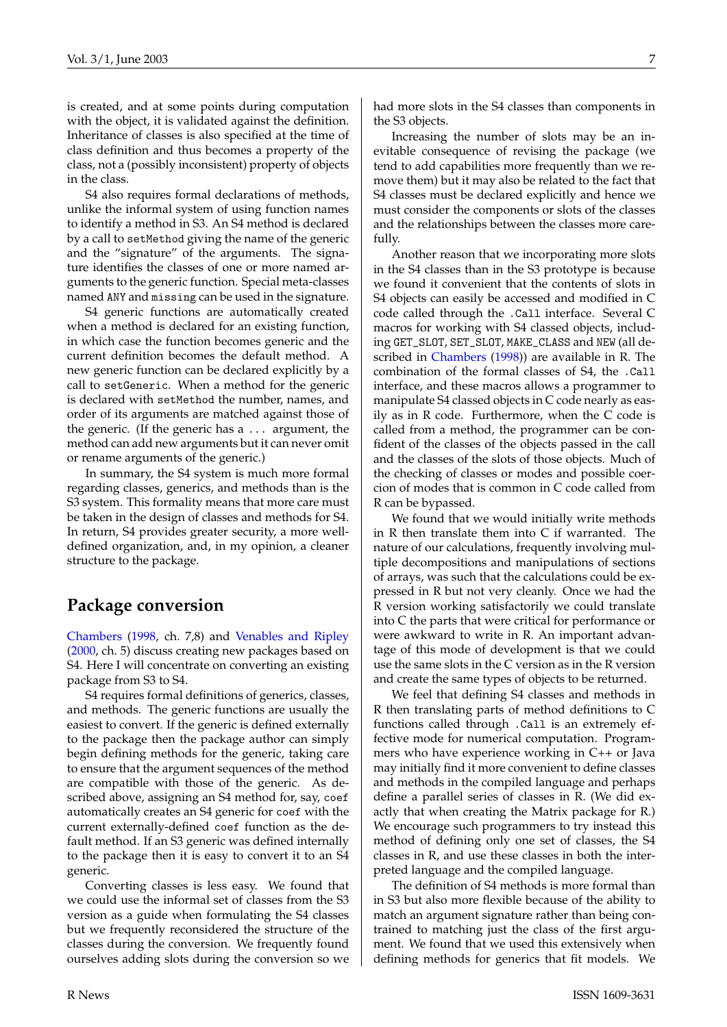is created, and at some points during computation with the object, it is validated against the definition. Inheritance of classes is also specified at the time of class definition and thus becomes a property of the class, not a (possibly inconsistent) property of objects in the class.

S4 also requires formal declarations of methods, unlike the informal system of using function names to identify a method in S3. An S4 method is declared by a call to `setMethod` giving the name of the generic and the "signature" of the arguments. The signature identifies the classes of one or more named arguments to the generic function. Special meta-classes named `ANY` and `missing` can be used in the signature.

S4 generic functions are automatically created when a method is declared for an existing function, in which case the function becomes generic and the current definition becomes the default method. A new generic function can be declared explicitly by a call to `setGeneric`. When a method for the generic is declared with `setMethod` the number, names, and order of its arguments are matched against those of the generic. (If the generic has a `...` argument, the method can add new arguments but it can never omit or rename arguments of the generic.)

In summary, the S4 system is much more formal regarding classes, generics, and methods than is the S3 system. This formality means that more care must be taken in the design of classes and methods for S4. In return, S4 provides greater security, a more well-defined organization, and, in my opinion, a cleaner structure to the package.

## Package conversion

Chambers (1998, ch. 7,8) and Venables and Ripley (2000, ch. 5) discuss creating new packages based on S4. Here I will concentrate on converting an existing package from S3 to S4.

S4 requires formal definitions of generics, classes, and methods. The generic functions are usually the easiest to convert. If the generic is defined externally to the package then the package author can simply begin defining methods for the generic, taking care to ensure that the argument sequences of the method are compatible with those of the generic. As described above, assigning an S4 method for, say, `coef` automatically creates an S4 generic for `coef` with the current externally-defined `coef` function as the default method. If an S3 generic was defined internally to the package then it is easy to convert it to an S4 generic.

Converting classes is less easy. We found that we could use the informal set of classes from the S3 version as a guide when formulating the S4 classes but we frequently reconsidered the structure of the classes during the conversion. We frequently found ourselves adding slots during the conversion so we had more slots in the S4 classes than components in the S3 objects.

Increasing the number of slots may be an inevitable consequence of revising the package (we tend to add capabilities more frequently than we remove them) but it may also be related to the fact that S4 classes must be declared explicitly and hence we must consider the components or slots of the classes and the relationships between the classes more carefully.

Another reason that we incorporating more slots in the S4 classes than in the S3 prototype is because we found it convenient that the contents of slots in S4 objects can easily be accessed and modified in C code called through the `.Call` interface. Several C macros for working with S4 classed objects, including `GET_SLOT`, `SET_SLOT`, `MAKE_CLASS` and `NEW` (all described in Chambers (1998)) are available in R. The combination of the formal classes of S4, the `.Call` interface, and these macros allows a programmer to manipulate S4 classed objects in C code nearly as easily as in R code. Furthermore, when the C code is called from a method, the programmer can be confident of the classes of the objects passed in the call and the classes of the slots of those objects. Much of the checking of classes or modes and possible coercion of modes that is common in C code called from R can be bypassed.

We found that we would initially write methods in R then translate them into C if warranted. The nature of our calculations, frequently involving multiple decompositions and manipulations of sections of arrays, was such that the calculations could be expressed in R but not very cleanly. Once we had the R version working satisfactorily we could translate into C the parts that were critical for performance or were awkward to write in R. An important advantage of this mode of development is that we could use the same slots in the C version as in the R version and create the same types of objects to be returned.

We feel that defining S4 classes and methods in R then translating parts of method definitions to C functions called through `.Call` is an extremely effective mode for numerical computation. Programmers who have experience working in C++ or Java may initially find it more convenient to define classes and methods in the compiled language and perhaps define a parallel series of classes in R. (We did exactly that when creating the Matrix package for R.) We encourage such programmers to try instead this method of defining only one set of classes, the S4 classes in R, and use these classes in both the interpreted language and the compiled language.

The definition of S4 methods is more formal than in S3 but also more flexible because of the ability to match an argument signature rather than being contrained to matching just the class of the first argument. We found that we used this extensively when defining methods for generics that fit models. We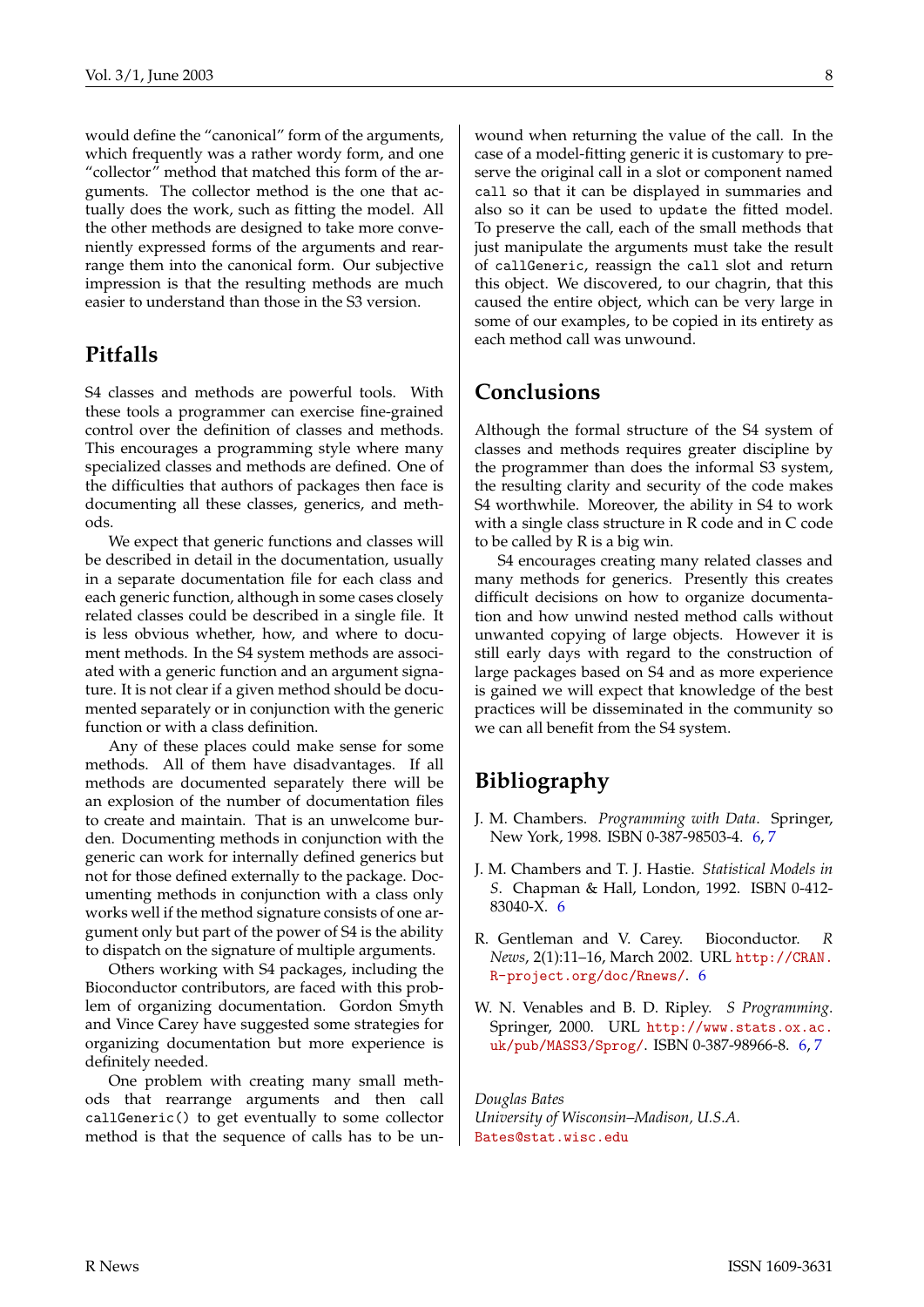would define the "canonical" form of the arguments, which frequently was a rather wordy form, and one "collector" method that matched this form of the arguments. The collector method is the one that actually does the work, such as fitting the model. All the other methods are designed to take more conveniently expressed forms of the arguments and rearrange them into the canonical form. Our subjective impression is that the resulting methods are much easier to understand than those in the S3 version.

## Pitfalls

S4 classes and methods are powerful tools. With these tools a programmer can exercise fine-grained control over the definition of classes and methods. This encourages a programming style where many specialized classes and methods are defined. One of the difficulties that authors of packages then face is documenting all these classes, generics, and methods.

We expect that generic functions and classes will be described in detail in the documentation, usually in a separate documentation file for each class and each generic function, although in some cases closely related classes could be described in a single file. It is less obvious whether, how, and where to document methods. In the S4 system methods are associated with a generic function and an argument signature. It is not clear if a given method should be documented separately or in conjunction with the generic function or with a class definition.

Any of these places could make sense for some methods. All of them have disadvantages. If all methods are documented separately there will be an explosion of the number of documentation files to create and maintain. That is an unwelcome burden. Documenting methods in conjunction with the generic can work for internally defined generics but not for those defined externally to the package. Documenting methods in conjunction with a class only works well if the method signature consists of one argument only but part of the power of S4 is the ability to dispatch on the signature of multiple arguments.

Others working with S4 packages, including the Bioconductor contributors, are faced with this problem of organizing documentation. Gordon Smyth and Vince Carey have suggested some strategies for organizing documentation but more experience is definitely needed.

One problem with creating many small methods that rearrange arguments and then call `callGeneric()` to get eventually to some collector method is that the sequence of calls has to be unwound when returning the value of the call. In the case of a model-fitting generic it is customary to preserve the original call in a slot or component named `call` so that it can be displayed in summaries and also so it can be used to `update` the fitted model. To preserve the call, each of the small methods that just manipulate the arguments must take the result of `callGeneric`, reassign the `call` slot and return this object. We discovered, to our chagrin, that this caused the entire object, which can be very large in some of our examples, to be copied in its entirety as each method call was unwound.

## Conclusions

Although the formal structure of the S4 system of classes and methods requires greater discipline by the programmer than does the informal S3 system, the resulting clarity and security of the code makes S4 worthwhile. Moreover, the ability in S4 to work with a single class structure in R code and in C code to be called by R is a big win.

S4 encourages creating many related classes and many methods for generics. Presently this creates difficult decisions on how to organize documentation and how unwind nested method calls without unwanted copying of large objects. However it is still early days with regard to the construction of large packages based on S4 and as more experience is gained we will expect that knowledge of the best practices will be disseminated in the community so we can all benefit from the S4 system.

## Bibliography

J. M. Chambers. *Programming with Data*. Springer, New York, 1998. ISBN 0-387-98503-4. 6, 7

J. M. Chambers and T. J. Hastie. *Statistical Models in S*. Chapman & Hall, London, 1992. ISBN 0-412-83040-X. 6

R. Gentleman and V. Carey. Bioconductor. *R News*, 2(1):11–16, March 2002. URL http://CRAN.R-project.org/doc/Rnews/. 6

W. N. Venables and B. D. Ripley. *S Programming*. Springer, 2000. URL http://www.stats.ox.ac.uk/pub/MASS3/Sprog/. ISBN 0-387-98966-8. 6, 7

*Douglas Bates*
*University of Wisconsin–Madison, U.S.A.*
Bates@stat.wisc.edu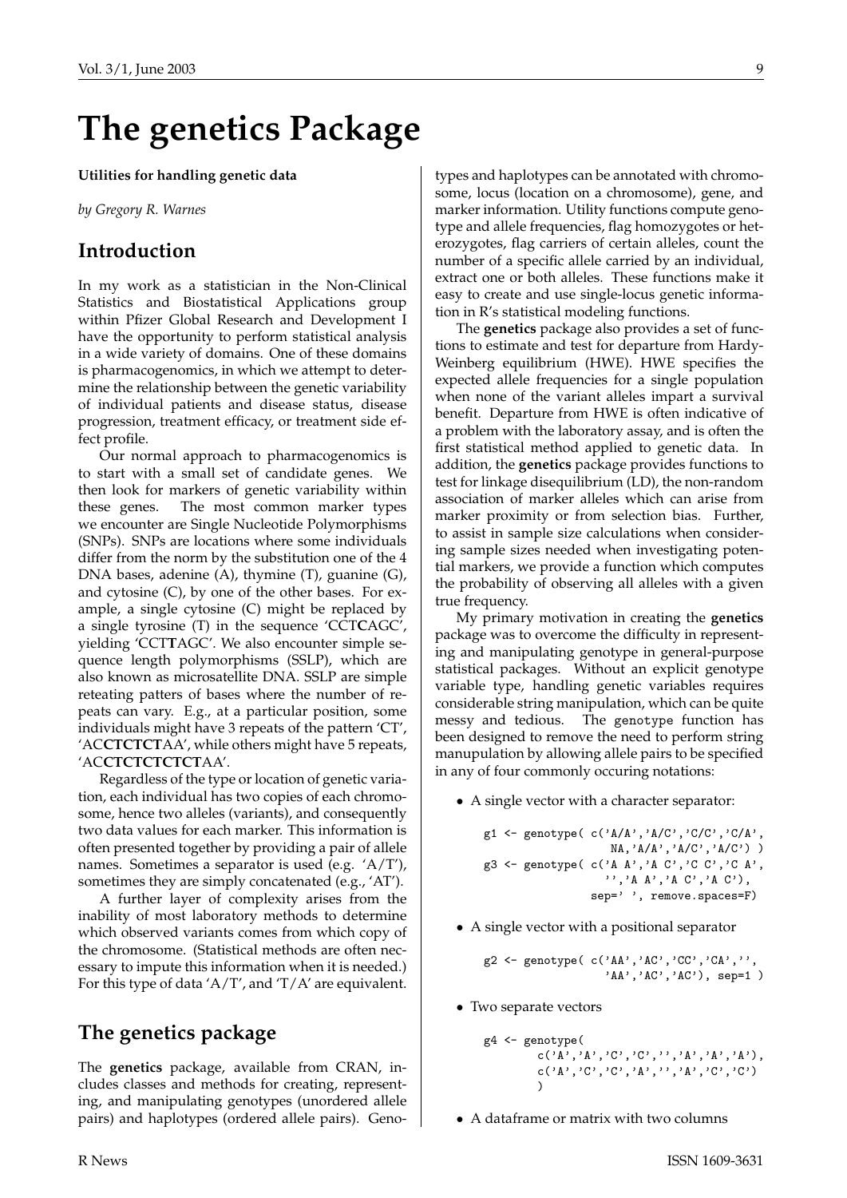# The genetics Package

**Utilities for handling genetic data**

*by Gregory R. Warnes*

## Introduction

In my work as a statistician in the Non-Clinical Statistics and Biostatistical Applications group within Pfizer Global Research and Development I have the opportunity to perform statistical analysis in a wide variety of domains. One of these domains is pharmacogenomics, in which we attempt to determine the relationship between the genetic variability of individual patients and disease status, disease progression, treatment efficacy, or treatment side effect profile.

Our normal approach to pharmacogenomics is to start with a small set of candidate genes. We then look for markers of genetic variability within these genes. The most common marker types we encounter are Single Nucleotide Polymorphisms (SNPs). SNPs are locations where some individuals differ from the norm by the substitution one of the 4 DNA bases, adenine (A), thymine (T), guanine (G), and cytosine (C), by one of the other bases. For example, a single cytosine (C) might be replaced by a single tyrosine (T) in the sequence 'CCT**C**AGC', yielding 'CCT**T**AGC'. We also encounter simple sequence length polymorphisms (SSLP), which are also known as microsatellite DNA. SSLP are simple reteating patters of bases where the number of repeats can vary. E.g., at a particular position, some individuals might have 3 repeats of the pattern 'CT', 'AC**CTCTCT**AA', while others might have 5 repeats, 'AC**CTCTCTCTCT**AA'.

Regardless of the type or location of genetic variation, each individual has two copies of each chromosome, hence two alleles (variants), and consequently two data values for each marker. This information is often presented together by providing a pair of allele names. Sometimes a separator is used (e.g. 'A/T'), sometimes they are simply concatenated (e.g., 'AT').

A further layer of complexity arises from the inability of most laboratory methods to determine which observed variants comes from which copy of the chromosome. (Statistical methods are often necessary to impute this information when it is needed.) For this type of data 'A/T', and 'T/A' are equivalent.

## The genetics package

The **genetics** package, available from CRAN, includes classes and methods for creating, representing, and manipulating genotypes (unordered allele pairs) and haplotypes (ordered allele pairs). Genotypes and haplotypes can be annotated with chromosome, locus (location on a chromosome), gene, and marker information. Utility functions compute genotype and allele frequencies, flag homozygotes or heterozygotes, flag carriers of certain alleles, count the number of a specific allele carried by an individual, extract one or both alleles. These functions make it easy to create and use single-locus genetic information in R's statistical modeling functions.

The **genetics** package also provides a set of functions to estimate and test for departure from Hardy-Weinberg equilibrium (HWE). HWE specifies the expected allele frequencies for a single population when none of the variant alleles impart a survival benefit. Departure from HWE is often indicative of a problem with the laboratory assay, and is often the first statistical method applied to genetic data. In addition, the **genetics** package provides functions to test for linkage disequilibrium (LD), the non-random association of marker alleles which can arise from marker proximity or from selection bias. Further, to assist in sample size calculations when considering sample sizes needed when investigating potential markers, we provide a function which computes the probability of observing all alleles with a given true frequency.

My primary motivation in creating the **genetics** package was to overcome the difficulty in representing and manipulating genotype in general-purpose statistical packages. Without an explicit genotype variable type, handling genetic variables requires considerable string manipulation, which can be quite messy and tedious. The `genotype` function has been designed to remove the need to perform string manupulation by allowing allele pairs to be specified in any of four commonly occuring notations:

- A single vector with a character separator:

```
g1 <- genotype( c('A/A','A/C','C/C','C/A',
                  NA,'A/A','A/C','A/C') )
g3 <- genotype( c('A A','A C','C C','C A',
                  '','A A','A C','A C'),
                sep=' ', remove.spaces=F)
```

- A single vector with a positional separator

```
g2 <- genotype( c('AA','AC','CC','CA','',
                  'AA','AC','AC'), sep=1 )
```

- Two separate vectors

```
g4 <- genotype(
        c('A','A','C','C','','A','A','A'),
        c('A','C','C','A','','A','C','C')
        )
```

- A dataframe or matrix with two columns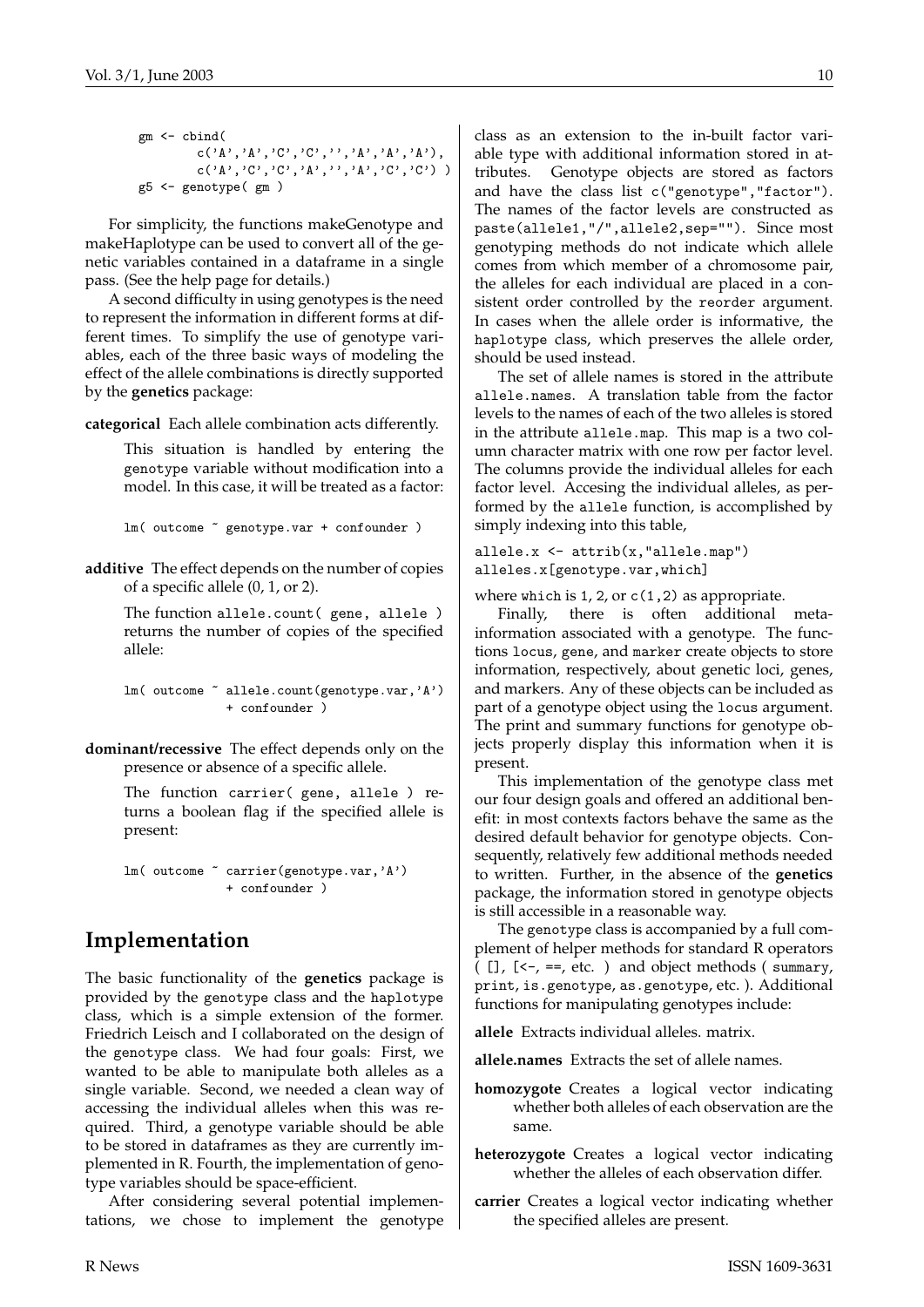```
gm <- cbind(
        c('A','A','C','C','','A','A','A'),
        c('A','C','C','A','','A','C','C') )
g5 <- genotype( gm )
```

For simplicity, the functions makeGenotype and makeHaplotype can be used to convert all of the genetic variables contained in a dataframe in a single pass. (See the help page for details.)

A second difficulty in using genotypes is the need to represent the information in different forms at different times. To simplify the use of genotype variables, each of the three basic ways of modeling the effect of the allele combinations is directly supported by the **genetics** package:

**categorical** Each allele combination acts differently.

This situation is handled by entering the `genotype` variable without modification into a model. In this case, it will be treated as a factor:

```
lm( outcome ~ genotype.var + confounder )
```

**additive** The effect depends on the number of copies of a specific allele (0, 1, or 2).

The function `allele.count( gene, allele )` returns the number of copies of the specified allele:

```
lm( outcome ~ allele.count(genotype.var,'A')
            + confounder )
```

**dominant/recessive** The effect depends only on the presence or absence of a specific allele.

The function `carrier( gene, allele )` returns a boolean flag if the specified allele is present:

```
lm( outcome ~ carrier(genotype.var,'A')
            + confounder )
```

## Implementation

The basic functionality of the **genetics** package is provided by the `genotype` class and the `haplotype` class, which is a simple extension of the former. Friedrich Leisch and I collaborated on the design of the `genotype` class. We had four goals: First, we wanted to be able to manipulate both alleles as a single variable. Second, we needed a clean way of accessing the individual alleles when this was required. Third, a genotype variable should be able to be stored in dataframes as they are currently implemented in R. Fourth, the implementation of genotype variables should be space-efficient.

After considering several potential implementations, we chose to implement the genotype class as an extension to the in-built factor variable type with additional information stored in attributes. Genotype objects are stored as factors and have the class list `c("genotype","factor")`. The names of the factor levels are constructed as `paste(allele1,"/",allele2,sep="")`. Since most genotyping methods do not indicate which allele comes from which member of a chromosome pair, the alleles for each individual are placed in a consistent order controlled by the `reorder` argument. In cases when the allele order is informative, the `haplotype` class, which preserves the allele order, should be used instead.

The set of allele names is stored in the attribute `allele.names`. A translation table from the factor levels to the names of each of the two alleles is stored in the attribute `allele.map`. This map is a two column character matrix with one row per factor level. The columns provide the individual alleles for each factor level. Accesing the individual alleles, as performed by the `allele` function, is accomplished by simply indexing into this table,

```
allele.x <- attrib(x,"allele.map")
alleles.x[genotype.var,which]
```

where `which` is `1`, `2`, or `c(1,2)` as appropriate.

Finally, there is often additional meta-information associated with a genotype. The functions `locus`, `gene`, and `marker` create objects to store information, respectively, about genetic loci, genes, and markers. Any of these objects can be included as part of a genotype object using the `locus` argument. The print and summary functions for genotype objects properly display this information when it is present.

This implementation of the genotype class met our four design goals and offered an additional benefit: in most contexts factors behave the same as the desired default behavior for genotype objects. Consequently, relatively few additional methods needed to written. Further, in the absence of the **genetics** package, the information stored in genotype objects is still accessible in a reasonable way.

The `genotype` class is accompanied by a full complement of helper methods for standard R operators ( `[]`, `[<-`, `==`, etc. ) and object methods ( `summary`, `print`, `is.genotype`, `as.genotype`, etc. ). Additional functions for manipulating genotypes include:

**allele** Extracts individual alleles. matrix.

**allele.names** Extracts the set of allele names.

**homozygote** Creates a logical vector indicating whether both alleles of each observation are the same.

**heterozygote** Creates a logical vector indicating whether the alleles of each observation differ.

**carrier** Creates a logical vector indicating whether the specified alleles are present.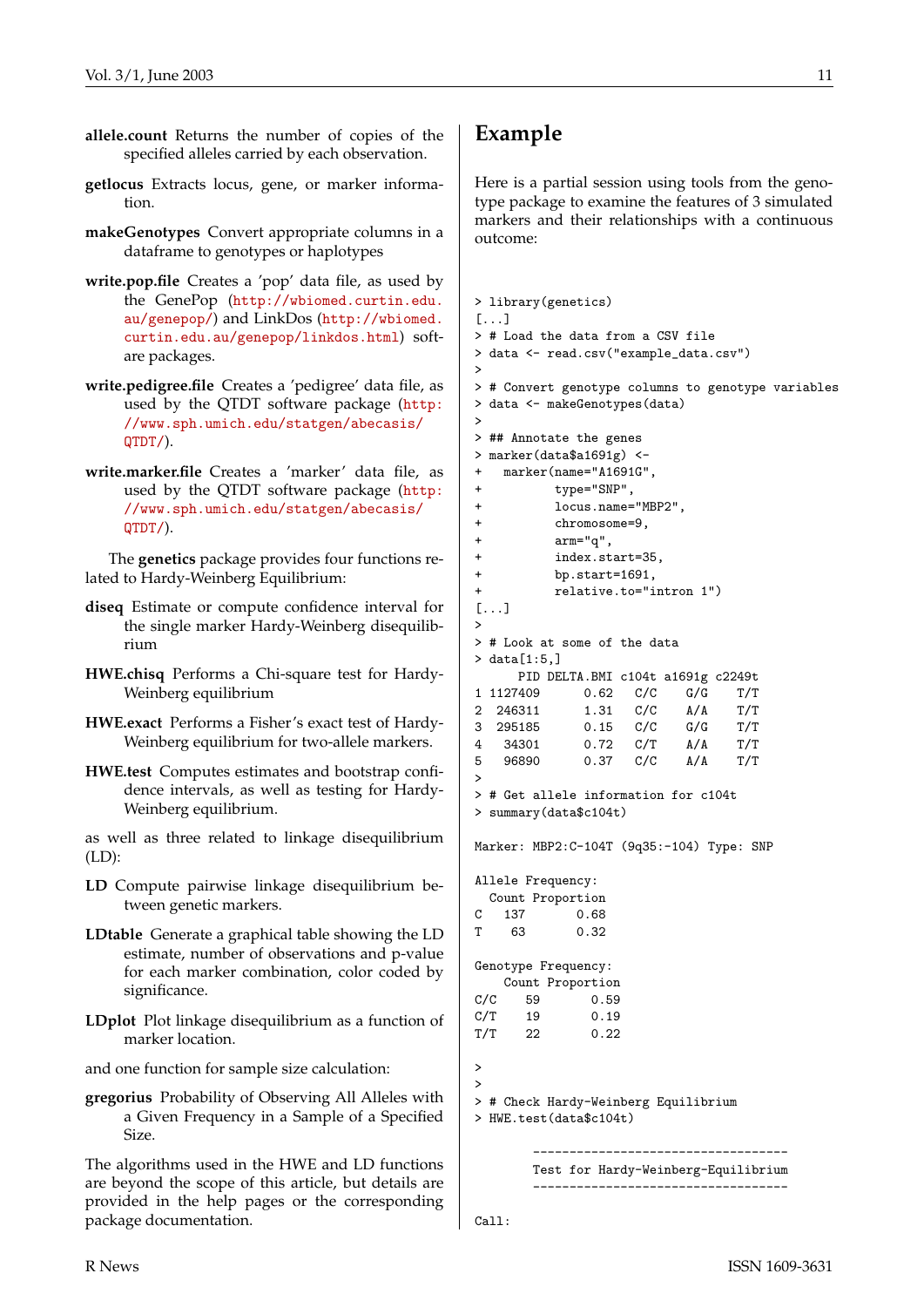**allele.count** Returns the number of copies of the specified alleles carried by each observation.

**getlocus** Extracts locus, gene, or marker information.

**makeGenotypes** Convert appropriate columns in a dataframe to genotypes or haplotypes

**write.pop.file** Creates a 'pop' data file, as used by the GenePop (http://wbiomed.curtin.edu.au/genepop/) and LinkDos (http://wbiomed.curtin.edu.au/genepop/linkdos.html) software packages.

**write.pedigree.file** Creates a 'pedigree' data file, as used by the QTDT software package (http://www.sph.umich.edu/statgen/abecasis/QTDT/).

**write.marker.file** Creates a 'marker' data file, as used by the QTDT software package (http://www.sph.umich.edu/statgen/abecasis/QTDT/).

The **genetics** package provides four functions related to Hardy-Weinberg Equilibrium:

**diseq** Estimate or compute confidence interval for the single marker Hardy-Weinberg disequilibrium

**HWE.chisq** Performs a Chi-square test for Hardy-Weinberg equilibrium

**HWE.exact** Performs a Fisher's exact test of Hardy-Weinberg equilibrium for two-allele markers.

**HWE.test** Computes estimates and bootstrap confidence intervals, as well as testing for Hardy-Weinberg equilibrium.

as well as three related to linkage disequilibrium (LD):

**LD** Compute pairwise linkage disequilibrium between genetic markers.

**LDtable** Generate a graphical table showing the LD estimate, number of observations and p-value for each marker combination, color coded by significance.

**LDplot** Plot linkage disequilibrium as a function of marker location.

and one function for sample size calculation:

**gregorius** Probability of Observing All Alleles with a Given Frequency in a Sample of a Specified Size.

The algorithms used in the HWE and LD functions are beyond the scope of this article, but details are provided in the help pages or the corresponding package documentation.

## Example

Here is a partial session using tools from the genotype package to examine the features of 3 simulated markers and their relationships with a continuous outcome:

```
> library(genetics)
[...]
> # Load the data from a CSV file
> data <- read.csv("example_data.csv")
>
> # Convert genotype columns to genotype variables
> data <- makeGenotypes(data)
>
> ## Annotate the genes
> marker(data$a1691g) <-
+   marker(name="A1691G",
+          type="SNP",
+          locus.name="MBP2",
+          chromosome=9,
+          arm="q",
+          index.start=35,
+          bp.start=1691,
+          relative.to="intron 1")
[...]
>
> # Look at some of the data
> data[1:5,]
      PID DELTA.BMI c104t a1691g c2249t
1 1127409      0.62   C/C    G/G    T/T
2  246311      1.31   C/C    A/A    T/T
3  295185      0.15   C/C    G/G    T/T
4   34301      0.72   C/T    A/A    T/T
5   96890      0.37   C/C    A/A    T/T
>
> # Get allele information for c104t
> summary(data$c104t)

Marker: MBP2:C-104T (9q35:-104) Type: SNP

Allele Frequency:
  Count Proportion
C   137       0.68
T    63       0.32

Genotype Frequency:
    Count Proportion
C/C    59       0.59
C/T    19       0.19
T/T    22       0.22

>
>
> # Check Hardy-Weinberg Equilibrium
> HWE.test(data$c104t)

        -----------------------------------
        Test for Hardy-Weinberg-Equilibrium
        -----------------------------------

Call:
```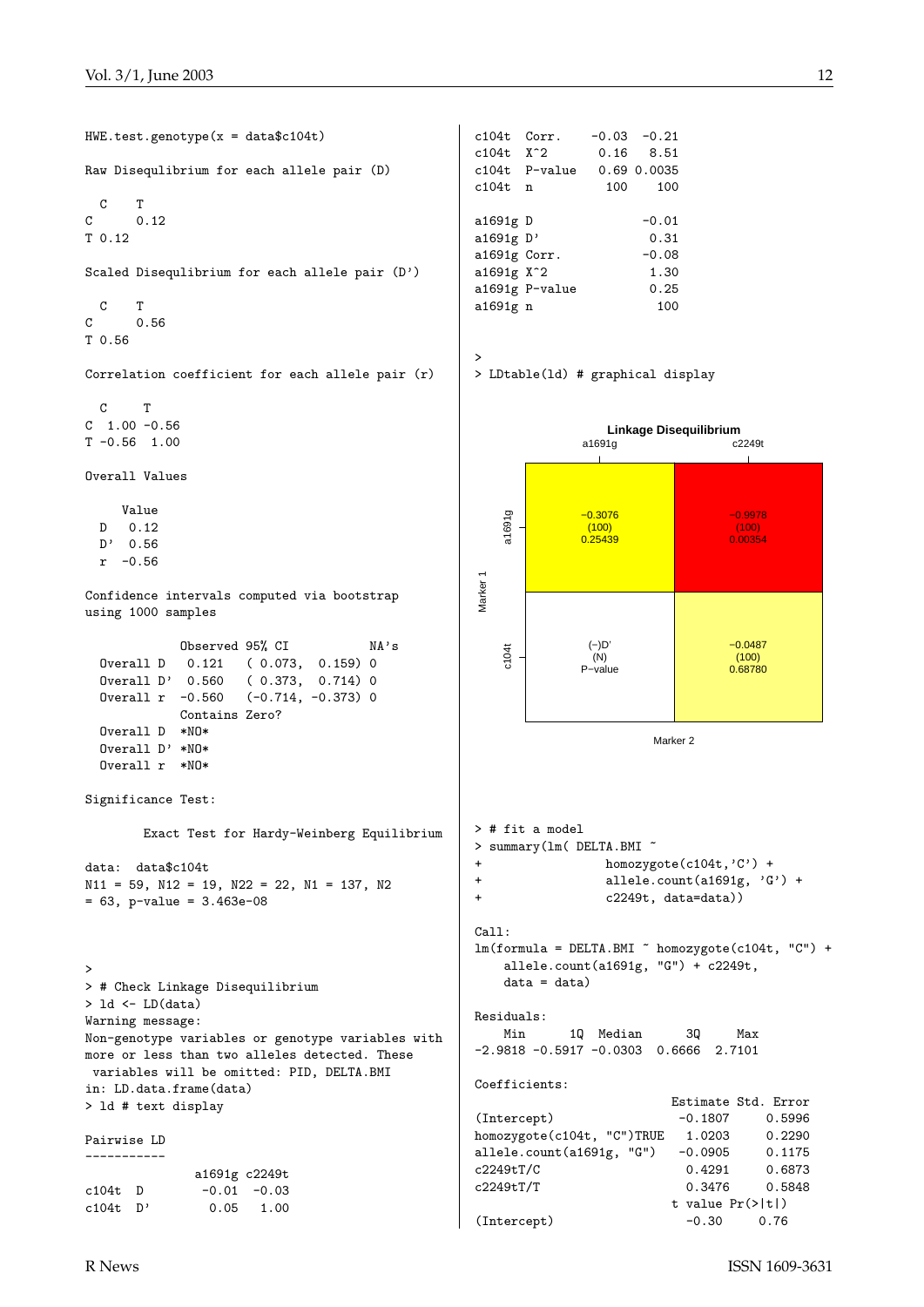```
HWE.test.genotype(x = data$c104t)

Raw Disequlibrium for each allele pair (D)

  C    T
C      0.12
T 0.12

Scaled Disequlibrium for each allele pair (D')

  C    T
C      0.56
T 0.56

Correlation coefficient for each allele pair (r)

  C     T
C  1.00 -0.56
T -0.56  1.00

Overall Values

     Value
  D   0.12
  D'  0.56
  r  -0.56

Confidence intervals computed via bootstrap
using 1000 samples

            Observed 95% CI           NA's
  Overall D   0.121   ( 0.073,  0.159) 0
  Overall D'  0.560   ( 0.373,  0.714) 0
  Overall r  -0.560   (-0.714, -0.373) 0
            Contains Zero?
  Overall D  *NO*
  Overall D' *NO*
  Overall r  *NO*

Significance Test:

        Exact Test for Hardy-Weinberg Equilibrium

data:  data$c104t
N11 = 59, N12 = 19, N22 = 22, N1 = 137, N2
= 63, p-value = 3.463e-08



>
> # Check Linkage Disequilibrium
> ld <- LD(data)
Warning message:
Non-genotype variables or genotype variables with
 more or less than two alleles detected. These
 variables will be omitted: PID, DELTA.BMI
in: LD.data.frame(data)
> ld # text display

Pairwise LD
-----------
               a1691g c2249t
c104t  D        -0.01  -0.03
c104t  D'        0.05   1.00
c104t  Corr.    -0.03  -0.21
c104t  X^2       0.16   8.51
c104t  P-value   0.69 0.0035
c104t  n          100    100

a1691g D              -0.01
a1691g D'              0.31
a1691g Corr.          -0.08
a1691g X^2             1.30
a1691g P-value         0.25
a1691g n                100


>
> LDtable(ld) # graphical display
```

**Linkage Disequilibrium**

| Marker 1 \ Marker 2 | a1691g | c2249t |
|---|---|---|
| a1691g | −0.3076 (100) 0.25439 | −0.9978 (100) 0.00354 |
| c104t | (−)D' (N) P−value | −0.0487 (100) 0.68780 |

```
> # fit a model
> summary(lm( DELTA.BMI ~
+              homozygote(c104t,'C') +
+              allele.count(a1691g, 'G') +
+              c2249t, data=data))

Call:
lm(formula = DELTA.BMI ~ homozygote(c104t, "C") +
    allele.count(a1691g, "G") + c2249t,
    data = data)

Residuals:
    Min      1Q  Median      3Q     Max
-2.9818 -0.5917 -0.0303  0.6666  2.7101

Coefficients:
                           Estimate Std. Error
(Intercept)                 -0.1807     0.5996
homozygote(c104t, "C")TRUE   1.0203     0.2290
allele.count(a1691g, "G")   -0.0905     0.1175
c2249tT/C                    0.4291     0.6873
c2249tT/T                    0.3476     0.5848
                           t value Pr(>|t|)
(Intercept)                  -0.30     0.76
```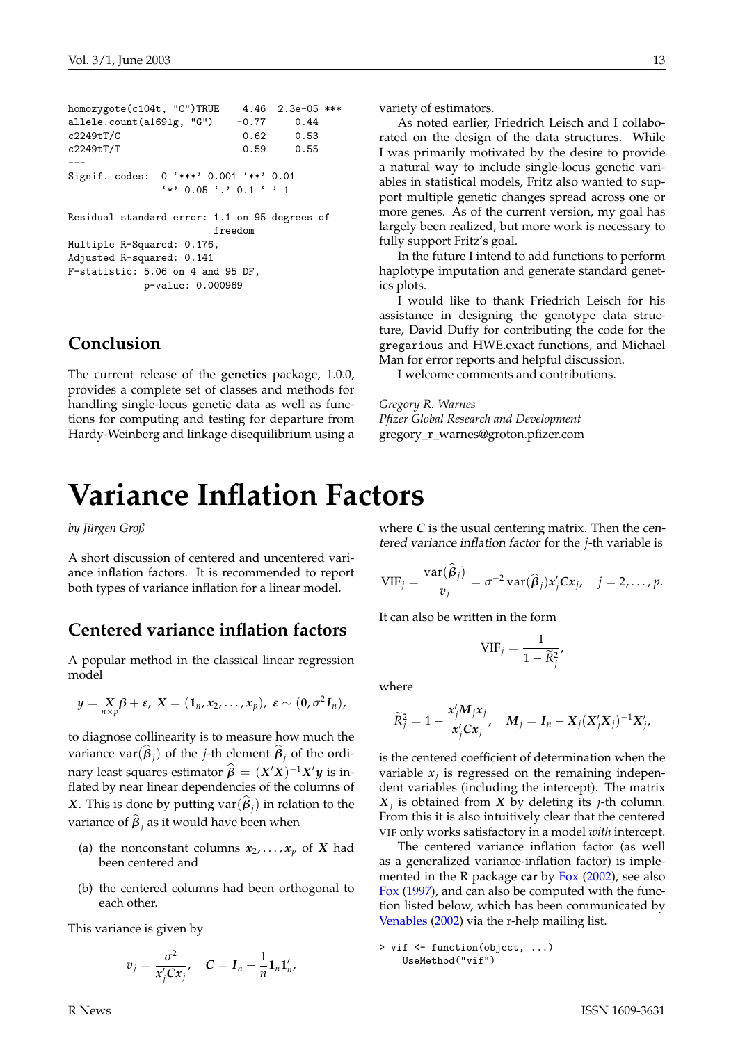```
homozygote(c104t, "C")TRUE    4.46  2.3e-05 ***
allele.count(a1691g, "G")    -0.77     0.44
c2249tT/C                     0.62     0.53
c2249tT/T                     0.59     0.55
---
Signif. codes:  0 '***' 0.001 '**' 0.01
               '*' 0.05 '.' 0.1 ' ' 1

Residual standard error: 1.1 on 95 degrees of
                         freedom
Multiple R-Squared: 0.176,
Adjusted R-squared: 0.141
F-statistic: 5.06 on 4 and 95 DF,
             p-value: 0.000969
```

## Conclusion

The current release of the **genetics** package, 1.0.0, provides a complete set of classes and methods for handling single-locus genetic data as well as functions for computing and testing for departure from Hardy-Weinberg and linkage disequilibrium using a variety of estimators.

As noted earlier, Friedrich Leisch and I collaborated on the design of the data structures. While I was primarily motivated by the desire to provide a natural way to include single-locus genetic variables in statistical models, Fritz also wanted to support multiple genetic changes spread across one or more genes. As of the current version, my goal has largely been realized, but more work is necessary to fully support Fritz's goal.

In the future I intend to add functions to perform haplotype imputation and generate standard genetics plots.

I would like to thank Friedrich Leisch for his assistance in designing the genotype data structure, David Duffy for contributing the code for the `gregarious` and HWE.exact functions, and Michael Man for error reports and helpful discussion.

I welcome comments and contributions.

*Gregory R. Warnes*
*Pfizer Global Research and Development*
gregory_r_warnes@groton.pfizer.com

# Variance Inflation Factors

*by Jürgen Groß*

A short discussion of centered and uncentered variance inflation factors. It is recommended to report both types of variance inflation for a linear model.

## Centered variance inflation factors

A popular method in the classical linear regression model

$$\boldsymbol{y} = \underset{n\times p}{\boldsymbol{X}}\boldsymbol{\beta} + \boldsymbol{\varepsilon},\ \boldsymbol{X} = (\boldsymbol{1}_n, \boldsymbol{x}_2, \ldots, \boldsymbol{x}_p),\ \boldsymbol{\varepsilon} \sim (\boldsymbol{0}, \sigma^2 \boldsymbol{I}_n),$$

to diagnose collinearity is to measure how much the variance $\mathrm{var}(\widehat{\boldsymbol{\beta}}_j)$ of the $j$-th element $\widehat{\boldsymbol{\beta}}_j$ of the ordinary least squares estimator $\widehat{\boldsymbol{\beta}} = (\boldsymbol{X}'\boldsymbol{X})^{-1}\boldsymbol{X}'\boldsymbol{y}$ is inflated by near linear dependencies of the columns of $\boldsymbol{X}$. This is done by putting $\mathrm{var}(\widehat{\boldsymbol{\beta}}_j)$ in relation to the variance of $\widehat{\boldsymbol{\beta}}_j$ as it would have been when

(a) the nonconstant columns $\boldsymbol{x}_2, \ldots, \boldsymbol{x}_p$ of $\boldsymbol{X}$ had been centered and

(b) the centered columns had been orthogonal to each other.

This variance is given by

$$v_j = \frac{\sigma^2}{\boldsymbol{x}_j'\boldsymbol{C}\boldsymbol{x}_j}, \quad \boldsymbol{C} = \boldsymbol{I}_n - \frac{1}{n}\boldsymbol{1}_n\boldsymbol{1}_n',$$

where $\boldsymbol{C}$ is the usual centering matrix. Then the *centered variance inflation factor* for the $j$-th variable is

$$\mathrm{VIF}_j = \frac{\mathrm{var}(\widehat{\boldsymbol{\beta}}_j)}{v_j} = \sigma^{-2}\,\mathrm{var}(\widehat{\boldsymbol{\beta}}_j)\boldsymbol{x}_j'\boldsymbol{C}\boldsymbol{x}_j, \quad j = 2, \ldots, p.$$

It can also be written in the form

$$\mathrm{VIF}_j = \frac{1}{1 - \widetilde{R}_j^2},$$

where

$$\widetilde{R}_j^2 = 1 - \frac{\boldsymbol{x}_j'\boldsymbol{M}_j\boldsymbol{x}_j}{\boldsymbol{x}_j'\boldsymbol{C}\boldsymbol{x}_j}, \quad \boldsymbol{M}_j = \boldsymbol{I}_n - \boldsymbol{X}_j(\boldsymbol{X}_j'\boldsymbol{X}_j)^{-1}\boldsymbol{X}_j',$$

is the centered coefficient of determination when the variable $x_j$ is regressed on the remaining independent variables (including the intercept). The matrix $\boldsymbol{X}_j$ is obtained from $\boldsymbol{X}$ by deleting its $j$-th column. From this it is also intuitively clear that the centered VIF only works satisfactory in a model *with* intercept.

The centered variance inflation factor (as well as a generalized variance-inflation factor) is implemented in the R package **car** by Fox (2002), see also Fox (1997), and can also be computed with the function listed below, which has been communicated by Venables (2002) via the r-help mailing list.

```
> vif <- function(object, ...)
    UseMethod("vif")
```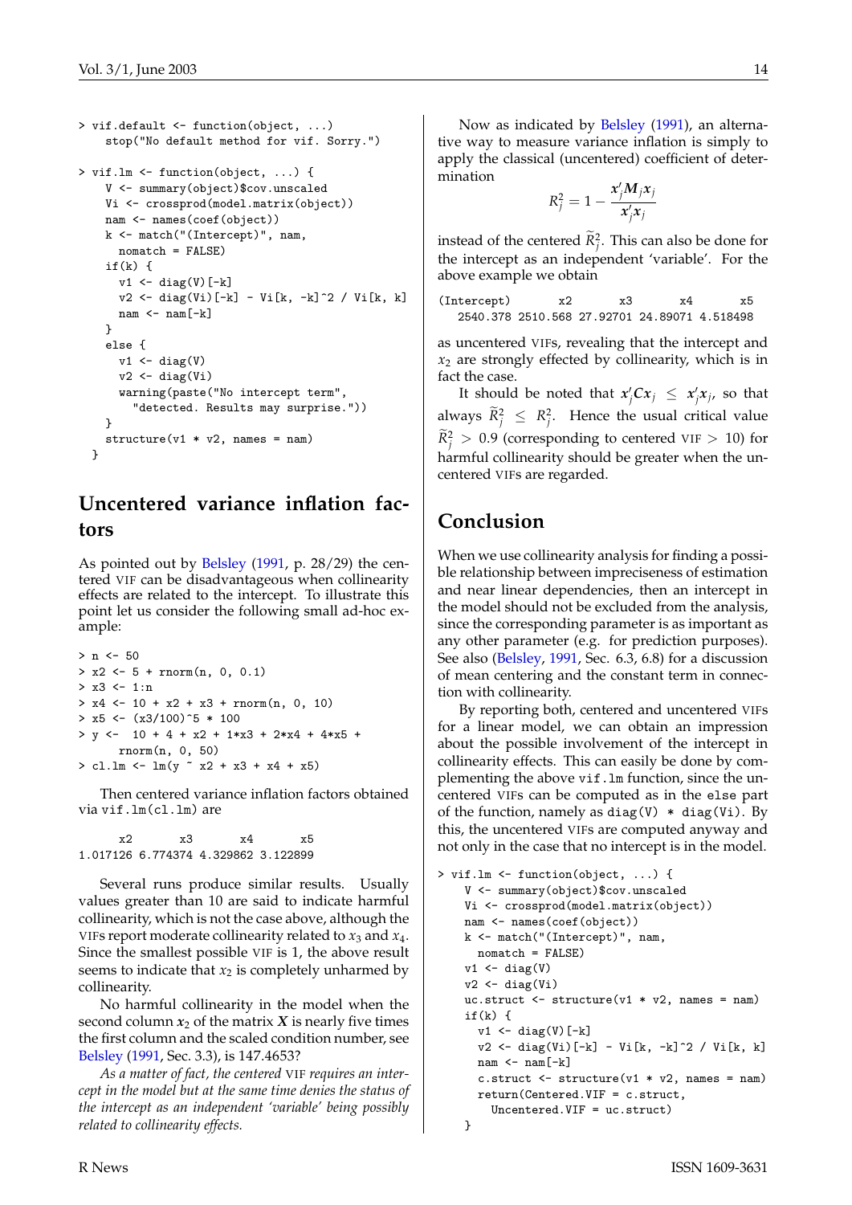```
> vif.default <- function(object, ...)
    stop("No default method for vif. Sorry.")

> vif.lm <- function(object, ...) {
    V <- summary(object)$cov.unscaled
    Vi <- crossprod(model.matrix(object))
    nam <- names(coef(object))
    k <- match("(Intercept)", nam,
      nomatch = FALSE)
    if(k) {
      v1 <- diag(V)[-k]
      v2 <- diag(Vi)[-k] - Vi[k, -k]^2 / Vi[k, k]
      nam <- nam[-k]
    }
    else {
      v1 <- diag(V)
      v2 <- diag(Vi)
      warning(paste("No intercept term",
        "detected. Results may surprise."))
    }
    structure(v1 * v2, names = nam)
  }
```

## Uncentered variance inflation factors

As pointed out by Belsley (1991, p. 28/29) the centered VIF can be disadvantageous when collinearity effects are related to the intercept. To illustrate this point let us consider the following small ad-hoc example:

```
> n <- 50
> x2 <- 5 + rnorm(n, 0, 0.1)
> x3 <- 1:n
> x4 <- 10 + x2 + x3 + rnorm(n, 0, 10)
> x5 <- (x3/100)^5 * 100
> y <-  10 + 4 + x2 + 1*x3 + 2*x4 + 4*x5 +
      rnorm(n, 0, 50)
> cl.lm <- lm(y ~ x2 + x3 + x4 + x5)
```

Then centered variance inflation factors obtained via `vif.lm(cl.lm)` are

```
      x2       x3       x4       x5
1.017126 6.774374 4.329862 3.122899
```

Several runs produce similar results. Usually values greater than 10 are said to indicate harmful collinearity, which is not the case above, although the VIFs report moderate collinearity related to $x_3$ and $x_4$. Since the smallest possible VIF is 1, the above result seems to indicate that $x_2$ is completely unharmed by collinearity.

No harmful collinearity in the model when the second column $\boldsymbol{x}_2$ of the matrix $\boldsymbol{X}$ is nearly five times the first column and the scaled condition number, see Belsley (1991, Sec. 3.3), is 147.4653?

*As a matter of fact, the centered VIF requires an intercept in the model but at the same time denies the status of the intercept as an independent 'variable' being possibly related to collinearity effects.*

Now as indicated by Belsley (1991), an alternative way to measure variance inflation is simply to apply the classical (uncentered) coefficient of determination

$$R_j^2 = 1 - \frac{\boldsymbol{x}_j' \boldsymbol{M}_j \boldsymbol{x}_j}{\boldsymbol{x}_j' \boldsymbol{x}_j}$$

instead of the centered $\widetilde{R}_j^2$. This can also be done for the intercept as an independent 'variable'. For the above example we obtain

```
(Intercept)       x2       x3       x4       x5
   2540.378 2510.568 27.92701 24.89071 4.518498
```

as uncentered VIFs, revealing that the intercept and $x_2$ are strongly effected by collinearity, which is in fact the case.

It should be noted that $\boldsymbol{x}_j' \boldsymbol{C} \boldsymbol{x}_j \le \boldsymbol{x}_j' \boldsymbol{x}_j$, so that always $\widetilde{R}_j^2 \le R_j^2$. Hence the usual critical value $\widetilde{R}_j^2 > 0.9$ (corresponding to centered VIF $> 10$) for harmful collinearity should be greater when the uncentered VIFs are regarded.

## Conclusion

When we use collinearity analysis for finding a possible relationship between impreciseness of estimation and near linear dependencies, then an intercept in the model should not be excluded from the analysis, since the corresponding parameter is as important as any other parameter (e.g. for prediction purposes). See also (Belsley, 1991, Sec. 6.3, 6.8) for a discussion of mean centering and the constant term in connection with collinearity.

By reporting both, centered and uncentered VIFs for a linear model, we can obtain an impression about the possible involvement of the intercept in collinearity effects. This can easily be done by complementing the above `vif.lm` function, since the uncentered VIFs can be computed as in the `else` part of the function, namely as `diag(V) * diag(Vi)`. By this, the uncentered VIFs are computed anyway and not only in the case that no intercept is in the model.

```
> vif.lm <- function(object, ...) {
    V <- summary(object)$cov.unscaled
    Vi <- crossprod(model.matrix(object))
    nam <- names(coef(object))
    k <- match("(Intercept)", nam,
      nomatch = FALSE)
    v1 <- diag(V)
    v2 <- diag(Vi)
    uc.struct <- structure(v1 * v2, names = nam)
    if(k) {
      v1 <- diag(V)[-k]
      v2 <- diag(Vi)[-k] - Vi[k, -k]^2 / Vi[k, k]
      nam <- nam[-k]
      c.struct <- structure(v1 * v2, names = nam)
      return(Centered.VIF = c.struct,
        Uncentered.VIF = uc.struct)
    }
```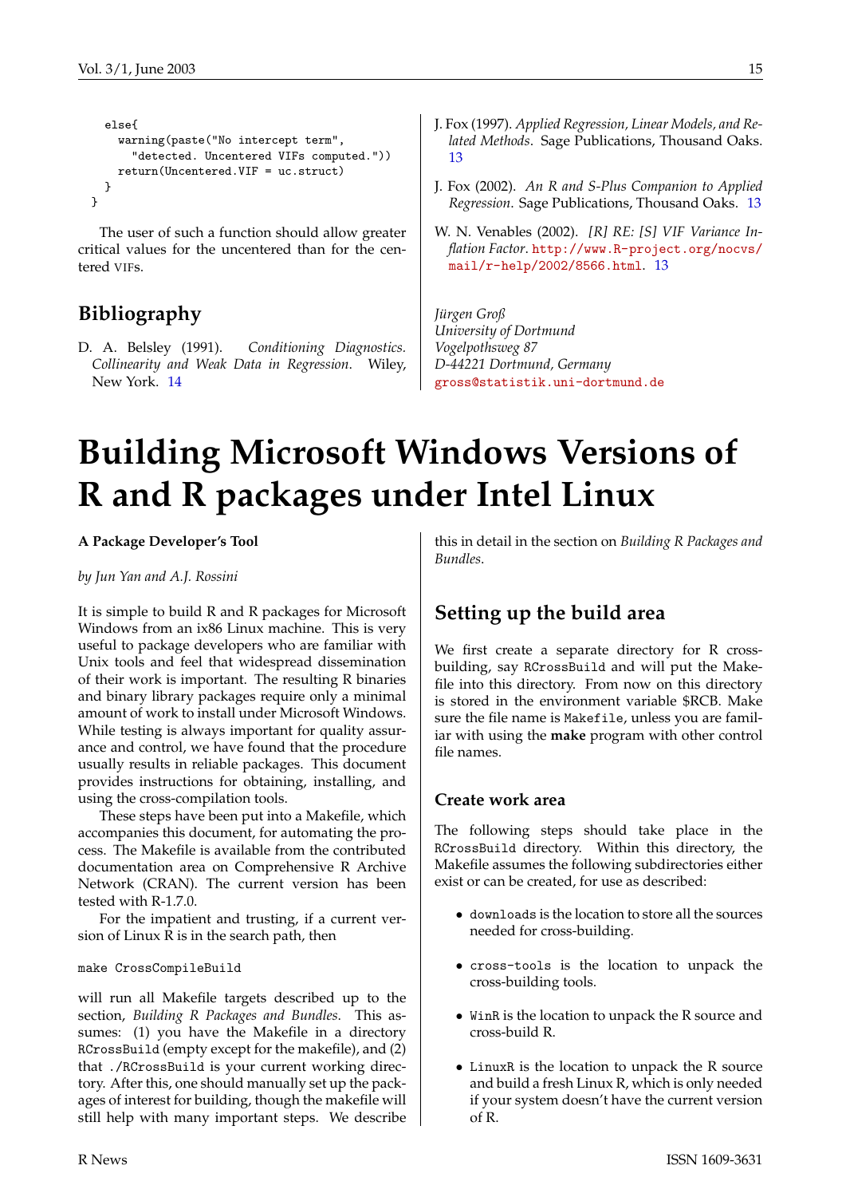```
    else{
      warning(paste("No intercept term",
        "detected. Uncentered VIFs computed."))
      return(Uncentered.VIF = uc.struct)
    }
  }
```

The user of such a function should allow greater critical values for the uncentered than for the centered VIFs.

## Bibliography

D. A. Belsley (1991). *Conditioning Diagnostics. Collinearity and Weak Data in Regression*. Wiley, New York. 14

J. Fox (1997). *Applied Regression, Linear Models, and Related Methods*. Sage Publications, Thousand Oaks. 13

J. Fox (2002). *An R and S-Plus Companion to Applied Regression*. Sage Publications, Thousand Oaks. 13

W. N. Venables (2002). *[R] RE: [S] VIF Variance Inflation Factor*. http://www.R-project.org/nocvs/mail/r-help/2002/8566.html. 13

*Jürgen Groß*
*University of Dortmund*
*Vogelpothsweg 87*
*D-44221 Dortmund, Germany*
gross@statistik.uni-dortmund.de

# Building Microsoft Windows Versions of R and R packages under Intel Linux

**A Package Developer's Tool**

*by Jun Yan and A.J. Rossini*

It is simple to build R and R packages for Microsoft Windows from an ix86 Linux machine. This is very useful to package developers who are familiar with Unix tools and feel that widespread dissemination of their work is important. The resulting R binaries and binary library packages require only a minimal amount of work to install under Microsoft Windows. While testing is always important for quality assurance and control, we have found that the procedure usually results in reliable packages. This document provides instructions for obtaining, installing, and using the cross-compilation tools.

These steps have been put into a Makefile, which accompanies this document, for automating the process. The Makefile is available from the contributed documentation area on Comprehensive R Archive Network (CRAN). The current version has been tested with R-1.7.0.

For the impatient and trusting, if a current version of Linux R is in the search path, then

```
make CrossCompileBuild
```

will run all Makefile targets described up to the section, *Building R Packages and Bundles*. This assumes: (1) you have the Makefile in a directory RCrossBuild (empty except for the makefile), and (2) that ./RCrossBuild is your current working directory. After this, one should manually set up the packages of interest for building, though the makefile will still help with many important steps. We describe this in detail in the section on *Building R Packages and Bundles*.

## Setting up the build area

We first create a separate directory for R cross-building, say RCrossBuild and will put the Makefile into this directory. From now on this directory is stored in the environment variable $RCB. Make sure the file name is Makefile, unless you are familiar with using the **make** program with other control file names.

### Create work area

The following steps should take place in the RCrossBuild directory. Within this directory, the Makefile assumes the following subdirectories either exist or can be created, for use as described:

- downloads is the location to store all the sources needed for cross-building.
- cross-tools is the location to unpack the cross-building tools.
- WinR is the location to unpack the R source and cross-build R.
- LinuxR is the location to unpack the R source and build a fresh Linux R, which is only needed if your system doesn't have the current version of R.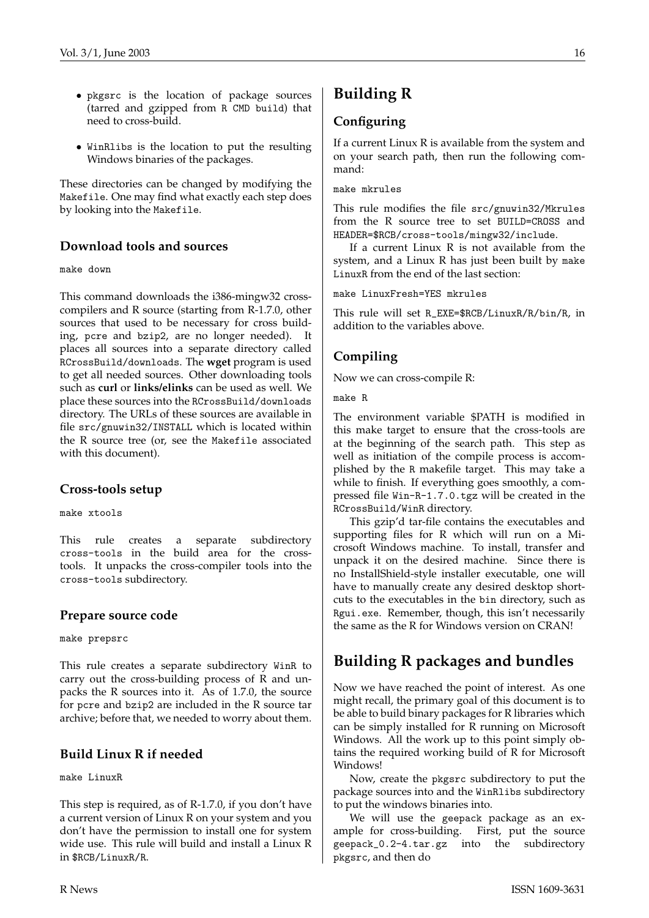- pkgsrc is the location of package sources (tarred and gzipped from R CMD build) that need to cross-build.
- WinRlibs is the location to put the resulting Windows binaries of the packages.

These directories can be changed by modifying the Makefile. One may find what exactly each step does by looking into the Makefile.

### Download tools and sources

```
make down
```

This command downloads the i386-mingw32 cross-compilers and R source (starting from R-1.7.0, other sources that used to be necessary for cross building, pcre and bzip2, are no longer needed). It places all sources into a separate directory called RCrossBuild/downloads. The **wget** program is used to get all needed sources. Other downloading tools such as **curl** or **links/elinks** can be used as well. We place these sources into the RCrossBuild/downloads directory. The URLs of these sources are available in file src/gnuwin32/INSTALL which is located within the R source tree (or, see the Makefile associated with this document).

### Cross-tools setup

```
make xtools
```

This rule creates a separate subdirectory cross-tools in the build area for the cross-tools. It unpacks the cross-compiler tools into the cross-tools subdirectory.

### Prepare source code

```
make prepsrc
```

This rule creates a separate subdirectory WinR to carry out the cross-building process of R and unpacks the R sources into it. As of 1.7.0, the source for pcre and bzip2 are included in the R source tar archive; before that, we needed to worry about them.

### Build Linux R if needed

```
make LinuxR
```

This step is required, as of R-1.7.0, if you don't have a current version of Linux R on your system and you don't have the permission to install one for system wide use. This rule will build and install a Linux R in $RCB/LinuxR/R.

## Building R

### Configuring

If a current Linux R is available from the system and on your search path, then run the following command:

```
make mkrules
```

This rule modifies the file src/gnuwin32/Mkrules from the R source tree to set BUILD=CROSS and HEADER=$RCB/cross-tools/mingw32/include.

If a current Linux R is not available from the system, and a Linux R has just been built by make LinuxR from the end of the last section:

```
make LinuxFresh=YES mkrules
```

This rule will set R_EXE=$RCB/LinuxR/R/bin/R, in addition to the variables above.

### Compiling

Now we can cross-compile R:

```
make R
```

The environment variable $PATH is modified in this make target to ensure that the cross-tools are at the beginning of the search path. This step as well as initiation of the compile process is accomplished by the R makefile target. This may take a while to finish. If everything goes smoothly, a compressed file Win-R-1.7.0.tgz will be created in the RCrossBuild/WinR directory.

This gzip'd tar-file contains the executables and supporting files for R which will run on a Microsoft Windows machine. To install, transfer and unpack it on the desired machine. Since there is no InstallShield-style installer executable, one will have to manually create any desired desktop shortcuts to the executables in the bin directory, such as Rgui.exe. Remember, though, this isn't necessarily the same as the R for Windows version on CRAN!

## Building R packages and bundles

Now we have reached the point of interest. As one might recall, the primary goal of this document is to be able to build binary packages for R libraries which can be simply installed for R running on Microsoft Windows. All the work up to this point simply obtains the required working build of R for Microsoft Windows!

Now, create the pkgsrc subdirectory to put the package sources into and the WinRlibs subdirectory to put the windows binaries into.

We will use the geepack package as an example for cross-building. First, put the source geepack_0.2-4.tar.gz into the subdirectory pkgsrc, and then do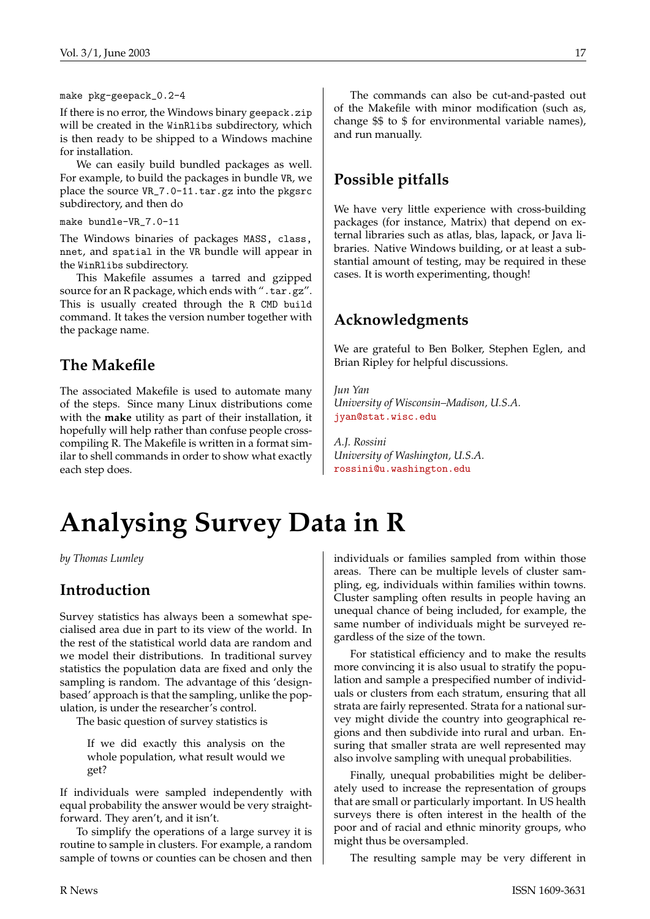```
make pkg-geepack_0.2-4
```

If there is no error, the Windows binary `geepack.zip` will be created in the `WinRlibs` subdirectory, which is then ready to be shipped to a Windows machine for installation.

We can easily build bundled packages as well. For example, to build the packages in bundle `VR`, we place the source `VR_7.0-11.tar.gz` into the `pkgsrc` subdirectory, and then do

```
make bundle-VR_7.0-11
```

The Windows binaries of packages `MASS`, `class`, `nnet`, and `spatial` in the `VR` bundle will appear in the `WinRlibs` subdirectory.

This Makefile assumes a tarred and gzipped source for an R package, which ends with "`.tar.gz`". This is usually created through the `R CMD build` command. It takes the version number together with the package name.

## The Makefile

The associated Makefile is used to automate many of the steps. Since many Linux distributions come with the **make** utility as part of their installation, it hopefully will help rather than confuse people cross-compiling R. The Makefile is written in a format similar to shell commands in order to show what exactly each step does.

The commands can also be cut-and-pasted out of the Makefile with minor modification (such as, change $$ to $ for environmental variable names), and run manually.

## Possible pitfalls

We have very little experience with cross-building packages (for instance, Matrix) that depend on external libraries such as atlas, blas, lapack, or Java libraries. Native Windows building, or at least a substantial amount of testing, may be required in these cases. It is worth experimenting, though!

## Acknowledgments

We are grateful to Ben Bolker, Stephen Eglen, and Brian Ripley for helpful discussions.

*Jun Yan*
*University of Wisconsin–Madison, U.S.A.*
jyan@stat.wisc.edu

*A.J. Rossini*
*University of Washington, U.S.A.*
rossini@u.washington.edu

# Analysing Survey Data in R

*by Thomas Lumley*

## Introduction

Survey statistics has always been a somewhat specialised area due in part to its view of the world. In the rest of the statistical world data are random and we model their distributions. In traditional survey statistics the population data are fixed and only the sampling is random. The advantage of this 'design-based' approach is that the sampling, unlike the population, is under the researcher's control.

The basic question of survey statistics is

> If we did exactly this analysis on the whole population, what result would we get?

If individuals were sampled independently with equal probability the answer would be very straightforward. They aren't, and it isn't.

To simplify the operations of a large survey it is routine to sample in clusters. For example, a random sample of towns or counties can be chosen and then individuals or families sampled from within those areas. There can be multiple levels of cluster sampling, eg, individuals within families within towns. Cluster sampling often results in people having an unequal chance of being included, for example, the same number of individuals might be surveyed regardless of the size of the town.

For statistical efficiency and to make the results more convincing it is also usual to stratify the population and sample a prespecified number of individuals or clusters from each stratum, ensuring that all strata are fairly represented. Strata for a national survey might divide the country into geographical regions and then subdivide into rural and urban. Ensuring that smaller strata are well represented may also involve sampling with unequal probabilities.

Finally, unequal probabilities might be deliberately used to increase the representation of groups that are small or particularly important. In US health surveys there is often interest in the health of the poor and of racial and ethnic minority groups, who might thus be oversampled.

The resulting sample may be very different in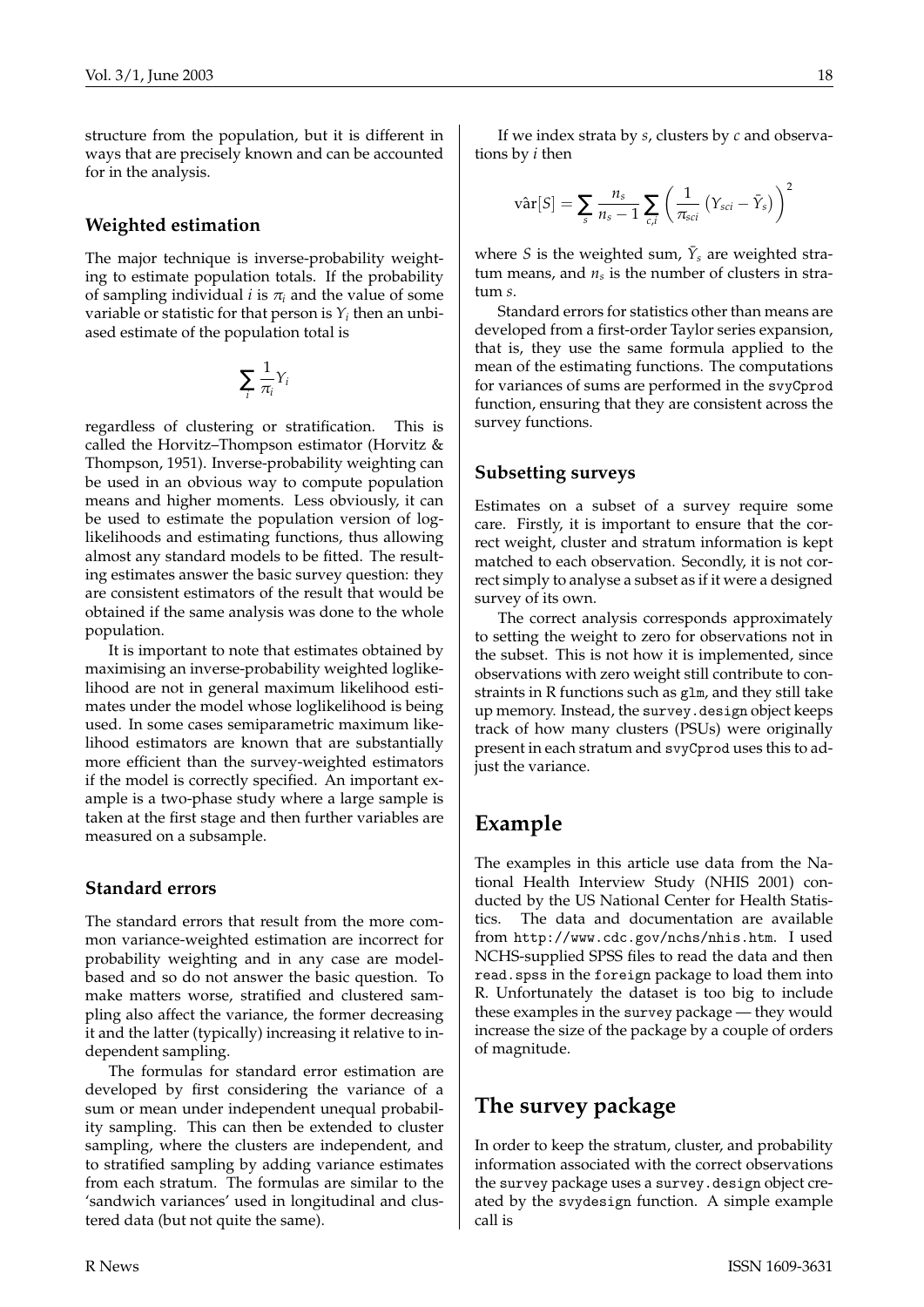structure from the population, but it is different in ways that are precisely known and can be accounted for in the analysis.

### Weighted estimation

The major technique is inverse-probability weighting to estimate population totals. If the probability of sampling individual $i$ is $\pi_i$ and the value of some variable or statistic for that person is $Y_i$ then an unbiased estimate of the population total is

$$\sum_i \frac{1}{\pi_i} Y_i$$

regardless of clustering or stratification. This is called the Horvitz–Thompson estimator (Horvitz & Thompson, 1951). Inverse-probability weighting can be used in an obvious way to compute population means and higher moments. Less obviously, it can be used to estimate the population version of loglikelihoods and estimating functions, thus allowing almost any standard models to be fitted. The resulting estimates answer the basic survey question: they are consistent estimators of the result that would be obtained if the same analysis was done to the whole population.

It is important to note that estimates obtained by maximising an inverse-probability weighted loglikelihood are not in general maximum likelihood estimates under the model whose loglikelihood is being used. In some cases semiparametric maximum likelihood estimators are known that are substantially more efficient than the survey-weighted estimators if the model is correctly specified. An important example is a two-phase study where a large sample is taken at the first stage and then further variables are measured on a subsample.

### Standard errors

The standard errors that result from the more common variance-weighted estimation are incorrect for probability weighting and in any case are model-based and so do not answer the basic question. To make matters worse, stratified and clustered sampling also affect the variance, the former decreasing it and the latter (typically) increasing it relative to independent sampling.

The formulas for standard error estimation are developed by first considering the variance of a sum or mean under independent unequal probability sampling. This can then be extended to cluster sampling, where the clusters are independent, and to stratified sampling by adding variance estimates from each stratum. The formulas are similar to the 'sandwich variances' used in longitudinal and clustered data (but not quite the same).

If we index strata by $s$, clusters by $c$ and observations by $i$ then

$$\hat{\text{var}}[S] = \sum_s \frac{n_s}{n_s - 1} \sum_{c,i} \left( \frac{1}{\pi_{sci}} \left( Y_{sci} - \bar{Y}_s \right) \right)^2$$

where $S$ is the weighted sum, $\bar{Y}_s$ are weighted stratum means, and $n_s$ is the number of clusters in stratum $s$.

Standard errors for statistics other than means are developed from a first-order Taylor series expansion, that is, they use the same formula applied to the mean of the estimating functions. The computations for variances of sums are performed in the `svyCprod` function, ensuring that they are consistent across the survey functions.

### Subsetting surveys

Estimates on a subset of a survey require some care. Firstly, it is important to ensure that the correct weight, cluster and stratum information is kept matched to each observation. Secondly, it is not correct simply to analyse a subset as if it were a designed survey of its own.

The correct analysis corresponds approximately to setting the weight to zero for observations not in the subset. This is not how it is implemented, since observations with zero weight still contribute to constraints in R functions such as `glm`, and they still take up memory. Instead, the `survey.design` object keeps track of how many clusters (PSUs) were originally present in each stratum and `svyCprod` uses this to adjust the variance.

## Example

The examples in this article use data from the National Health Interview Study (NHIS 2001) conducted by the US National Center for Health Statistics. The data and documentation are available from `http://www.cdc.gov/nchs/nhis.htm`. I used NCHS-supplied SPSS files to read the data and then `read.spss` in the `foreign` package to load them into R. Unfortunately the dataset is too big to include these examples in the `survey` package — they would increase the size of the package by a couple of orders of magnitude.

## The survey package

In order to keep the stratum, cluster, and probability information associated with the correct observations the `survey` package uses a `survey.design` object created by the `svydesign` function. A simple example call is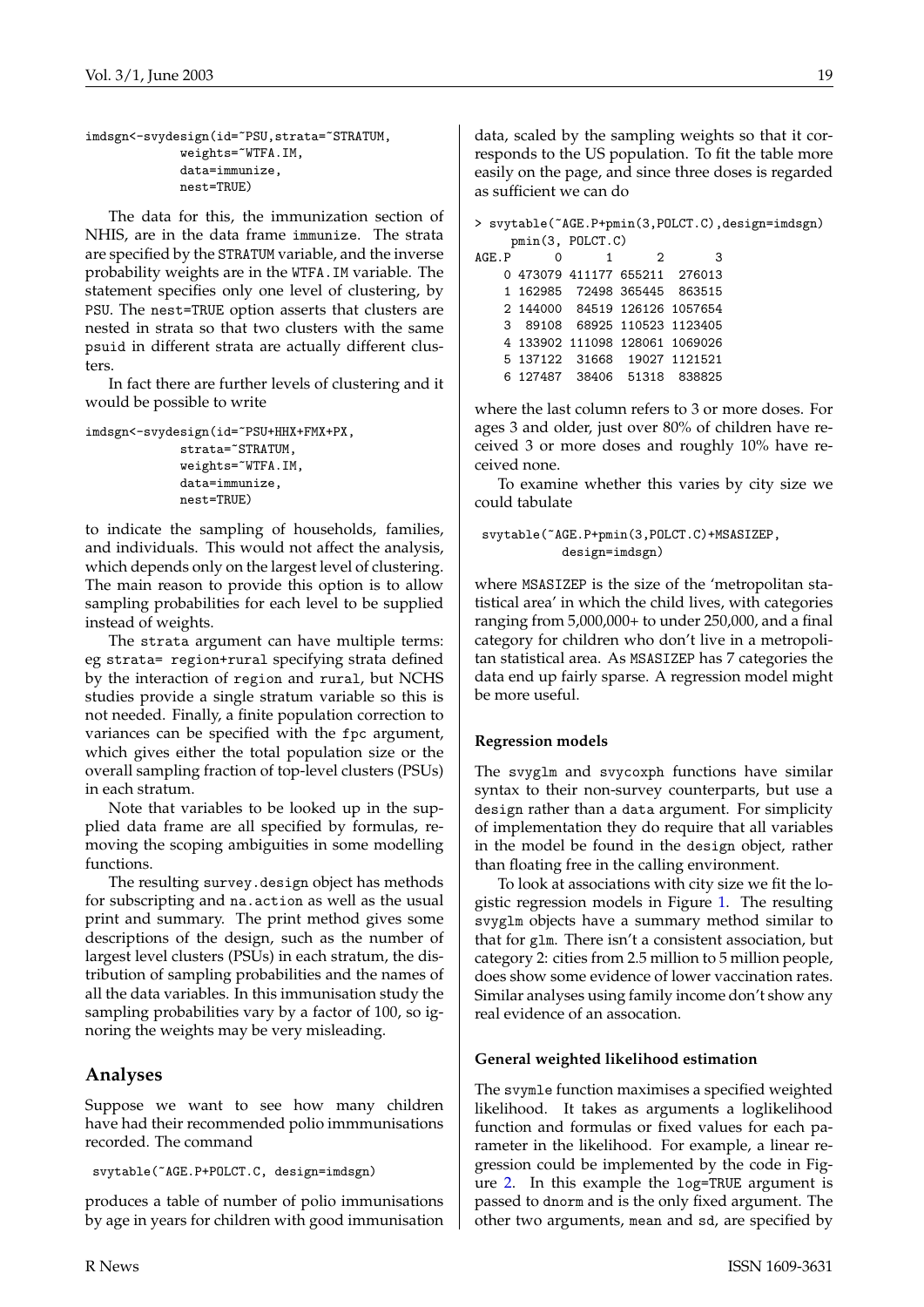```
imdsgn<-svydesign(id=~PSU,strata=~STRATUM,
            weights=~WTFA.IM,
            data=immunize,
            nest=TRUE)
```

The data for this, the immunization section of NHIS, are in the data frame `immunize`. The strata are specified by the `STRATUM` variable, and the inverse probability weights are in the `WTFA.IM` variable. The statement specifies only one level of clustering, by `PSU`. The `nest=TRUE` option asserts that clusters are nested in strata so that two clusters with the same `psuid` in different strata are actually different clusters.

In fact there are further levels of clustering and it would be possible to write

```
imdsgn<-svydesign(id=~PSU+HHX+FMX+PX,
            strata=~STRATUM,
            weights=~WTFA.IM,
            data=immunize,
            nest=TRUE)
```

to indicate the sampling of households, families, and individuals. This would not affect the analysis, which depends only on the largest level of clustering. The main reason to provide this option is to allow sampling probabilities for each level to be supplied instead of weights.

The `strata` argument can have multiple terms: eg `strata= region+rural` specifying strata defined by the interaction of `region` and `rural`, but NCHS studies provide a single stratum variable so this is not needed. Finally, a finite population correction to variances can be specified with the `fpc` argument, which gives either the total population size or the overall sampling fraction of top-level clusters (PSUs) in each stratum.

Note that variables to be looked up in the supplied data frame are all specified by formulas, removing the scoping ambiguities in some modelling functions.

The resulting `survey.design` object has methods for subscripting and `na.action` as well as the usual print and summary. The print method gives some descriptions of the design, such as the number of largest level clusters (PSUs) in each stratum, the distribution of sampling probabilities and the names of all the data variables. In this immunisation study the sampling probabilities vary by a factor of 100, so ignoring the weights may be very misleading.

## Analyses

Suppose we want to see how many children have had their recommended polio immmunisations recorded. The command

```
svytable(~AGE.P+POLCT.C, design=imdsgn)
```

produces a table of number of polio immunisations by age in years for children with good immunisation data, scaled by the sampling weights so that it corresponds to the US population. To fit the table more easily on the page, and since three doses is regarded as sufficient we can do

```
> svytable(~AGE.P+pmin(3,POLCT.C),design=imdsgn)
     pmin(3, POLCT.C)
AGE.P      0      1      2       3
    0 473079 411177 655211  276013
    1 162985  72498 365445  863515
    2 144000  84519 126126 1057654
    3  89108  68925 110523 1123405
    4 133902 111098 128061 1069026
    5 137122  31668  19027 1121521
    6 127487  38406  51318  838825
```

where the last column refers to 3 or more doses. For ages 3 and older, just over 80% of children have received 3 or more doses and roughly 10% have received none.

To examine whether this varies by city size we could tabulate

```
svytable(~AGE.P+pmin(3,POLCT.C)+MSASIZEP,
          design=imdsgn)
```

where `MSASIZEP` is the size of the 'metropolitan statistical area' in which the child lives, with categories ranging from 5,000,000+ to under 250,000, and a final category for children who don't live in a metropolitan statistical area. As `MSASIZEP` has 7 categories the data end up fairly sparse. A regression model might be more useful.

### Regression models

The `svyglm` and `svycoxph` functions have similar syntax to their non-survey counterparts, but use a `design` rather than a `data` argument. For simplicity of implementation they do require that all variables in the model be found in the `design` object, rather than floating free in the calling environment.

To look at associations with city size we fit the logistic regression models in Figure 1. The resulting `svyglm` objects have a summary method similar to that for `glm`. There isn't a consistent association, but category 2: cities from 2.5 million to 5 million people, does show some evidence of lower vaccination rates. Similar analyses using family income don't show any real evidence of an assocation.

### General weighted likelihood estimation

The `svymle` function maximises a specified weighted likelihood. It takes as arguments a loglikelihood function and formulas or fixed values for each parameter in the likelihood. For example, a linear regression could be implemented by the code in Figure 2. In this example the `log=TRUE` argument is passed to `dnorm` and is the only fixed argument. The other two arguments, `mean` and `sd`, are specified by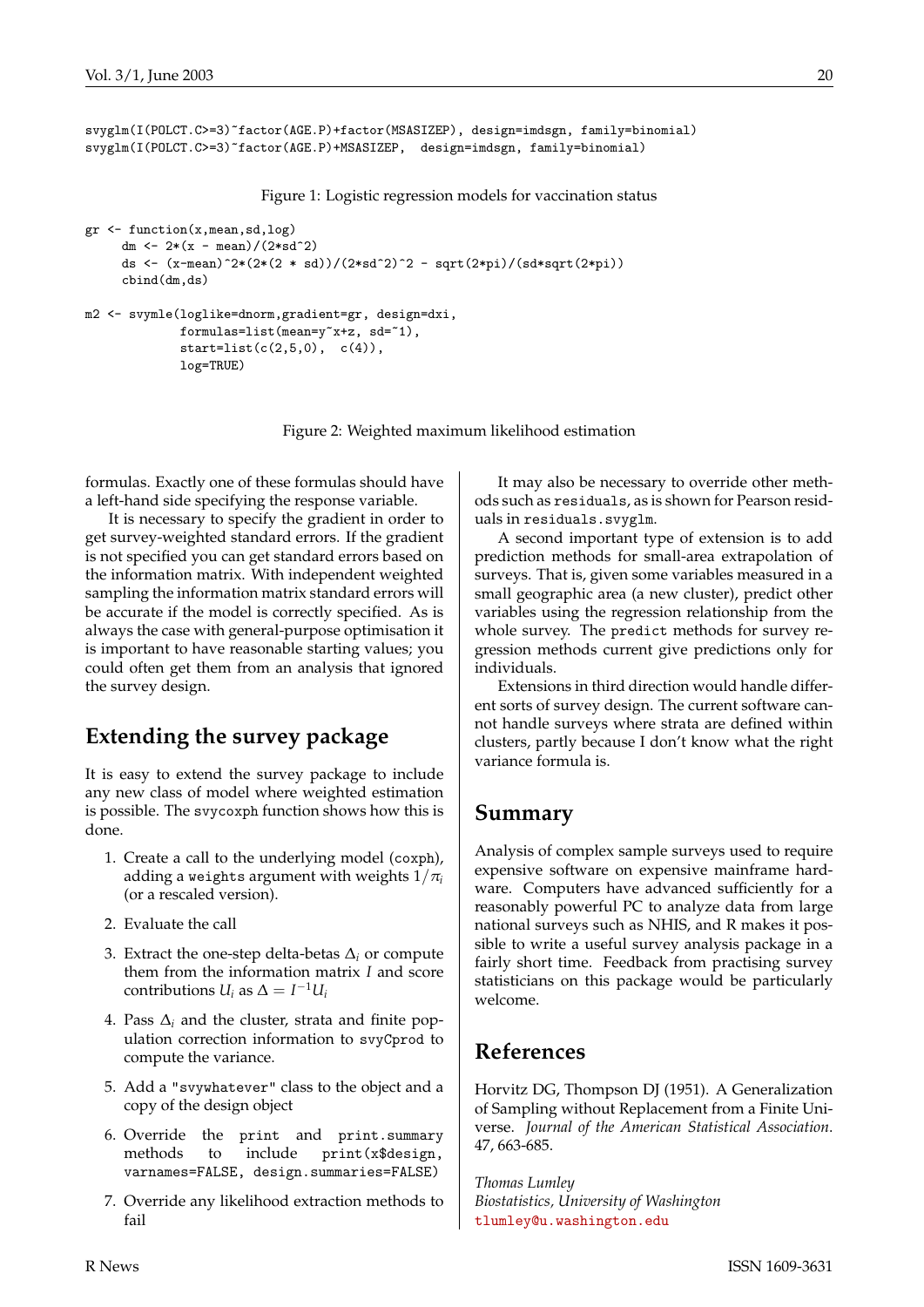```
svyglm(I(POLCT.C>=3)~factor(AGE.P)+factor(MSASIZEP), design=imdsgn, family=binomial)
svyglm(I(POLCT.C>=3)~factor(AGE.P)+MSASIZEP,  design=imdsgn, family=binomial)
```

Figure 1: Logistic regression models for vaccination status

```
gr <- function(x,mean,sd,log)
     dm <- 2*(x - mean)/(2*sd^2)
     ds <- (x-mean)^2*(2*(2 * sd))/(2*sd^2)^2 - sqrt(2*pi)/(sd*sqrt(2*pi))
     cbind(dm,ds)

m2 <- svymle(loglike=dnorm,gradient=gr, design=dxi,
             formulas=list(mean=y~x+z, sd=~1),
             start=list(c(2,5,0),  c(4)),
             log=TRUE)
```

Figure 2: Weighted maximum likelihood estimation

formulas. Exactly one of these formulas should have a left-hand side specifying the response variable.

It is necessary to specify the gradient in order to get survey-weighted standard errors. If the gradient is not specified you can get standard errors based on the information matrix. With independent weighted sampling the information matrix standard errors will be accurate if the model is correctly specified. As is always the case with general-purpose optimisation it is important to have reasonable starting values; you could often get them from an analysis that ignored the survey design.

## Extending the survey package

It is easy to extend the survey package to include any new class of model where weighted estimation is possible. The `svycoxph` function shows how this is done.

1. Create a call to the underlying model (`coxph`), adding a `weights` argument with weights $1/\pi_i$ (or a rescaled version).
2. Evaluate the call
3. Extract the one-step delta-betas $\Delta_i$ or compute them from the information matrix $I$ and score contributions $U_i$ as $\Delta = I^{-1}U_i$
4. Pass $\Delta_i$ and the cluster, strata and finite population correction information to `svyCprod` to compute the variance.
5. Add a `"svywhatever"` class to the object and a copy of the design object
6. Override the `print` and `print.summary` methods to include `print(x$design, varnames=FALSE, design.summaries=FALSE)`
7. Override any likelihood extraction methods to fail

It may also be necessary to override other methods such as `residuals`, as is shown for Pearson residuals in `residuals.svyglm`.

A second important type of extension is to add prediction methods for small-area extrapolation of surveys. That is, given some variables measured in a small geographic area (a new cluster), predict other variables using the regression relationship from the whole survey. The `predict` methods for survey regression methods current give predictions only for individuals.

Extensions in third direction would handle different sorts of survey design. The current software cannot handle surveys where strata are defined within clusters, partly because I don't know what the right variance formula is.

## Summary

Analysis of complex sample surveys used to require expensive software on expensive mainframe hardware. Computers have advanced sufficiently for a reasonably powerful PC to analyze data from large national surveys such as NHIS, and R makes it possible to write a useful survey analysis package in a fairly short time. Feedback from practising survey statisticians on this package would be particularly welcome.

## References

Horvitz DG, Thompson DJ (1951). A Generalization of Sampling without Replacement from a Finite Universe. *Journal of the American Statistical Association*. 47, 663-685.

*Thomas Lumley*
*Biostatistics, University of Washington*
tlumley@u.washington.edu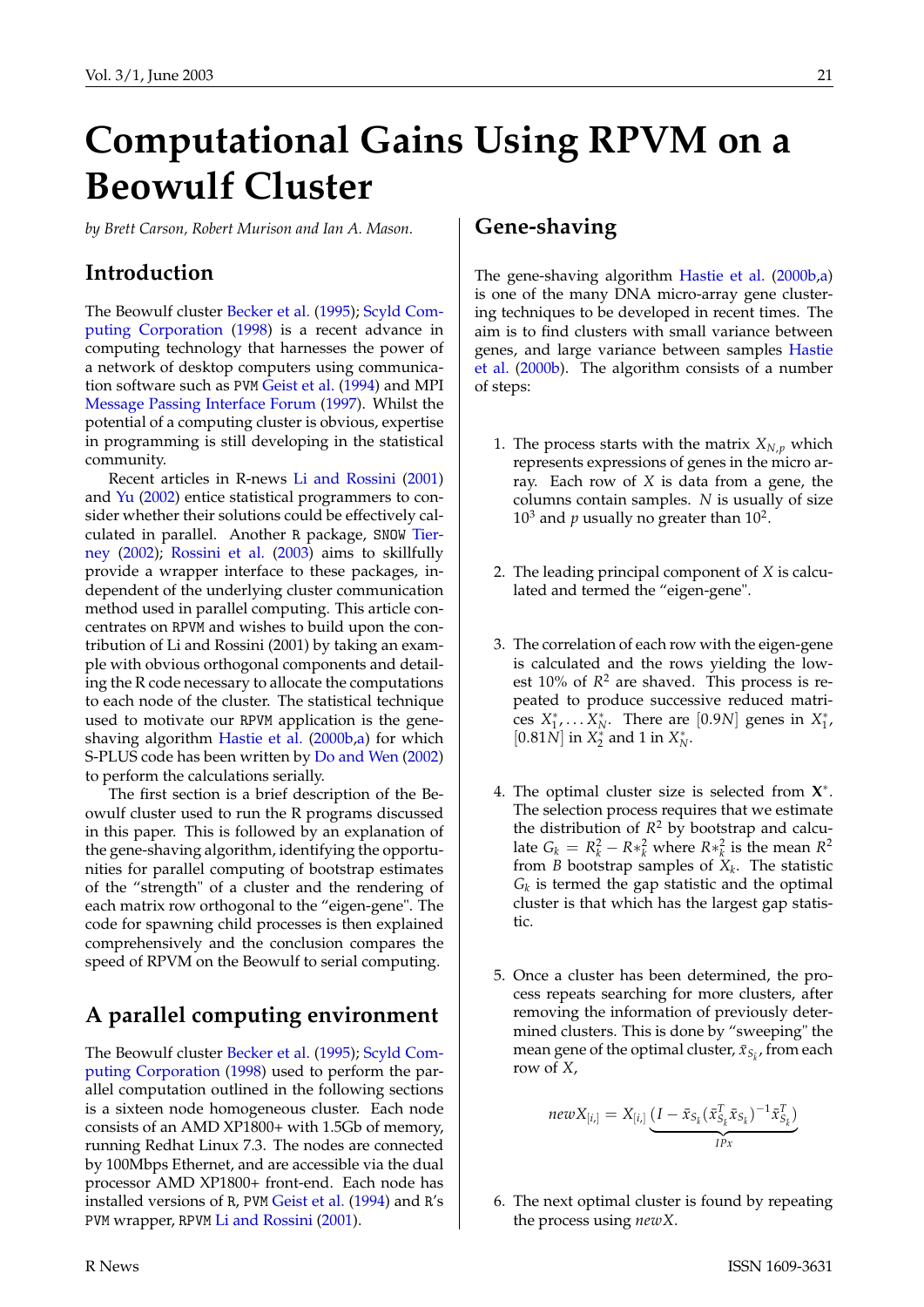# Computational Gains Using RPVM on a Beowulf Cluster

*by Brett Carson, Robert Murison and Ian A. Mason.*

## Introduction

The Beowulf cluster Becker et al. (1995); Scyld Computing Corporation (1998) is a recent advance in computing technology that harnesses the power of a network of desktop computers using communication software such as PVM Geist et al. (1994) and MPI Message Passing Interface Forum (1997). Whilst the potential of a computing cluster is obvious, expertise in programming is still developing in the statistical community.

Recent articles in R-news Li and Rossini (2001) and Yu (2002) entice statistical programmers to consider whether their solutions could be effectively calculated in parallel. Another R package, SNOW Tierney (2002); Rossini et al. (2003) aims to skillfully provide a wrapper interface to these packages, independent of the underlying cluster communication method used in parallel computing. This article concentrates on RPVM and wishes to build upon the contribution of Li and Rossini (2001) by taking an example with obvious orthogonal components and detailing the R code necessary to allocate the computations to each node of the cluster. The statistical technique used to motivate our RPVM application is the gene-shaving algorithm Hastie et al. (2000b,a) for which S-PLUS code has been written by Do and Wen (2002) to perform the calculations serially.

The first section is a brief description of the Beowulf cluster used to run the R programs discussed in this paper. This is followed by an explanation of the gene-shaving algorithm, identifying the opportunities for parallel computing of bootstrap estimates of the "strength" of a cluster and the rendering of each matrix row orthogonal to the "eigen-gene". The code for spawning child processes is then explained comprehensively and the conclusion compares the speed of RPVM on the Beowulf to serial computing.

## A parallel computing environment

The Beowulf cluster Becker et al. (1995); Scyld Computing Corporation (1998) used to perform the parallel computation outlined in the following sections is a sixteen node homogeneous cluster. Each node consists of an AMD XP1800+ with 1.5Gb of memory, running Redhat Linux 7.3. The nodes are connected by 100Mbps Ethernet, and are accessible via the dual processor AMD XP1800+ front-end. Each node has installed versions of R, PVM Geist et al. (1994) and R's PVM wrapper, RPVM Li and Rossini (2001).

## Gene-shaving

The gene-shaving algorithm Hastie et al. (2000b,a) is one of the many DNA micro-array gene clustering techniques to be developed in recent times. The aim is to find clusters with small variance between genes, and large variance between samples Hastie et al. (2000b). The algorithm consists of a number of steps:

1. The process starts with the matrix $X_{N,p}$ which represents expressions of genes in the micro array. Each row of $X$ is data from a gene, the columns contain samples. $N$ is usually of size $10^3$ and $p$ usually no greater than $10^2$.

2. The leading principal component of $X$ is calculated and termed the "eigen-gene".

3. The correlation of each row with the eigen-gene is calculated and the rows yielding the lowest 10% of $R^2$ are shaved. This process is repeated to produce successive reduced matrices $X_1^*, \ldots X_N^*$. There are $[0.9N]$ genes in $X_1^*$, $[0.81N]$ in $X_2^*$ and 1 in $X_N^*$.

4. The optimal cluster size is selected from $\mathbf{X}^*$. The selection process requires that we estimate the distribution of $R^2$ by bootstrap and calculate $G_k = R_k^2 - R*_k^2$ where $R*_k^2$ is the mean $R^2$ from $B$ bootstrap samples of $X_k$. The statistic $G_k$ is termed the gap statistic and the optimal cluster is that which has the largest gap statistic.

5. Once a cluster has been determined, the process repeats searching for more clusters, after removing the information of previously determined clusters. This is done by "sweeping" the mean gene of the optimal cluster, $\bar{x}_{S_k}$, from each row of $X$,

$$newX_{[i,]} = X_{[i,]} \underbrace{\left(I - \bar{x}_{S_k}(\bar{x}_{S_k}^T \bar{x}_{S_k})^{-1} \bar{x}_{S_k}^T\right)}_{IPx}$$

6. The next optimal cluster is found by repeating the process using $newX$.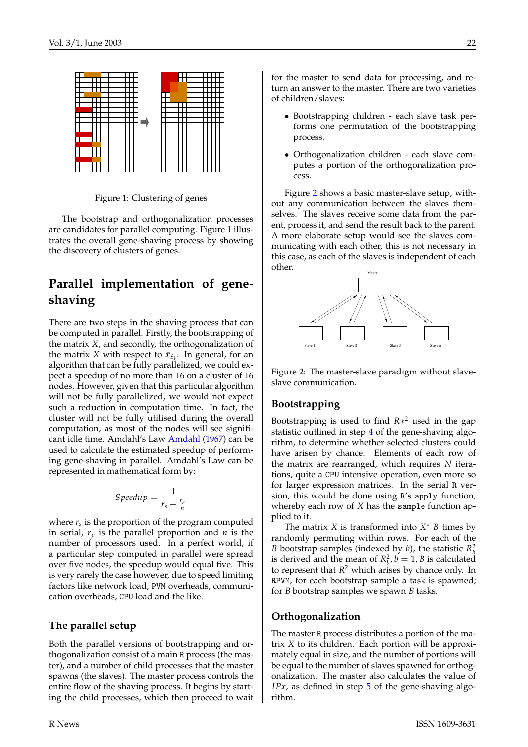Figure 1: Clustering of genes

The bootstrap and orthogonalization processes are candidates for parallel computing. Figure 1 illustrates the overall gene-shaving process by showing the discovery of clusters of genes.

## Parallel implementation of gene-shaving

There are two steps in the shaving process that can be computed in parallel. Firstly, the bootstrapping of the matrix $X$, and secondly, the orthogonalization of the matrix $X$ with respect to $\bar{x}_{S_k}$. In general, for an algorithm that can be fully parallelized, we could expect a speedup of no more than 16 on a cluster of 16 nodes. However, given that this particular algorithm will not be fully parallelized, we would not expect such a reduction in computation time. In fact, the cluster will not be fully utilised during the overall computation, as most of the nodes will see significant idle time. Amdahl's Law Amdahl (1967) can be used to calculate the estimated speedup of performing gene-shaving in parallel. Amdahl's Law can be represented in mathematical form by:

$$Speedup = \frac{1}{r_s + \frac{r_p}{n}}$$

where $r_s$ is the proportion of the program computed in serial, $r_p$ is the parallel proportion and $n$ is the number of processors used. In a perfect world, if a particular step computed in parallel were spread over five nodes, the speedup would equal five. This is very rarely the case however, due to speed limiting factors like network load, PVM overheads, communication overheads, CPU load and the like.

### The parallel setup

Both the parallel versions of bootstrapping and orthogonalization consist of a main R process (the master), and a number of child processes that the master spawns (the slaves). The master process controls the entire flow of the shaving process. It begins by starting the child processes, which then proceed to wait for the master to send data for processing, and return an answer to the master. There are two varieties of children/slaves:

- Bootstrapping children - each slave task performs one permutation of the bootstrapping process.
- Orthogonalization children - each slave computes a portion of the orthogonalization process.

Figure 2 shows a basic master-slave setup, without any communication between the slaves themselves. The slaves receive some data from the parent, process it, and send the result back to the parent. A more elaborate setup would see the slaves communicating with each other, this is not necessary in this case, as each of the slaves is independent of each other.

Figure 2: The master-slave paradigm without slave-slave communication.

### Bootstrapping

Bootstrapping is used to find $R*^2$ used in the gap statistic outlined in step 4 of the gene-shaving algorithm, to determine whether selected clusters could have arisen by chance. Elements of each row of the matrix are rearranged, which requires $N$ iterations, quite a CPU intensive operation, even more so for larger expression matrices. In the serial R version, this would be done using R's `apply` function, whereby each row of $X$ has the `sample` function applied to it.

The matrix $X$ is transformed into $X^*$ $B$ times by randomly permuting within rows. For each of the $B$ bootstrap samples (indexed by $b$), the statistic $R^2_b$ is derived and the mean of $R^2_b, b = 1, B$ is calculated to represent that $R^2$ which arises by chance only. In RPVM, for each bootstrap sample a task is spawned; for $B$ bootstrap samples we spawn $B$ tasks.

### Orthogonalization

The master R process distributes a portion of the matrix $X$ to its children. Each portion will be approximately equal in size, and the number of portions will be equal to the number of slaves spawned for orthogonalization. The master also calculates the value of $IPx$, as defined in step 5 of the gene-shaving algorithm.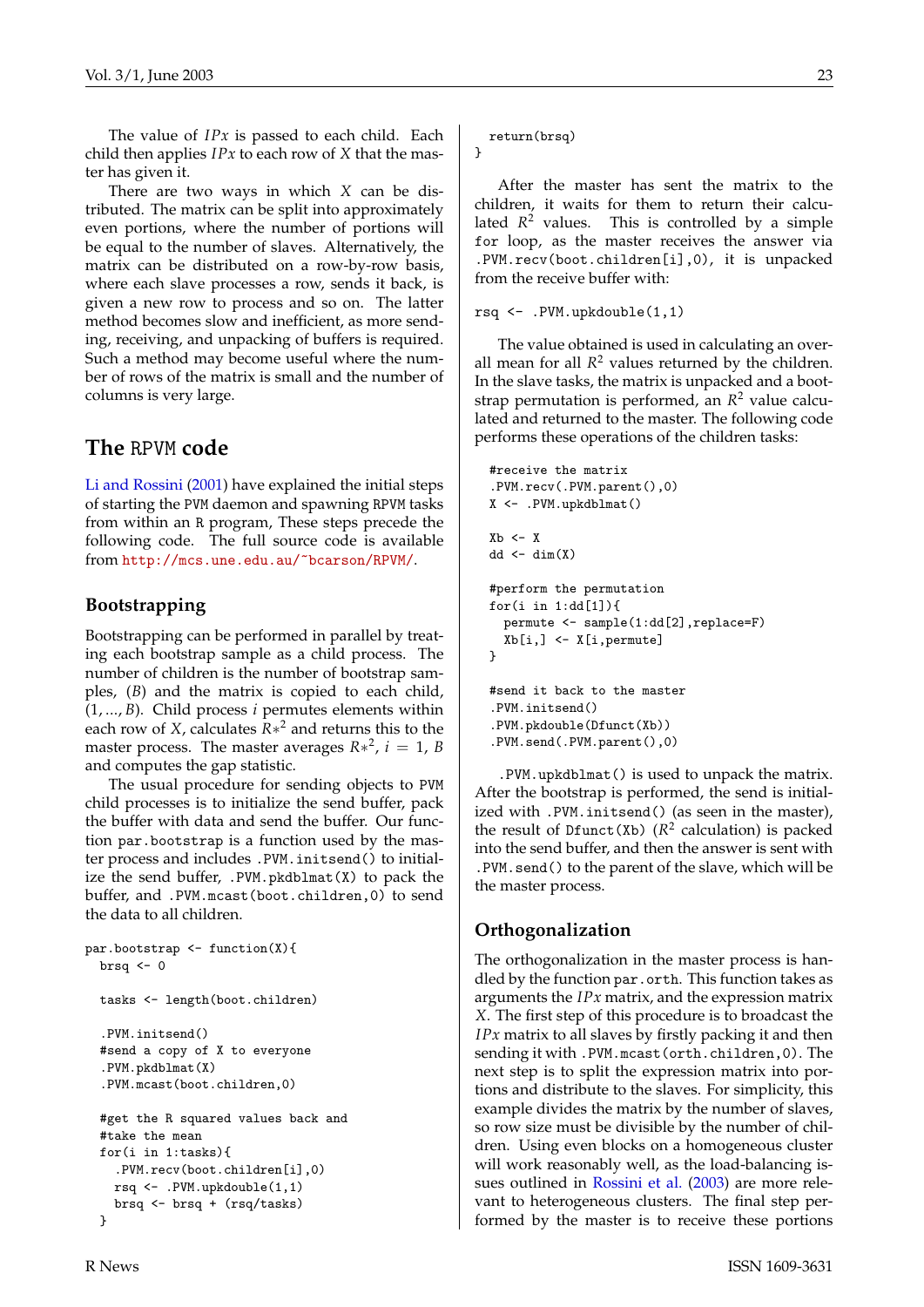The value of $IPx$ is passed to each child. Each child then applies $IPx$ to each row of $X$ that the master has given it.

There are two ways in which $X$ can be distributed. The matrix can be split into approximately even portions, where the number of portions will be equal to the number of slaves. Alternatively, the matrix can be distributed on a row-by-row basis, where each slave processes a row, sends it back, is given a new row to process and so on. The latter method becomes slow and inefficient, as more sending, receiving, and unpacking of buffers is required. Such a method may become useful where the number of rows of the matrix is small and the number of columns is very large.

## The RPVM code

Li and Rossini (2001) have explained the initial steps of starting the PVM daemon and spawning RPVM tasks from within an R program, These steps precede the following code. The full source code is available from http://mcs.une.edu.au/~bcarson/RPVM/.

### Bootstrapping

Bootstrapping can be performed in parallel by treating each bootstrap sample as a child process. The number of children is the number of bootstrap samples, ($B$) and the matrix is copied to each child, $(1, ..., B)$. Child process $i$ permutes elements within each row of $X$, calculates $R*^2$ and returns this to the master process. The master averages $R*^2$, $i = 1, B$ and computes the gap statistic.

The usual procedure for sending objects to PVM child processes is to initialize the send buffer, pack the buffer with data and send the buffer. Our function par.bootstrap is a function used by the master process and includes .PVM.initsend() to initialize the send buffer, .PVM.pkdblmat(X) to pack the buffer, and .PVM.mcast(boot.children,0) to send the data to all children.

```
par.bootstrap <- function(X){
  brsq <- 0

  tasks <- length(boot.children)

  .PVM.initsend()
  #send a copy of X to everyone
  .PVM.pkdblmat(X)
  .PVM.mcast(boot.children,0)

  #get the R squared values back and
  #take the mean
  for(i in 1:tasks){
    .PVM.recv(boot.children[i],0)
    rsq <- .PVM.upkdouble(1,1)
    brsq <- brsq + (rsq/tasks)
  }
  return(brsq)
}
```

After the master has sent the matrix to the children, it waits for them to return their calculated $R^2$ values. This is controlled by a simple for loop, as the master receives the answer via .PVM.recv(boot.children[i],0), it is unpacked from the receive buffer with:

```
rsq <- .PVM.upkdouble(1,1)
```

The value obtained is used in calculating an overall mean for all $R^2$ values returned by the children. In the slave tasks, the matrix is unpacked and a bootstrap permutation is performed, an $R^2$ value calculated and returned to the master. The following code performs these operations of the children tasks:

```
#receive the matrix
.PVM.recv(.PVM.parent(),0)
X <- .PVM.upkdblmat()

Xb <- X
dd <- dim(X)

#perform the permutation
for(i in 1:dd[1]){
  permute <- sample(1:dd[2],replace=F)
  Xb[i,] <- X[i,permute]
}

#send it back to the master
.PVM.initsend()
.PVM.pkdouble(Dfunct(Xb))
.PVM.send(.PVM.parent(),0)
```

.PVM.upkdblmat() is used to unpack the matrix. After the bootstrap is performed, the send is initialized with .PVM.initsend() (as seen in the master), the result of Dfunct(Xb) ($R^2$ calculation) is packed into the send buffer, and then the answer is sent with .PVM.send() to the parent of the slave, which will be the master process.

### Orthogonalization

The orthogonalization in the master process is handled by the function par.orth. This function takes as arguments the $IPx$ matrix, and the expression matrix $X$. The first step of this procedure is to broadcast the $IPx$ matrix to all slaves by firstly packing it and then sending it with .PVM.mcast(orth.children,0). The next step is to split the expression matrix into portions and distribute to the slaves. For simplicity, this example divides the matrix by the number of slaves, so row size must be divisible by the number of children. Using even blocks on a homogeneous cluster will work reasonably well, as the load-balancing issues outlined in Rossini et al. (2003) are more relevant to heterogeneous clusters. The final step performed by the master is to receive these portions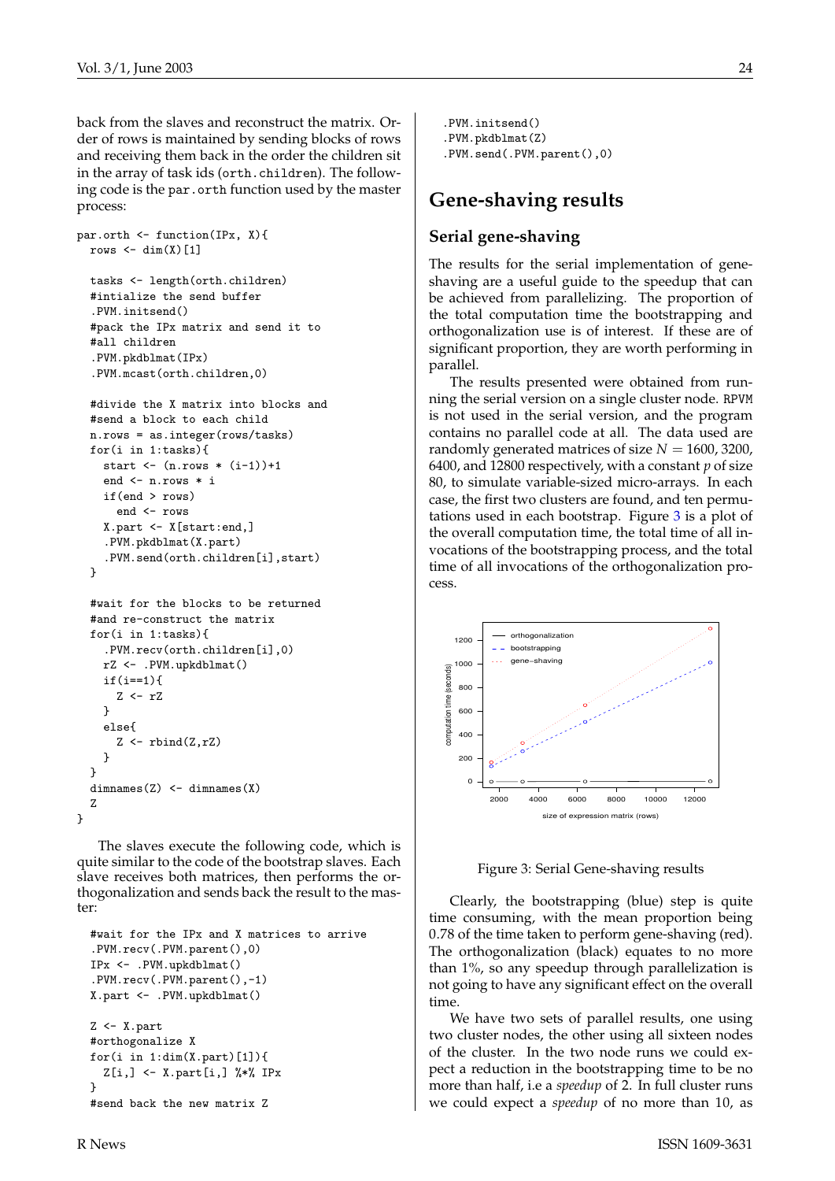back from the slaves and reconstruct the matrix. Order of rows is maintained by sending blocks of rows and receiving them back in the order the children sit in the array of task ids (`orth.children`). The following code is the `par.orth` function used by the master process:

```
par.orth <- function(IPx, X){
  rows <- dim(X)[1]

  tasks <- length(orth.children)
  #intialize the send buffer
  .PVM.initsend()
  #pack the IPx matrix and send it to
  #all children
  .PVM.pkdblmat(IPx)
  .PVM.mcast(orth.children,0)

  #divide the X matrix into blocks and
  #send a block to each child
  n.rows = as.integer(rows/tasks)
  for(i in 1:tasks){
    start <- (n.rows * (i-1))+1
    end <- n.rows * i
    if(end > rows)
      end <- rows
    X.part <- X[start:end,]
    .PVM.pkdblmat(X.part)
    .PVM.send(orth.children[i],start)
  }

  #wait for the blocks to be returned
  #and re-construct the matrix
  for(i in 1:tasks){
    .PVM.recv(orth.children[i],0)
    rZ <- .PVM.upkdblmat()
    if(i==1){
      Z <- rZ
    }
    else{
      Z <- rbind(Z,rZ)
    }
  }
  dimnames(Z) <- dimnames(X)
  Z
}
```

The slaves execute the following code, which is quite similar to the code of the bootstrap slaves. Each slave receives both matrices, then performs the orthogonalization and sends back the result to the master:

```
#wait for the IPx and X matrices to arrive
.PVM.recv(.PVM.parent(),0)
IPx <- .PVM.upkdblmat()
.PVM.recv(.PVM.parent(),-1)
X.part <- .PVM.upkdblmat()

Z <- X.part
#orthogonalize X
for(i in 1:dim(X.part)[1]){
  Z[i,] <- X.part[i,] %*% IPx
}
#send back the new matrix Z
.PVM.initsend()
.PVM.pkdblmat(Z)
.PVM.send(.PVM.parent(),0)
```

## Gene-shaving results

### Serial gene-shaving

The results for the serial implementation of gene-shaving are a useful guide to the speedup that can be achieved from parallelizing. The proportion of the total computation time the bootstrapping and orthogonalization use is of interest. If these are of significant proportion, they are worth performing in parallel.

The results presented were obtained from running the serial version on a single cluster node. RPVM is not used in the serial version, and the program contains no parallel code at all. The data used are randomly generated matrices of size $N = 1600$, 3200, 6400, and 12800 respectively, with a constant $p$ of size 80, to simulate variable-sized micro-arrays. In each case, the first two clusters are found, and ten permutations used in each bootstrap. Figure 3 is a plot of the overall computation time, the total time of all invocations of the bootstrapping process, and the total time of all invocations of the orthogonalization process.

Figure 3: Serial Gene-shaving results

Clearly, the bootstrapping (blue) step is quite time consuming, with the mean proportion being 0.78 of the time taken to perform gene-shaving (red). The orthogonalization (black) equates to no more than 1%, so any speedup through parallelization is not going to have any significant effect on the overall time.

We have two sets of parallel results, one using two cluster nodes, the other using all sixteen nodes of the cluster. In the two node runs we could expect a reduction in the bootstrapping time to be no more than half, i.e a *speedup* of 2. In full cluster runs we could expect a *speedup* of no more than 10, as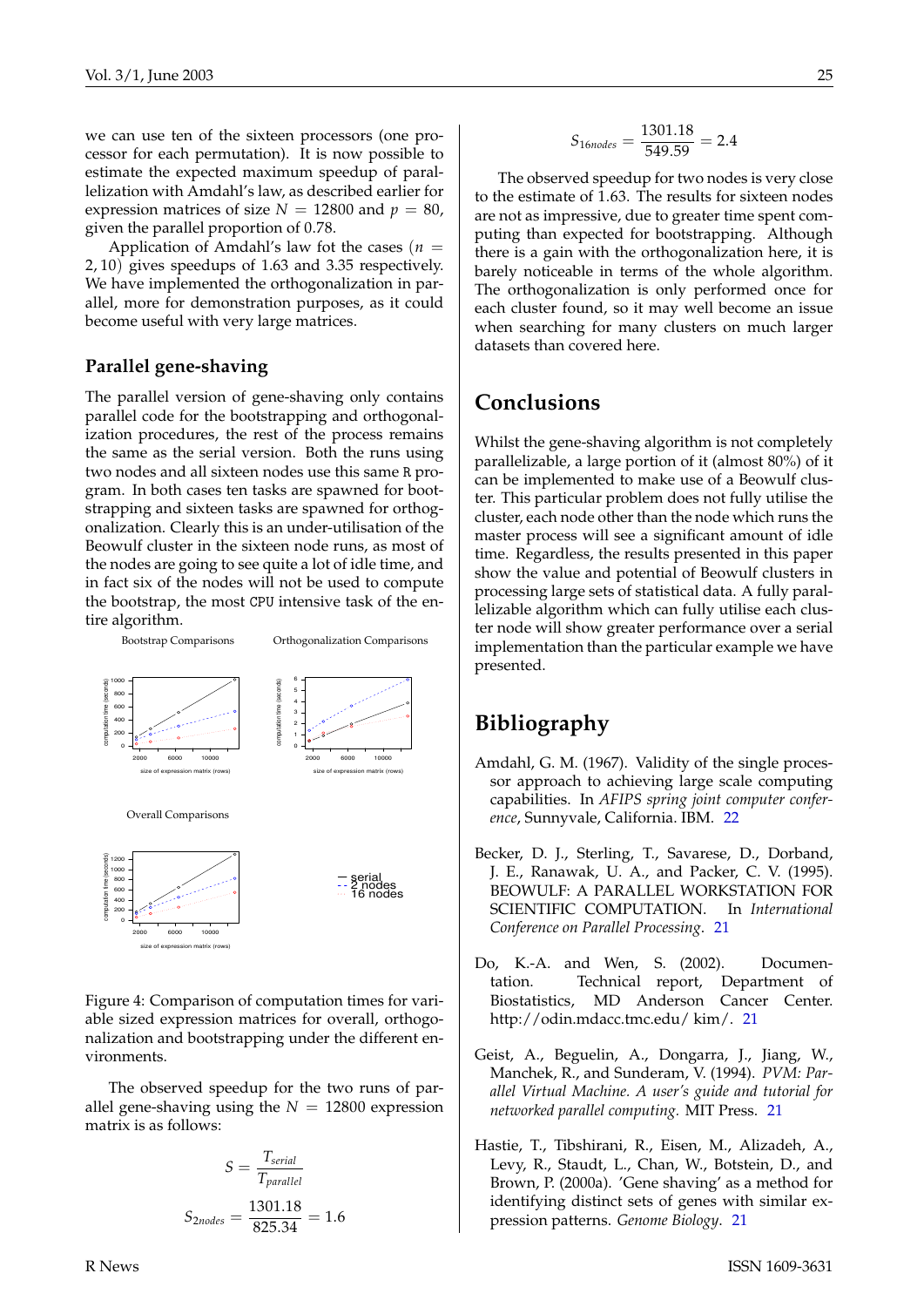we can use ten of the sixteen processors (one processor for each permutation). It is now possible to estimate the expected maximum speedup of parallelization with Amdahl's law, as described earlier for expression matrices of size $N = 12800$ and $p = 80$, given the parallel proportion of 0.78.

Application of Amdahl's law fot the cases $(n = 2, 10)$ gives speedups of 1.63 and 3.35 respectively. We have implemented the orthogonalization in parallel, more for demonstration purposes, as it could become useful with very large matrices.

## Parallel gene-shaving

The parallel version of gene-shaving only contains parallel code for the bootstrapping and orthogonalization procedures, the rest of the process remains the same as the serial version. Both the runs using two nodes and all sixteen nodes use this same R program. In both cases ten tasks are spawned for bootstrapping and sixteen tasks are spawned for orthogonalization. Clearly this is an under-utilisation of the Beowulf cluster in the sixteen node runs, as most of the nodes are going to see quite a lot of idle time, and in fact six of the nodes will not be used to compute the bootstrap, the most CPU intensive task of the entire algorithm.

Figure 4: Comparison of computation times for variable sized expression matrices for overall, orthogonalization and bootstrapping under the different environments.

The observed speedup for the two runs of parallel gene-shaving using the $N = 12800$ expression matrix is as follows:

$$S = \frac{T_{serial}}{T_{parallel}}$$

$$S_{2nodes} = \frac{1301.18}{825.34} = 1.6$$

$$S_{16nodes} = \frac{1301.18}{549.59} = 2.4$$

The observed speedup for two nodes is very close to the estimate of 1.63. The results for sixteen nodes are not as impressive, due to greater time spent computing than expected for bootstrapping. Although there is a gain with the orthogonalization here, it is barely noticeable in terms of the whole algorithm. The orthogonalization is only performed once for each cluster found, so it may well become an issue when searching for many clusters on much larger datasets than covered here.

## Conclusions

Whilst the gene-shaving algorithm is not completely parallelizable, a large portion of it (almost 80%) of it can be implemented to make use of a Beowulf cluster. This particular problem does not fully utilise the cluster, each node other than the node which runs the master process will see a significant amount of idle time. Regardless, the results presented in this paper show the value and potential of Beowulf clusters in processing large sets of statistical data. A fully parallelizable algorithm which can fully utilise each cluster node will show greater performance over a serial implementation than the particular example we have presented.

## Bibliography

Amdahl, G. M. (1967). Validity of the single processor approach to achieving large scale computing capabilities. In *AFIPS spring joint computer conference*, Sunnyvale, California. IBM. 22

Becker, D. J., Sterling, T., Savarese, D., Dorband, J. E., Ranawak, U. A., and Packer, C. V. (1995). BEOWULF: A PARALLEL WORKSTATION FOR SCIENTIFIC COMPUTATION. In *International Conference on Parallel Processing*. 21

Do, K.-A. and Wen, S. (2002). Documentation. Technical report, Department of Biostatistics, MD Anderson Cancer Center. http://odin.mdacc.tmc.edu/ kim/. 21

Geist, A., Beguelin, A., Dongarra, J., Jiang, W., Manchek, R., and Sunderam, V. (1994). *PVM: Parallel Virtual Machine. A user's guide and tutorial for networked parallel computing.* MIT Press. 21

Hastie, T., Tibshirani, R., Eisen, M., Alizadeh, A., Levy, R., Staudt, L., Chan, W., Botstein, D., and Brown, P. (2000a). 'Gene shaving' as a method for identifying distinct sets of genes with similar expression patterns. *Genome Biology*. 21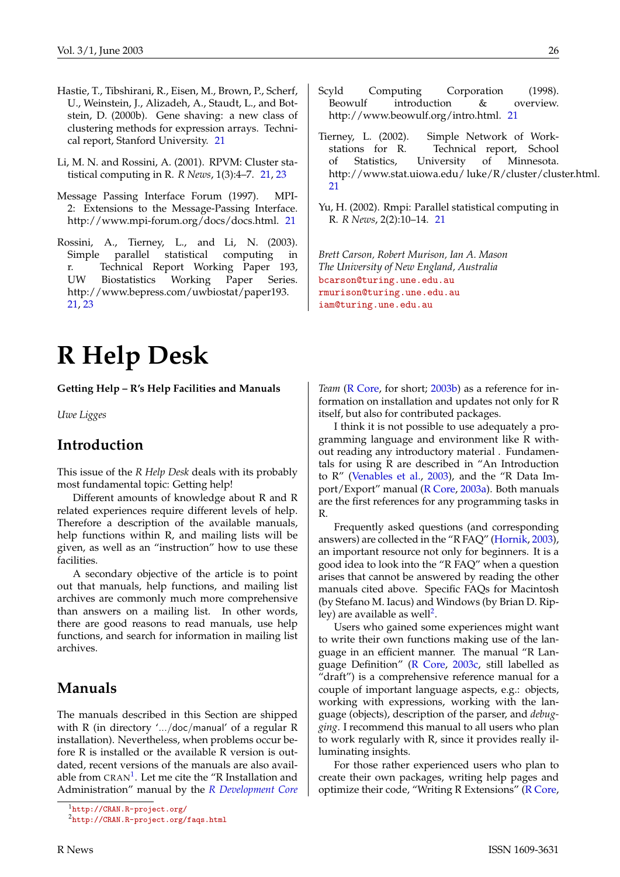Hastie, T., Tibshirani, R., Eisen, M., Brown, P., Scherf, U., Weinstein, J., Alizadeh, A., Staudt, L., and Botstein, D. (2000b). Gene shaving: a new class of clustering methods for expression arrays. Technical report, Stanford University. 21

Li, M. N. and Rossini, A. (2001). RPVM: Cluster statistical computing in R. *R News*, 1(3):4–7. 21, 23

Message Passing Interface Forum (1997). MPI-2: Extensions to the Message-Passing Interface. http://www.mpi-forum.org/docs/docs.html. 21

Rossini, A., Tierney, L., and Li, N. (2003). Simple parallel statistical computing in r. Technical Report Working Paper 193, UW Biostatistics Working Paper Series. http://www.bepress.com/uwbiostat/paper193. 21, 23

Scyld Computing Corporation (1998). Beowulf introduction & overview. http://www.beowulf.org/intro.html. 21

Tierney, L. (2002). Simple Network of Workstations for R. Technical report, School of Statistics, University of Minnesota. http://www.stat.uiowa.edu/ luke/R/cluster/cluster.html. 21

Yu, H. (2002). Rmpi: Parallel statistical computing in R. *R News*, 2(2):10–14. 21

*Brett Carson, Robert Murison, Ian A. Mason*
*The University of New England, Australia*
bcarson@turing.une.edu.au
rmurison@turing.une.edu.au
iam@turing.une.edu.au

# R Help Desk

**Getting Help – R's Help Facilities and Manuals**

*Uwe Ligges*

## Introduction

This issue of the *R Help Desk* deals with its probably most fundamental topic: Getting help!

Different amounts of knowledge about R and R related experiences require different levels of help. Therefore a description of the available manuals, help functions within R, and mailing lists will be given, as well as an "instruction" how to use these facilities.

A secondary objective of the article is to point out that manuals, help functions, and mailing list archives are commonly much more comprehensive than answers on a mailing list. In other words, there are good reasons to read manuals, use help functions, and search for information in mailing list archives.

## Manuals

The manuals described in this Section are shipped with R (in directory '.../doc/manual' of a regular R installation). Nevertheless, when problems occur before R is installed or the available R version is outdated, recent versions of the manuals are also available from CRAN[1]. Let me cite the "R Installation and Administration" manual by the *R Development Core Team* (R Core, for short; 2003b) as a reference for information on installation and updates not only for R itself, but also for contributed packages.

I think it is not possible to use adequately a programming language and environment like R without reading any introductory material . Fundamentals for using R are described in "An Introduction to R" (Venables et al., 2003), and the "R Data Import/Export" manual (R Core, 2003a). Both manuals are the first references for any programming tasks in R.

Frequently asked questions (and corresponding answers) are collected in the "R FAQ" (Hornik, 2003), an important resource not only for beginners. It is a good idea to look into the "R FAQ" when a question arises that cannot be answered by reading the other manuals cited above. Specific FAQs for Macintosh (by Stefano M. Iacus) and Windows (by Brian D. Ripley) are available as well[2].

Users who gained some experiences might want to write their own functions making use of the language in an efficient manner. The manual "R Language Definition" (R Core, 2003c, still labelled as "draft") is a comprehensive reference manual for a couple of important language aspects, e.g.: objects, working with expressions, working with the language (objects), description of the parser, and *debugging*. I recommend this manual to all users who plan to work regularly with R, since it provides really illuminating insights.

For those rather experienced users who plan to create their own packages, writing help pages and optimize their code, "Writing R Extensions" (R Core,

[1] http://CRAN.R-project.org/

[2] http://CRAN.R-project.org/faqs.html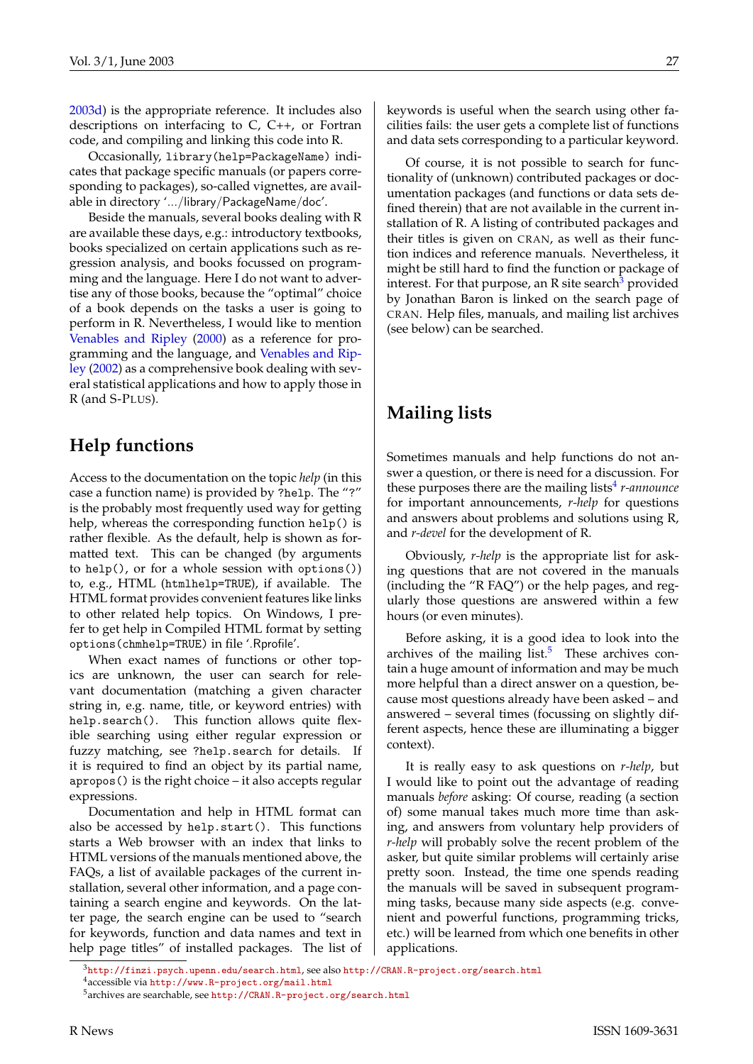2003d) is the appropriate reference. It includes also descriptions on interfacing to C, C++, or Fortran code, and compiling and linking this code into R.

Occasionally, `library(help=PackageName)` indicates that package specific manuals (or papers corresponding to packages), so-called vignettes, are available in directory '.../library/PackageName/doc'.

Beside the manuals, several books dealing with R are available these days, e.g.: introductory textbooks, books specialized on certain applications such as regression analysis, and books focussed on programming and the language. Here I do not want to advertise any of those books, because the "optimal" choice of a book depends on the tasks a user is going to perform in R. Nevertheless, I would like to mention Venables and Ripley (2000) as a reference for programming and the language, and Venables and Ripley (2002) as a comprehensive book dealing with several statistical applications and how to apply those in R (and S-PLUS).

## Help functions

Access to the documentation on the topic *help* (in this case a function name) is provided by `?help`. The "?" is the probably most frequently used way for getting help, whereas the corresponding function `help()` is rather flexible. As the default, help is shown as formatted text. This can be changed (by arguments to `help()`, or for a whole session with `options()`) to, e.g., HTML (`htmlhelp=TRUE`), if available. The HTML format provides convenient features like links to other related help topics. On Windows, I prefer to get help in Compiled HTML format by setting `options(chmhelp=TRUE)` in file '.Rprofile'.

When exact names of functions or other topics are unknown, the user can search for relevant documentation (matching a given character string in, e.g. name, title, or keyword entries) with `help.search()`. This function allows quite flexible searching using either regular expression or fuzzy matching, see `?help.search` for details. If it is required to find an object by its partial name, `apropos()` is the right choice – it also accepts regular expressions.

Documentation and help in HTML format can also be accessed by `help.start()`. This functions starts a Web browser with an index that links to HTML versions of the manuals mentioned above, the FAQs, a list of available packages of the current installation, several other information, and a page containing a search engine and keywords. On the latter page, the search engine can be used to "search for keywords, function and data names and text in help page titles" of installed packages. The list of keywords is useful when the search using other facilities fails: the user gets a complete list of functions and data sets corresponding to a particular keyword.

Of course, it is not possible to search for functionality of (unknown) contributed packages or documentation packages (and functions or data sets defined therein) that are not available in the current installation of R. A listing of contributed packages and their titles is given on CRAN, as well as their function indices and reference manuals. Nevertheless, it might be still hard to find the function or package of interest. For that purpose, an R site search[3] provided by Jonathan Baron is linked on the search page of CRAN. Help files, manuals, and mailing list archives (see below) can be searched.

## Mailing lists

Sometimes manuals and help functions do not answer a question, or there is need for a discussion. For these purposes there are the mailing lists[4] *r-announce* for important announcements, *r-help* for questions and answers about problems and solutions using R, and *r-devel* for the development of R.

Obviously, *r-help* is the appropriate list for asking questions that are not covered in the manuals (including the "R FAQ") or the help pages, and regularly those questions are answered within a few hours (or even minutes).

Before asking, it is a good idea to look into the archives of the mailing list.[5] These archives contain a huge amount of information and may be much more helpful than a direct answer on a question, because most questions already have been asked – and answered – several times (focussing on slightly different aspects, hence these are illuminating a bigger context).

It is really easy to ask questions on *r-help*, but I would like to point out the advantage of reading manuals *before* asking: Of course, reading (a section of) some manual takes much more time than asking, and answers from voluntary help providers of *r-help* will probably solve the recent problem of the asker, but quite similar problems will certainly arise pretty soon. Instead, the time one spends reading the manuals will be saved in subsequent programming tasks, because many side aspects (e.g. convenient and powerful functions, programming tricks, etc.) will be learned from which one benefits in other applications.

---

[3] http://finzi.psych.upenn.edu/search.html, see also http://CRAN.R-project.org/search.html

[4] accessible via http://www.R-project.org/mail.html

[5] archives are searchable, see http://CRAN.R-project.org/search.html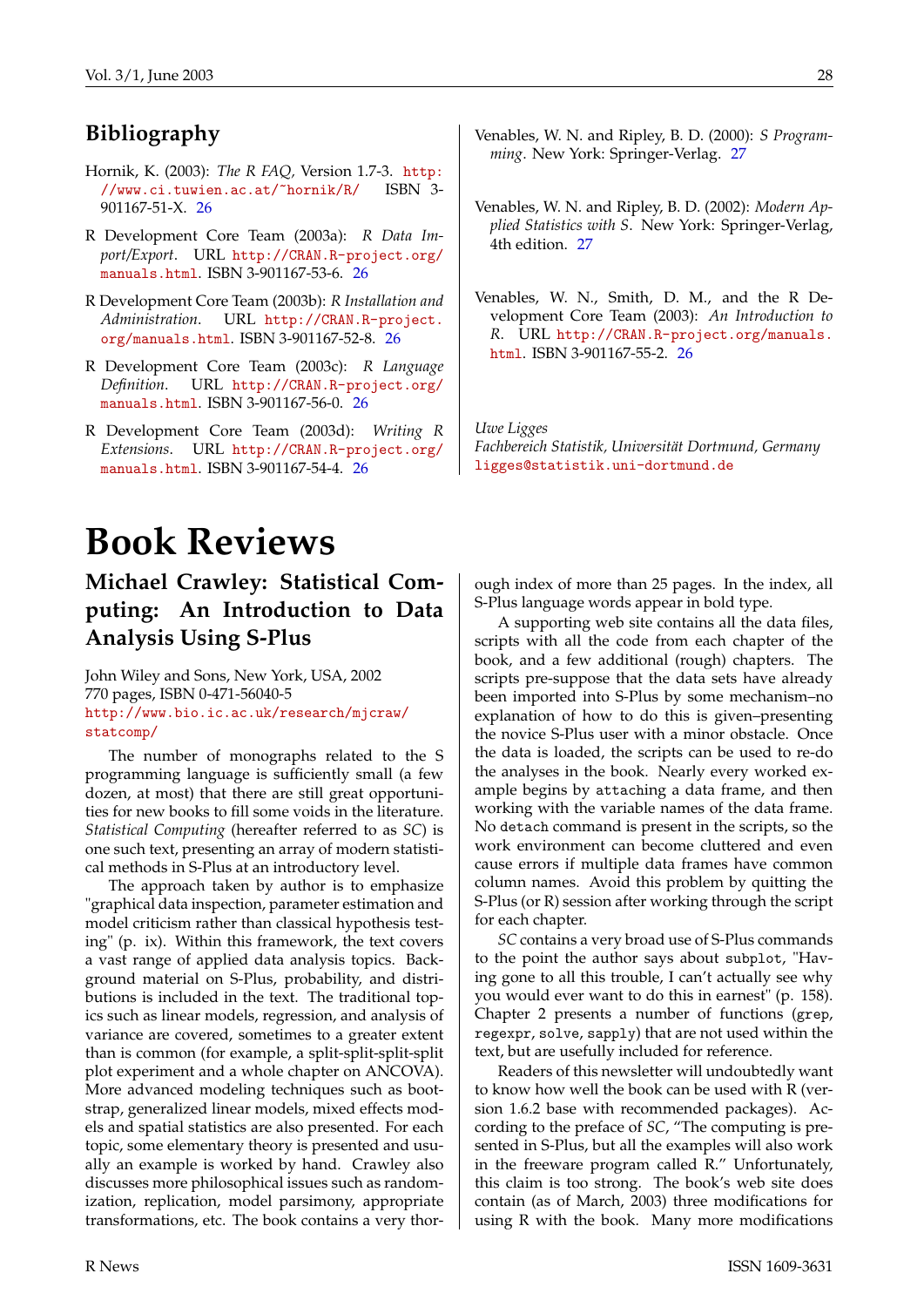## Bibliography

Hornik, K. (2003): *The R FAQ*, Version 1.7-3. http://www.ci.tuwien.ac.at/~hornik/R/ ISBN 3-901167-51-X. 26

R Development Core Team (2003a): *R Data Import/Export*. URL http://CRAN.R-project.org/manuals.html. ISBN 3-901167-53-6. 26

R Development Core Team (2003b): *R Installation and Administration*. URL http://CRAN.R-project.org/manuals.html. ISBN 3-901167-52-8. 26

R Development Core Team (2003c): *R Language Definition*. URL http://CRAN.R-project.org/manuals.html. ISBN 3-901167-56-0. 26

R Development Core Team (2003d): *Writing R Extensions*. URL http://CRAN.R-project.org/manuals.html. ISBN 3-901167-54-4. 26

Venables, W. N. and Ripley, B. D. (2000): *S Programming*. New York: Springer-Verlag. 27

Venables, W. N. and Ripley, B. D. (2002): *Modern Applied Statistics with S*. New York: Springer-Verlag, 4th edition. 27

Venables, W. N., Smith, D. M., and the R Development Core Team (2003): *An Introduction to R*. URL http://CRAN.R-project.org/manuals.html. ISBN 3-901167-55-2. 26

*Uwe Ligges*
*Fachbereich Statistik, Universität Dortmund, Germany*
ligges@statistik.uni-dortmund.de

# Book Reviews

## Michael Crawley: Statistical Computing: An Introduction to Data Analysis Using S-Plus

John Wiley and Sons, New York, USA, 2002
770 pages, ISBN 0-471-56040-5
http://www.bio.ic.ac.uk/research/mjcraw/statcomp/

The number of monographs related to the S programming language is sufficiently small (a few dozen, at most) that there are still great opportunities for new books to fill some voids in the literature. *Statistical Computing* (hereafter referred to as *SC*) is one such text, presenting an array of modern statistical methods in S-Plus at an introductory level.

The approach taken by author is to emphasize "graphical data inspection, parameter estimation and model criticism rather than classical hypothesis testing" (p. ix). Within this framework, the text covers a vast range of applied data analysis topics. Background material on S-Plus, probability, and distributions is included in the text. The traditional topics such as linear models, regression, and analysis of variance are covered, sometimes to a greater extent than is common (for example, a split-split-split-split plot experiment and a whole chapter on ANCOVA). More advanced modeling techniques such as bootstrap, generalized linear models, mixed effects models and spatial statistics are also presented. For each topic, some elementary theory is presented and usually an example is worked by hand. Crawley also discusses more philosophical issues such as randomization, replication, model parsimony, appropriate transformations, etc. The book contains a very thorough index of more than 25 pages. In the index, all S-Plus language words appear in bold type.

A supporting web site contains all the data files, scripts with all the code from each chapter of the book, and a few additional (rough) chapters. The scripts pre-suppose that the data sets have already been imported into S-Plus by some mechanism–no explanation of how to do this is given–presenting the novice S-Plus user with a minor obstacle. Once the data is loaded, the scripts can be used to re-do the analyses in the book. Nearly every worked example begins by `attach`ing a data frame, and then working with the variable names of the data frame. No `detach` command is present in the scripts, so the work environment can become cluttered and even cause errors if multiple data frames have common column names. Avoid this problem by quitting the S-Plus (or R) session after working through the script for each chapter.

*SC* contains a very broad use of S-Plus commands to the point the author says about `subplot`, "Having gone to all this trouble, I can't actually see why you would ever want to do this in earnest" (p. 158). Chapter 2 presents a number of functions (`grep`, `regexpr`, `solve`, `sapply`) that are not used within the text, but are usefully included for reference.

Readers of this newsletter will undoubtedly want to know how well the book can be used with R (version 1.6.2 base with recommended packages). According to the preface of *SC*, "The computing is presented in S-Plus, but all the examples will also work in the freeware program called R." Unfortunately, this claim is too strong. The book's web site does contain (as of March, 2003) three modifications for using R with the book. Many more modifications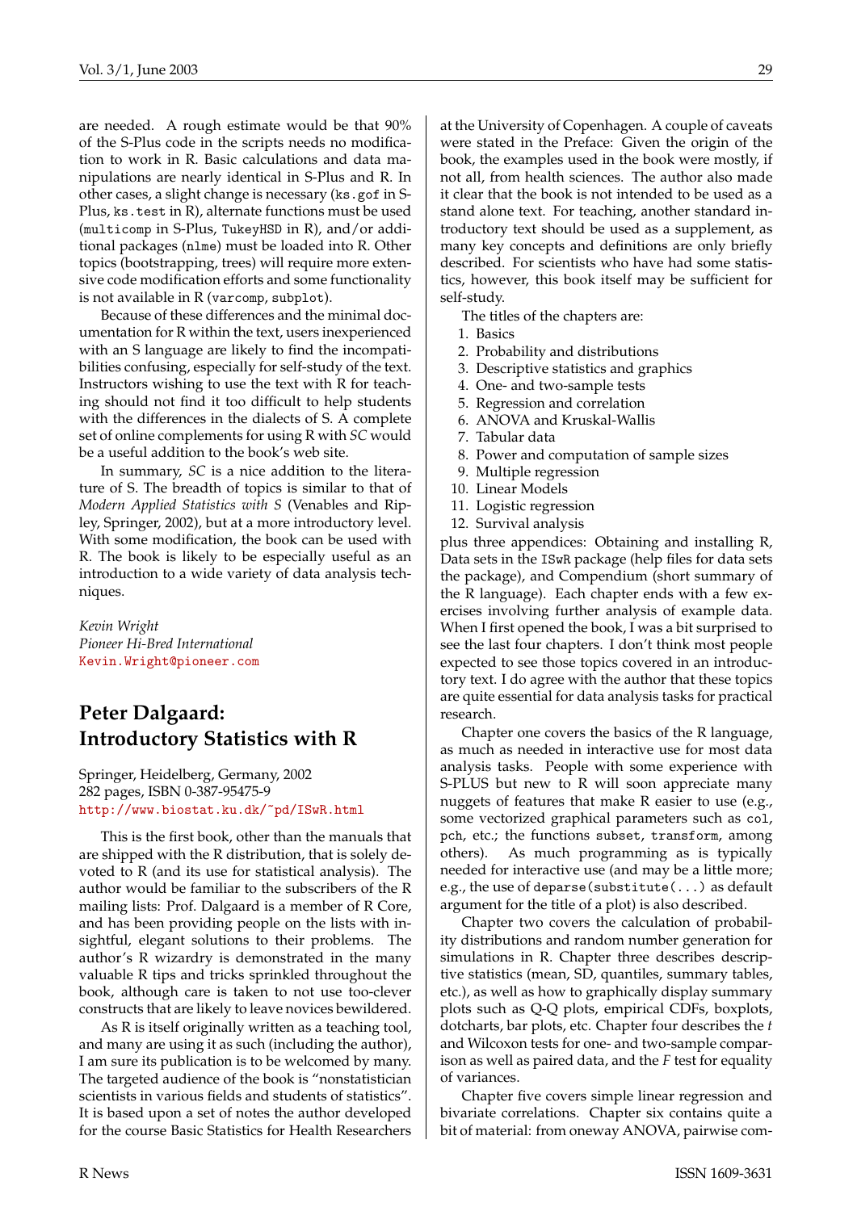are needed. A rough estimate would be that 90% of the S-Plus code in the scripts needs no modification to work in R. Basic calculations and data manipulations are nearly identical in S-Plus and R. In other cases, a slight change is necessary (`ks.gof` in S-Plus, `ks.test` in R), alternate functions must be used (`multicomp` in S-Plus, `TukeyHSD` in R), and/or additional packages (`nlme`) must be loaded into R. Other topics (bootstrapping, trees) will require more extensive code modification efforts and some functionality is not available in R (`varcomp`, `subplot`).

Because of these differences and the minimal documentation for R within the text, users inexperienced with an S language are likely to find the incompatibilities confusing, especially for self-study of the text. Instructors wishing to use the text with R for teaching should not find it too difficult to help students with the differences in the dialects of S. A complete set of online complements for using R with *SC* would be a useful addition to the book's web site.

In summary, *SC* is a nice addition to the literature of S. The breadth of topics is similar to that of *Modern Applied Statistics with S* (Venables and Ripley, Springer, 2002), but at a more introductory level. With some modification, the book can be used with R. The book is likely to be especially useful as an introduction to a wide variety of data analysis techniques.

*Kevin Wright*
*Pioneer Hi-Bred International*
Kevin.Wright@pioneer.com

## Peter Dalgaard: Introductory Statistics with R

Springer, Heidelberg, Germany, 2002
282 pages, ISBN 0-387-95475-9
http://www.biostat.ku.dk/~pd/ISwR.html

This is the first book, other than the manuals that are shipped with the R distribution, that is solely devoted to R (and its use for statistical analysis). The author would be familiar to the subscribers of the R mailing lists: Prof. Dalgaard is a member of R Core, and has been providing people on the lists with insightful, elegant solutions to their problems. The author's R wizardry is demonstrated in the many valuable R tips and tricks sprinkled throughout the book, although care is taken to not use too-clever constructs that are likely to leave novices bewildered.

As R is itself originally written as a teaching tool, and many are using it as such (including the author), I am sure its publication is to be welcomed by many. The targeted audience of the book is "nonstatistician scientists in various fields and students of statistics". It is based upon a set of notes the author developed for the course Basic Statistics for Health Researchers at the University of Copenhagen. A couple of caveats were stated in the Preface: Given the origin of the book, the examples used in the book were mostly, if not all, from health sciences. The author also made it clear that the book is not intended to be used as a stand alone text. For teaching, another standard introductory text should be used as a supplement, as many key concepts and definitions are only briefly described. For scientists who have had some statistics, however, this book itself may be sufficient for self-study.

The titles of the chapters are:

1. Basics
2. Probability and distributions
3. Descriptive statistics and graphics
4. One- and two-sample tests
5. Regression and correlation
6. ANOVA and Kruskal-Wallis
7. Tabular data
8. Power and computation of sample sizes
9. Multiple regression
10. Linear Models
11. Logistic regression
12. Survival analysis

plus three appendices: Obtaining and installing R, Data sets in the `ISwR` package (help files for data sets the package), and Compendium (short summary of the R language). Each chapter ends with a few exercises involving further analysis of example data. When I first opened the book, I was a bit surprised to see the last four chapters. I don't think most people expected to see those topics covered in an introductory text. I do agree with the author that these topics are quite essential for data analysis tasks for practical research.

Chapter one covers the basics of the R language, as much as needed in interactive use for most data analysis tasks. People with some experience with S-PLUS but new to R will soon appreciate many nuggets of features that make R easier to use (e.g., some vectorized graphical parameters such as `col`, `pch`, etc.; the functions `subset`, `transform`, among others). As much programming as is typically needed for interactive use (and may be a little more; e.g., the use of `deparse(substitute(...)` as default argument for the title of a plot) is also described.

Chapter two covers the calculation of probability distributions and random number generation for simulations in R. Chapter three describes descriptive statistics (mean, SD, quantiles, summary tables, etc.), as well as how to graphically display summary plots such as Q-Q plots, empirical CDFs, boxplots, dotcharts, bar plots, etc. Chapter four describes the *t* and Wilcoxon tests for one- and two-sample comparison as well as paired data, and the *F* test for equality of variances.

Chapter five covers simple linear regression and bivariate correlations. Chapter six contains quite a bit of material: from oneway ANOVA, pairwise com-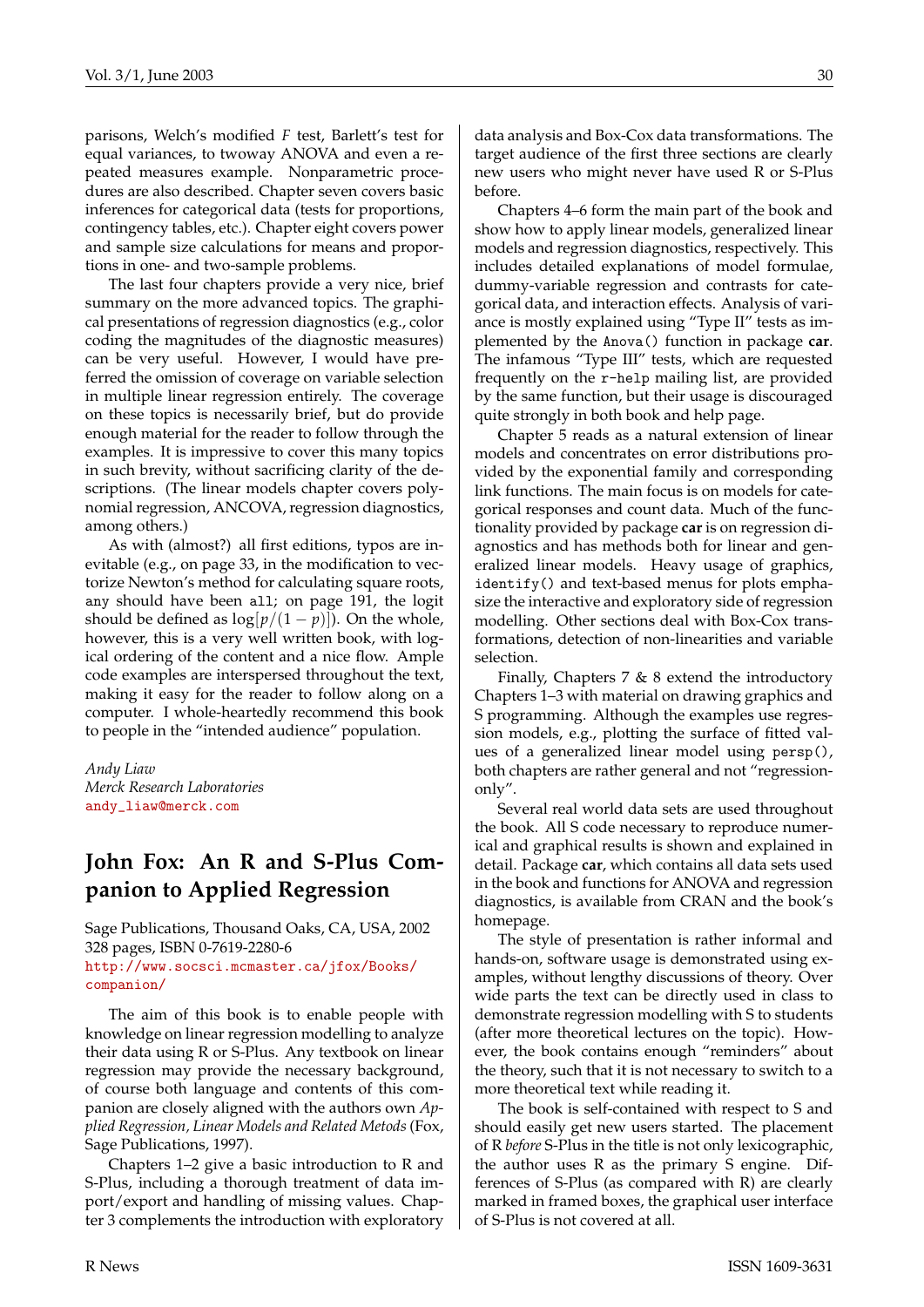parisons, Welch's modified *F* test, Barlett's test for equal variances, to twoway ANOVA and even a repeated measures example. Nonparametric procedures are also described. Chapter seven covers basic inferences for categorical data (tests for proportions, contingency tables, etc.). Chapter eight covers power and sample size calculations for means and proportions in one- and two-sample problems.

The last four chapters provide a very nice, brief summary on the more advanced topics. The graphical presentations of regression diagnostics (e.g., color coding the magnitudes of the diagnostic measures) can be very useful. However, I would have preferred the omission of coverage on variable selection in multiple linear regression entirely. The coverage on these topics is necessarily brief, but do provide enough material for the reader to follow through the examples. It is impressive to cover this many topics in such brevity, without sacrificing clarity of the descriptions. (The linear models chapter covers polynomial regression, ANCOVA, regression diagnostics, among others.)

As with (almost?) all first editions, typos are inevitable (e.g., on page 33, in the modification to vectorize Newton's method for calculating square roots, `any` should have been `all`; on page 191, the logit should be defined as $\log[p/(1-p)]$). On the whole, however, this is a very well written book, with logical ordering of the content and a nice flow. Ample code examples are interspersed throughout the text, making it easy for the reader to follow along on a computer. I whole-heartedly recommend this book to people in the "intended audience" population.

*Andy Liaw*
*Merck Research Laboratories*
andy_liaw@merck.com

## John Fox: An R and S-Plus Companion to Applied Regression

Sage Publications, Thousand Oaks, CA, USA, 2002
328 pages, ISBN 0-7619-2280-6
http://www.socsci.mcmaster.ca/jfox/Books/companion/

The aim of this book is to enable people with knowledge on linear regression modelling to analyze their data using R or S-Plus. Any textbook on linear regression may provide the necessary background, of course both language and contents of this companion are closely aligned with the authors own *Applied Regression, Linear Models and Related Metods* (Fox, Sage Publications, 1997).

Chapters 1–2 give a basic introduction to R and S-Plus, including a thorough treatment of data import/export and handling of missing values. Chapter 3 complements the introduction with exploratory data analysis and Box-Cox data transformations. The target audience of the first three sections are clearly new users who might never have used R or S-Plus before.

Chapters 4–6 form the main part of the book and show how to apply linear models, generalized linear models and regression diagnostics, respectively. This includes detailed explanations of model formulae, dummy-variable regression and contrasts for categorical data, and interaction effects. Analysis of variance is mostly explained using "Type II" tests as implemented by the `Anova()` function in package **car**. The infamous "Type III" tests, which are requested frequently on the `r-help` mailing list, are provided by the same function, but their usage is discouraged quite strongly in both book and help page.

Chapter 5 reads as a natural extension of linear models and concentrates on error distributions provided by the exponential family and corresponding link functions. The main focus is on models for categorical responses and count data. Much of the functionality provided by package **car** is on regression diagnostics and has methods both for linear and generalized linear models. Heavy usage of graphics, `identify()` and text-based menus for plots emphasize the interactive and exploratory side of regression modelling. Other sections deal with Box-Cox transformations, detection of non-linearities and variable selection.

Finally, Chapters 7 & 8 extend the introductory Chapters 1–3 with material on drawing graphics and S programming. Although the examples use regression models, e.g., plotting the surface of fitted values of a generalized linear model using `persp()`, both chapters are rather general and not "regression-only".

Several real world data sets are used throughout the book. All S code necessary to reproduce numerical and graphical results is shown and explained in detail. Package **car**, which contains all data sets used in the book and functions for ANOVA and regression diagnostics, is available from CRAN and the book's homepage.

The style of presentation is rather informal and hands-on, software usage is demonstrated using examples, without lengthy discussions of theory. Over wide parts the text can be directly used in class to demonstrate regression modelling with S to students (after more theoretical lectures on the topic). However, the book contains enough "reminders" about the theory, such that it is not necessary to switch to a more theoretical text while reading it.

The book is self-contained with respect to S and should easily get new users started. The placement of R *before* S-Plus in the title is not only lexicographic, the author uses R as the primary S engine. Differences of S-Plus (as compared with R) are clearly marked in framed boxes, the graphical user interface of S-Plus is not covered at all.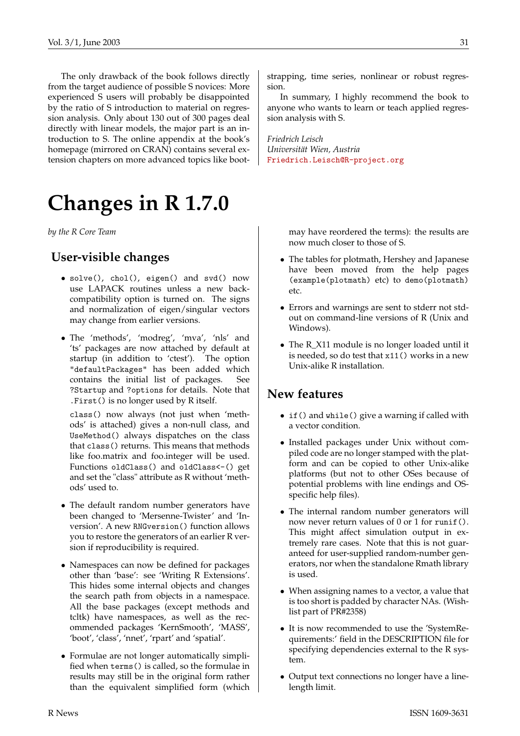The only drawback of the book follows directly from the target audience of possible S novices: More experienced S users will probably be disappointed by the ratio of S introduction to material on regression analysis. Only about 130 out of 300 pages deal directly with linear models, the major part is an introduction to S. The online appendix at the book's homepage (mirrored on CRAN) contains several extension chapters on more advanced topics like bootstrapping, time series, nonlinear or robust regression.

In summary, I highly recommend the book to anyone who wants to learn or teach applied regression analysis with S.

*Friedrich Leisch*
*Universität Wien, Austria*
Friedrich.Leisch@R-project.org

# Changes in R 1.7.0

*by the R Core Team*

## User-visible changes

- `solve()`, `chol()`, `eigen()` and `svd()` now use LAPACK routines unless a new back-compatibility option is turned on. The signs and normalization of eigen/singular vectors may change from earlier versions.

- The 'methods', 'modreg', 'mva', 'nls' and 'ts' packages are now attached by default at startup (in addition to 'ctest'). The option `"defaultPackages"` has been added which contains the initial list of packages. See `?Startup` and `?options` for details. Note that `.First()` is no longer used by R itself.

  `class()` now always (not just when 'methods' is attached) gives a non-null class, and `UseMethod()` always dispatches on the class that `class()` returns. This means that methods like foo.matrix and foo.integer will be used. Functions `oldClass()` and `oldClass<-()` get and set the "class" attribute as R without 'methods' used to.

- The default random number generators have been changed to 'Mersenne-Twister' and 'Inversion'. A new `RNGversion()` function allows you to restore the generators of an earlier R version if reproducibility is required.

- Namespaces can now be defined for packages other than 'base': see 'Writing R Extensions'. This hides some internal objects and changes the search path from objects in a namespace. All the base packages (except methods and tcltk) have namespaces, as well as the recommended packages 'KernSmooth', 'MASS', 'boot', 'class', 'nnet', 'rpart' and 'spatial'.

- Formulae are not longer automatically simplified when `terms()` is called, so the formulae in results may still be in the original form rather than the equivalent simplified form (which may have reordered the terms): the results are now much closer to those of S.

- The tables for plotmath, Hershey and Japanese have been moved from the help pages (`example(plotmath)` etc) to `demo(plotmath)` etc.

- Errors and warnings are sent to stderr not stdout on command-line versions of R (Unix and Windows).

- The R_X11 module is no longer loaded until it is needed, so do test that `x11()` works in a new Unix-alike R installation.

## New features

- `if()` and `while()` give a warning if called with a vector condition.

- Installed packages under Unix without compiled code are no longer stamped with the platform and can be copied to other Unix-alike platforms (but not to other OSes because of potential problems with line endings and OS-specific help files).

- The internal random number generators will now never return values of 0 or 1 for `runif()`. This might affect simulation output in extremely rare cases. Note that this is not guaranteed for user-supplied random-number generators, nor when the standalone Rmath library is used.

- When assigning names to a vector, a value that is too short is padded by character NAs. (Wishlist part of PR#2358)

- It is now recommended to use the 'SystemRequirements:' field in the DESCRIPTION file for specifying dependencies external to the R system.

- Output text connections no longer have a line-length limit.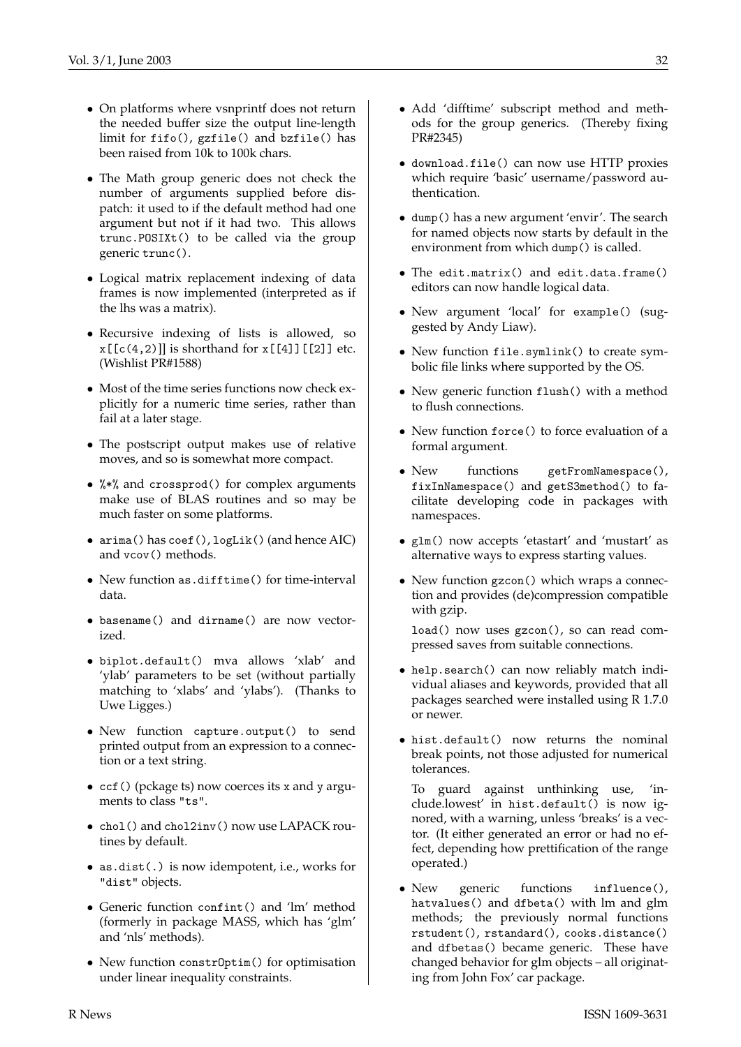- On platforms where vsnprintf does not return the needed buffer size the output line-length limit for fifo(), gzfile() and bzfile() has been raised from 10k to 100k chars.

- The Math group generic does not check the number of arguments supplied before dispatch: it used to if the default method had one argument but not if it had two. This allows trunc.POSIXt() to be called via the group generic trunc().

- Logical matrix replacement indexing of data frames is now implemented (interpreted as if the lhs was a matrix).

- Recursive indexing of lists is allowed, so x[[c(4,2)]] is shorthand for x[[4]][[2]] etc. (Wishlist PR#1588)

- Most of the time series functions now check explicitly for a numeric time series, rather than fail at a later stage.

- The postscript output makes use of relative moves, and so is somewhat more compact.

- %*% and crossprod() for complex arguments make use of BLAS routines and so may be much faster on some platforms.

- arima() has coef(), logLik() (and hence AIC) and vcov() methods.

- New function as.difftime() for time-interval data.

- basename() and dirname() are now vectorized.

- biplot.default() mva allows 'xlab' and 'ylab' parameters to be set (without partially matching to 'xlabs' and 'ylabs'). (Thanks to Uwe Ligges.)

- New function capture.output() to send printed output from an expression to a connection or a text string.

- ccf() (pckage ts) now coerces its x and y arguments to class "ts".

- chol() and chol2inv() now use LAPACK routines by default.

- as.dist(.) is now idempotent, i.e., works for "dist" objects.

- Generic function confint() and 'lm' method (formerly in package MASS, which has 'glm' and 'nls' methods).

- New function constrOptim() for optimisation under linear inequality constraints.

- Add 'difftime' subscript method and methods for the group generics. (Thereby fixing PR#2345)

- download.file() can now use HTTP proxies which require 'basic' username/password authentication.

- dump() has a new argument 'envir'. The search for named objects now starts by default in the environment from which dump() is called.

- The edit.matrix() and edit.data.frame() editors can now handle logical data.

- New argument 'local' for example() (suggested by Andy Liaw).

- New function file.symlink() to create symbolic file links where supported by the OS.

- New generic function flush() with a method to flush connections.

- New function force() to force evaluation of a formal argument.

- New functions getFromNamespace(), fixInNamespace() and getS3method() to facilitate developing code in packages with namespaces.

- glm() now accepts 'etastart' and 'mustart' as alternative ways to express starting values.

- New function gzcon() which wraps a connection and provides (de)compression compatible with gzip.

  load() now uses gzcon(), so can read compressed saves from suitable connections.

- help.search() can now reliably match individual aliases and keywords, provided that all packages searched were installed using R 1.7.0 or newer.

- hist.default() now returns the nominal break points, not those adjusted for numerical tolerances.

  To guard against unthinking use, 'include.lowest' in hist.default() is now ignored, with a warning, unless 'breaks' is a vector. (It either generated an error or had no effect, depending how prettification of the range operated.)

- New generic functions influence(), hatvalues() and dfbeta() with lm and glm methods; the previously normal functions rstudent(), rstandard(), cooks.distance() and dfbetas() became generic. These have changed behavior for glm objects – all originating from John Fox' car package.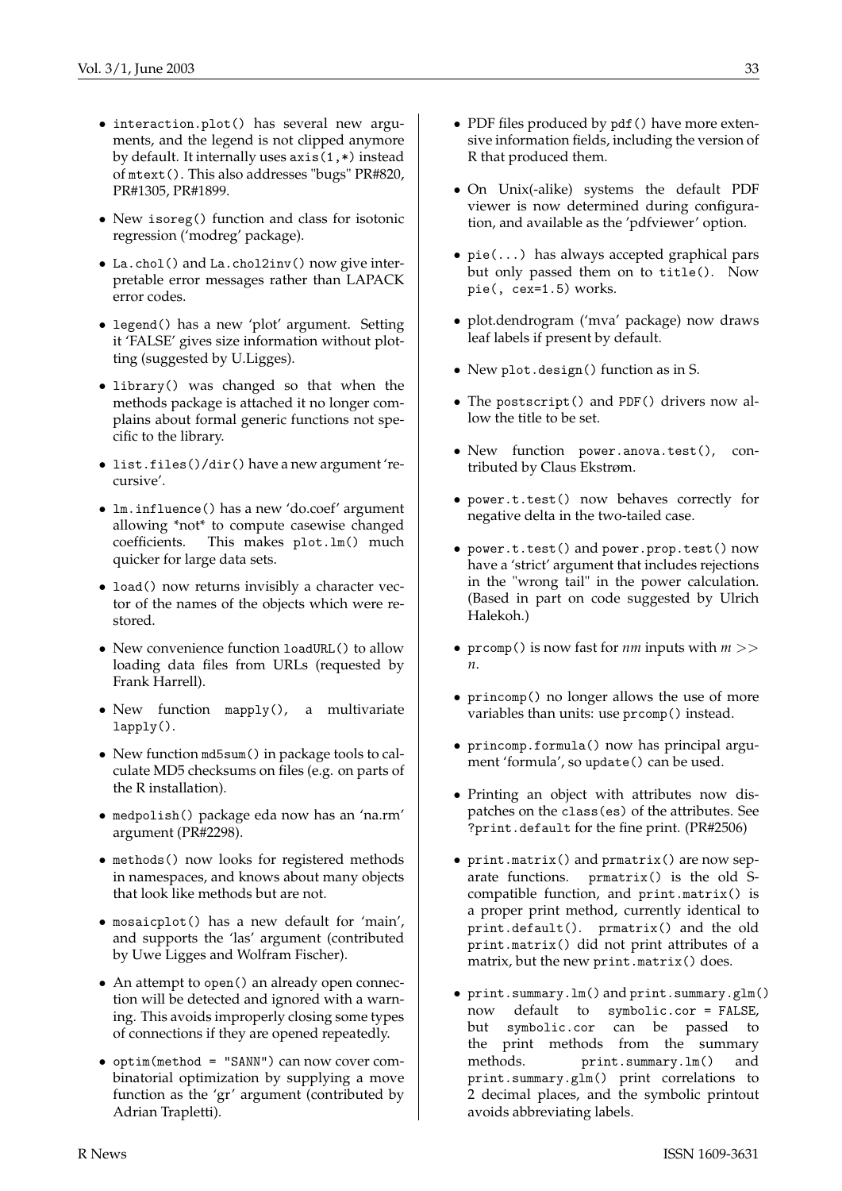- `interaction.plot()` has several new arguments, and the legend is not clipped anymore by default. It internally uses `axis(1,*)` instead of `mtext()`. This also addresses "bugs" PR#820, PR#1305, PR#1899.

- New `isoreg()` function and class for isotonic regression ('modreg' package).

- `La.chol()` and `La.chol2inv()` now give interpretable error messages rather than LAPACK error codes.

- `legend()` has a new 'plot' argument. Setting it 'FALSE' gives size information without plotting (suggested by U.Ligges).

- `library()` was changed so that when the methods package is attached it no longer complains about formal generic functions not specific to the library.

- `list.files()`/`dir()` have a new argument 'recursive'.

- `lm.influence()` has a new 'do.coef' argument allowing *not* to compute casewise changed coefficients. This makes `plot.lm()` much quicker for large data sets.

- `load()` now returns invisibly a character vector of the names of the objects which were restored.

- New convenience function `loadURL()` to allow loading data files from URLs (requested by Frank Harrell).

- New function `mapply()`, a multivariate `lapply()`.

- New function `md5sum()` in package tools to calculate MD5 checksums on files (e.g. on parts of the R installation).

- `medpolish()` package eda now has an 'na.rm' argument (PR#2298).

- `methods()` now looks for registered methods in namespaces, and knows about many objects that look like methods but are not.

- `mosaicplot()` has a new default for 'main', and supports the 'las' argument (contributed by Uwe Ligges and Wolfram Fischer).

- An attempt to `open()` an already open connection will be detected and ignored with a warning. This avoids improperly closing some types of connections if they are opened repeatedly.

- `optim(method = "SANN")` can now cover combinatorial optimization by supplying a move function as the 'gr' argument (contributed by Adrian Trapletti).

- PDF files produced by `pdf()` have more extensive information fields, including the version of R that produced them.

- On Unix(-alike) systems the default PDF viewer is now determined during configuration, and available as the 'pdfviewer' option.

- `pie(...)` has always accepted graphical pars but only passed them on to `title()`. Now `pie(, cex=1.5)` works.

- plot.dendrogram ('mva' package) now draws leaf labels if present by default.

- New `plot.design()` function as in S.

- The `postscript()` and `PDF()` drivers now allow the title to be set.

- New function `power.anova.test()`, contributed by Claus Ekstrøm.

- `power.t.test()` now behaves correctly for negative delta in the two-tailed case.

- `power.t.test()` and `power.prop.test()` now have a 'strict' argument that includes rejections in the "wrong tail" in the power calculation. (Based in part on code suggested by Ulrich Halekoh.)

- `prcomp()` is now fast for $nm$ inputs with $m >> n$.

- `princomp()` no longer allows the use of more variables than units: use `prcomp()` instead.

- `princomp.formula()` now has principal argument 'formula', so `update()` can be used.

- Printing an object with attributes now dispatches on the `class(es)` of the attributes. See `?print.default` for the fine print. (PR#2506)

- `print.matrix()` and `prmatrix()` are now separate functions. `prmatrix()` is the old S-compatible function, and `print.matrix()` is a proper print method, currently identical to `print.default()`. `prmatrix()` and the old `print.matrix()` did not print attributes of a matrix, but the new `print.matrix()` does.

- `print.summary.lm()` and `print.summary.glm()` now default to `symbolic.cor = FALSE`, but `symbolic.cor` can be passed to the print methods from the summary methods. `print.summary.lm()` and `print.summary.glm()` print correlations to 2 decimal places, and the symbolic printout avoids abbreviating labels.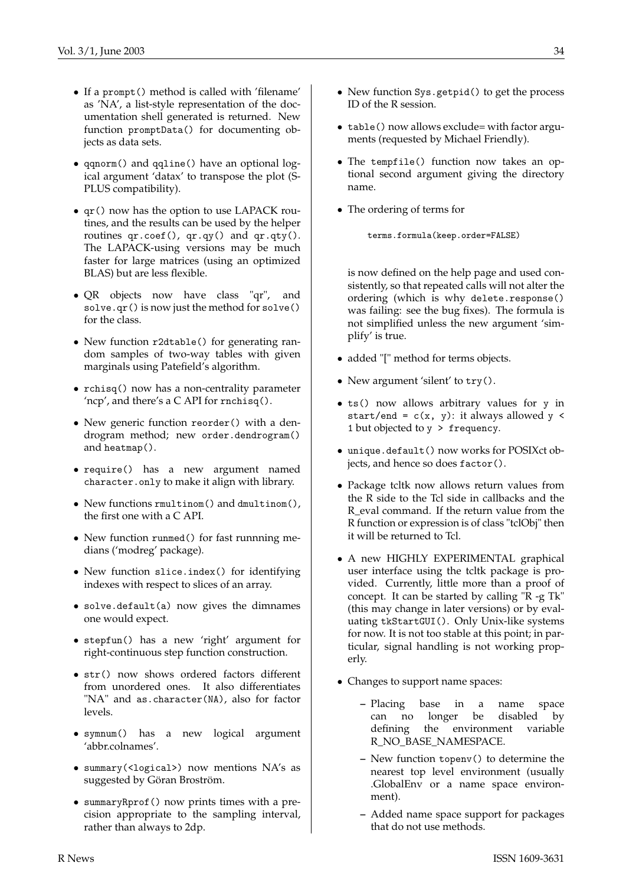- If a `prompt()` method is called with 'filename' as 'NA', a list-style representation of the documentation shell generated is returned. New function `promptData()` for documenting objects as data sets.

- `qqnorm()` and `qqline()` have an optional logical argument 'datax' to transpose the plot (S-PLUS compatibility).

- `qr()` now has the option to use LAPACK routines, and the results can be used by the helper routines `qr.coef()`, `qr.qy()` and `qr.qty()`. The LAPACK-using versions may be much faster for large matrices (using an optimized BLAS) but are less flexible.

- QR objects now have class "qr", and `solve.qr()` is now just the method for `solve()` for the class.

- New function `r2dtable()` for generating random samples of two-way tables with given marginals using Patefield's algorithm.

- `rchisq()` now has a non-centrality parameter 'ncp', and there's a C API for `rnchisq()`.

- New generic function `reorder()` with a dendrogram method; new `order.dendrogram()` and `heatmap()`.

- `require()` has a new argument named `character.only` to make it align with library.

- New functions `rmultinom()` and `dmultinom()`, the first one with a C API.

- New function `runmed()` for fast runnning medians ('modreg' package).

- New function `slice.index()` for identifying indexes with respect to slices of an array.

- `solve.default(a)` now gives the dimnames one would expect.

- `stepfun()` has a new 'right' argument for right-continuous step function construction.

- `str()` now shows ordered factors different from unordered ones. It also differentiates "NA" and `as.character(NA)`, also for factor levels.

- `symnum()` has a new logical argument 'abbr.colnames'.

- `summary(<logical>)` now mentions NA's as suggested by Göran Broström.

- `summaryRprof()` now prints times with a precision appropriate to the sampling interval, rather than always to 2dp.

- New function `Sys.getpid()` to get the process ID of the R session.

- `table()` now allows exclude= with factor arguments (requested by Michael Friendly).

- The `tempfile()` function now takes an optional second argument giving the directory name.

- The ordering of terms for

  ```
  terms.formula(keep.order=FALSE)
  ```

  is now defined on the help page and used consistently, so that repeated calls will not alter the ordering (which is why `delete.response()` was failing: see the bug fixes). The formula is not simplified unless the new argument 'simplify' is true.

- added "[" method for terms objects.

- New argument 'silent' to `try()`.

- `ts()` now allows arbitrary values for `y` in `start/end = c(x, y)`: it always allowed `y < 1` but objected to `y > frequency`.

- `unique.default()` now works for POSIXct objects, and hence so does `factor()`.

- Package tcltk now allows return values from the R side to the Tcl side in callbacks and the R_eval command. If the return value from the R function or expression is of class "tclObj" then it will be returned to Tcl.

- A new HIGHLY EXPERIMENTAL graphical user interface using the tcltk package is provided. Currently, little more than a proof of concept. It can be started by calling "R -g Tk" (this may change in later versions) or by evaluating `tkStartGUI()`. Only Unix-like systems for now. It is not too stable at this point; in particular, signal handling is not working properly.

- Changes to support name spaces:

  - Placing base in a name space can no longer be disabled by defining the environment variable R_NO_BASE_NAMESPACE.

  - New function `topenv()` to determine the nearest top level environment (usually .GlobalEnv or a name space environment).

  - Added name space support for packages that do not use methods.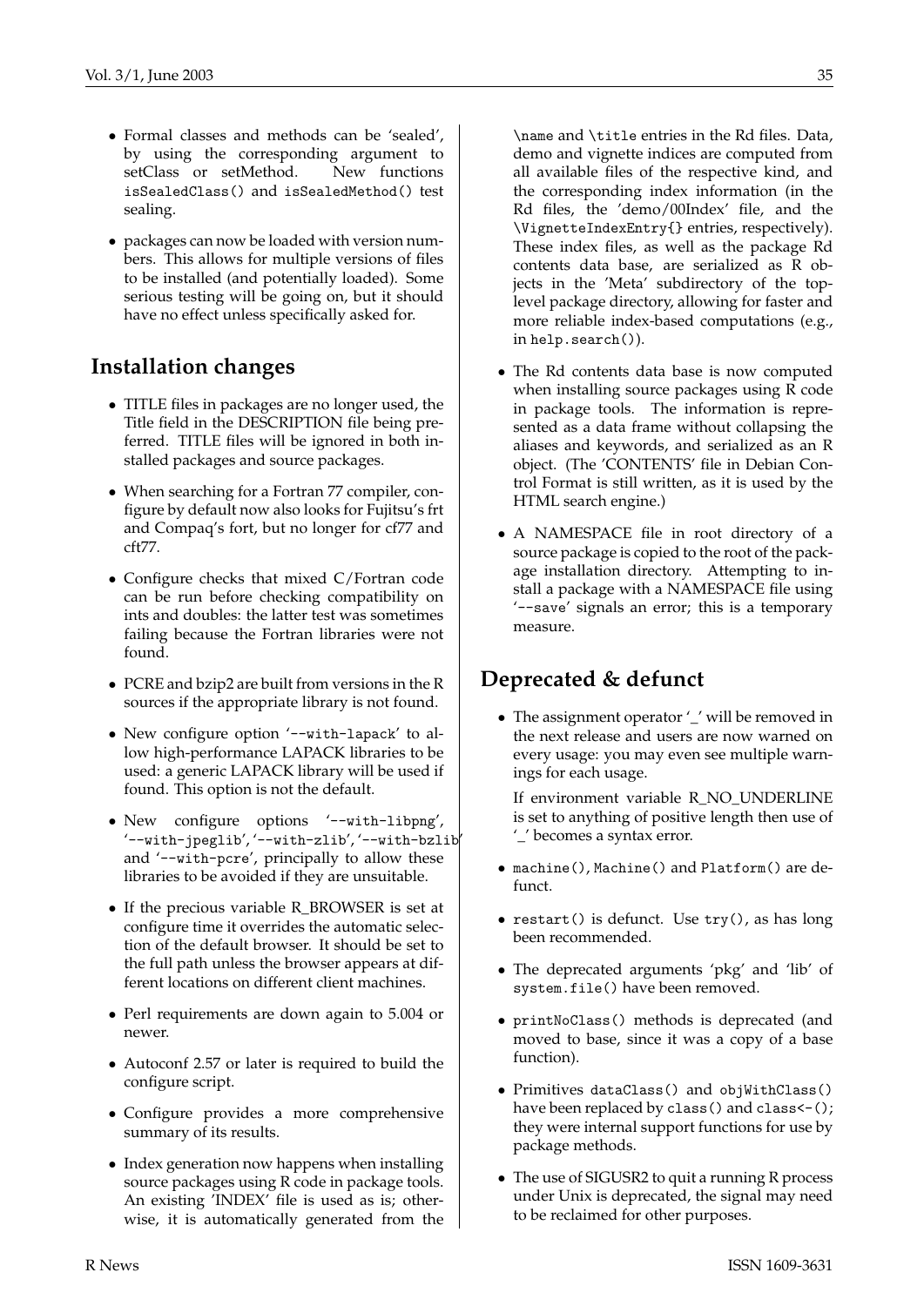- Formal classes and methods can be 'sealed', by using the corresponding argument to setClass or setMethod. New functions `isSealedClass()` and `isSealedMethod()` test sealing.

- packages can now be loaded with version numbers. This allows for multiple versions of files to be installed (and potentially loaded). Some serious testing will be going on, but it should have no effect unless specifically asked for.

## Installation changes

- TITLE files in packages are no longer used, the Title field in the DESCRIPTION file being preferred. TITLE files will be ignored in both installed packages and source packages.

- When searching for a Fortran 77 compiler, configure by default now also looks for Fujitsu's frt and Compaq's fort, but no longer for cf77 and cft77.

- Configure checks that mixed C/Fortran code can be run before checking compatibility on ints and doubles: the latter test was sometimes failing because the Fortran libraries were not found.

- PCRE and bzip2 are built from versions in the R sources if the appropriate library is not found.

- New configure option '`--with-lapack`' to allow high-performance LAPACK libraries to be used: a generic LAPACK library will be used if found. This option is not the default.

- New configure options '`--with-libpng`', '`--with-jpeglib`', '`--with-zlib`', '`--with-bzlib`' and '`--with-pcre`', principally to allow these libraries to be avoided if they are unsuitable.

- If the precious variable R_BROWSER is set at configure time it overrides the automatic selection of the default browser. It should be set to the full path unless the browser appears at different locations on different client machines.

- Perl requirements are down again to 5.004 or newer.

- Autoconf 2.57 or later is required to build the configure script.

- Configure provides a more comprehensive summary of its results.

- Index generation now happens when installing source packages using R code in package tools. An existing 'INDEX' file is used as is; otherwise, it is automatically generated from the `\name` and `\title` entries in the Rd files. Data, demo and vignette indices are computed from all available files of the respective kind, and the corresponding index information (in the Rd files, the 'demo/00Index' file, and the `\VignetteIndexEntry{}` entries, respectively). These index files, as well as the package Rd contents data base, are serialized as R objects in the 'Meta' subdirectory of the top-level package directory, allowing for faster and more reliable index-based computations (e.g., in `help.search()`).

- The Rd contents data base is now computed when installing source packages using R code in package tools. The information is represented as a data frame without collapsing the aliases and keywords, and serialized as an R object. (The 'CONTENTS' file in Debian Control Format is still written, as it is used by the HTML search engine.)

- A NAMESPACE file in root directory of a source package is copied to the root of the package installation directory. Attempting to install a package with a NAMESPACE file using '`--save`' signals an error; this is a temporary measure.

## Deprecated & defunct

- The assignment operator '_' will be removed in the next release and users are now warned on every usage: you may even see multiple warnings for each usage.

  If environment variable R_NO_UNDERLINE is set to anything of positive length then use of '_' becomes a syntax error.

- `machine()`, `Machine()` and `Platform()` are defunct.

- `restart()` is defunct. Use `try()`, as has long been recommended.

- The deprecated arguments 'pkg' and 'lib' of `system.file()` have been removed.

- `printNoClass()` methods is deprecated (and moved to base, since it was a copy of a base function).

- Primitives `dataClass()` and `objWithClass()` have been replaced by `class()` and `class<-()`; they were internal support functions for use by package methods.

- The use of SIGUSR2 to quit a running R process under Unix is deprecated, the signal may need to be reclaimed for other purposes.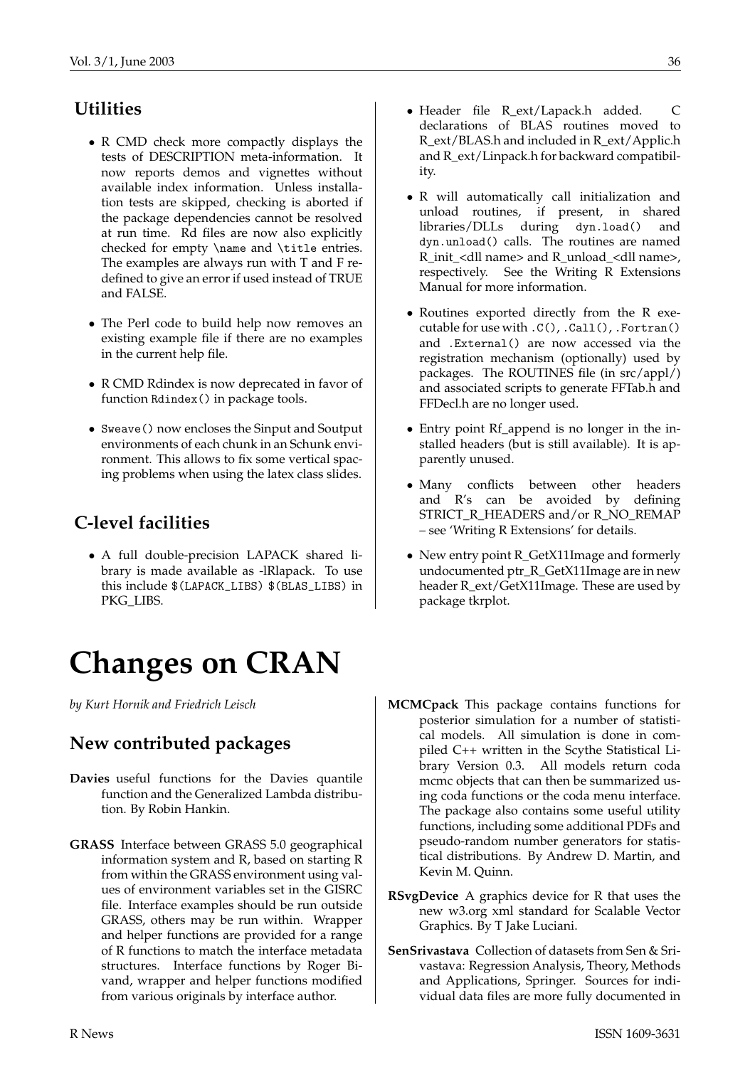## Utilities

- R CMD check more compactly displays the tests of DESCRIPTION meta-information. It now reports demos and vignettes without available index information. Unless installation tests are skipped, checking is aborted if the package dependencies cannot be resolved at run time. Rd files are now also explicitly checked for empty `\name` and `\title` entries. The examples are always run with T and F redefined to give an error if used instead of TRUE and FALSE.

- The Perl code to build help now removes an existing example file if there are no examples in the current help file.

- R CMD Rdindex is now deprecated in favor of function `Rdindex()` in package tools.

- `Sweave()` now encloses the Sinput and Soutput environments of each chunk in an Schunk environment. This allows to fix some vertical spacing problems when using the latex class slides.

## C-level facilities

- A full double-precision LAPACK shared library is made available as -lRlapack. To use this include `$(LAPACK_LIBS) $(BLAS_LIBS)` in PKG_LIBS.

- Header file R_ext/Lapack.h added. C declarations of BLAS routines moved to R_ext/BLAS.h and included in R_ext/Applic.h and R_ext/Linpack.h for backward compatibility.

- R will automatically call initialization and unload routines, if present, in shared libraries/DLLs during `dyn.load()` and `dyn.unload()` calls. The routines are named R_init_<dll name> and R_unload_<dll name>, respectively. See the Writing R Extensions Manual for more information.

- Routines exported directly from the R executable for use with `.C()`, `.Call()`, `.Fortran()` and `.External()` are now accessed via the registration mechanism (optionally) used by packages. The ROUTINES file (in src/appl/) and associated scripts to generate FFTab.h and FFDecl.h are no longer used.

- Entry point Rf_append is no longer in the installed headers (but is still available). It is apparently unused.

- Many conflicts between other headers and R's can be avoided by defining STRICT_R_HEADERS and/or R_NO_REMAP – see 'Writing R Extensions' for details.

- New entry point R_GetX11Image and formerly undocumented ptr_R_GetX11Image are in new header R_ext/GetX11Image. These are used by package tkrplot.

# Changes on CRAN

*by Kurt Hornik and Friedrich Leisch*

## New contributed packages

**Davies** useful functions for the Davies quantile function and the Generalized Lambda distribution. By Robin Hankin.

**GRASS** Interface between GRASS 5.0 geographical information system and R, based on starting R from within the GRASS environment using values of environment variables set in the GISRC file. Interface examples should be run outside GRASS, others may be run within. Wrapper and helper functions are provided for a range of R functions to match the interface metadata structures. Interface functions by Roger Bivand, wrapper and helper functions modified from various originals by interface author.

**MCMCpack** This package contains functions for posterior simulation for a number of statistical models. All simulation is done in compiled C++ written in the Scythe Statistical Library Version 0.3. All models return coda mcmc objects that can then be summarized using coda functions or the coda menu interface. The package also contains some useful utility functions, including some additional PDFs and pseudo-random number generators for statistical distributions. By Andrew D. Martin, and Kevin M. Quinn.

**RSvgDevice** A graphics device for R that uses the new w3.org xml standard for Scalable Vector Graphics. By T Jake Luciani.

**SenSrivastava** Collection of datasets from Sen & Srivastava: Regression Analysis, Theory, Methods and Applications, Springer. Sources for individual data files are more fully documented in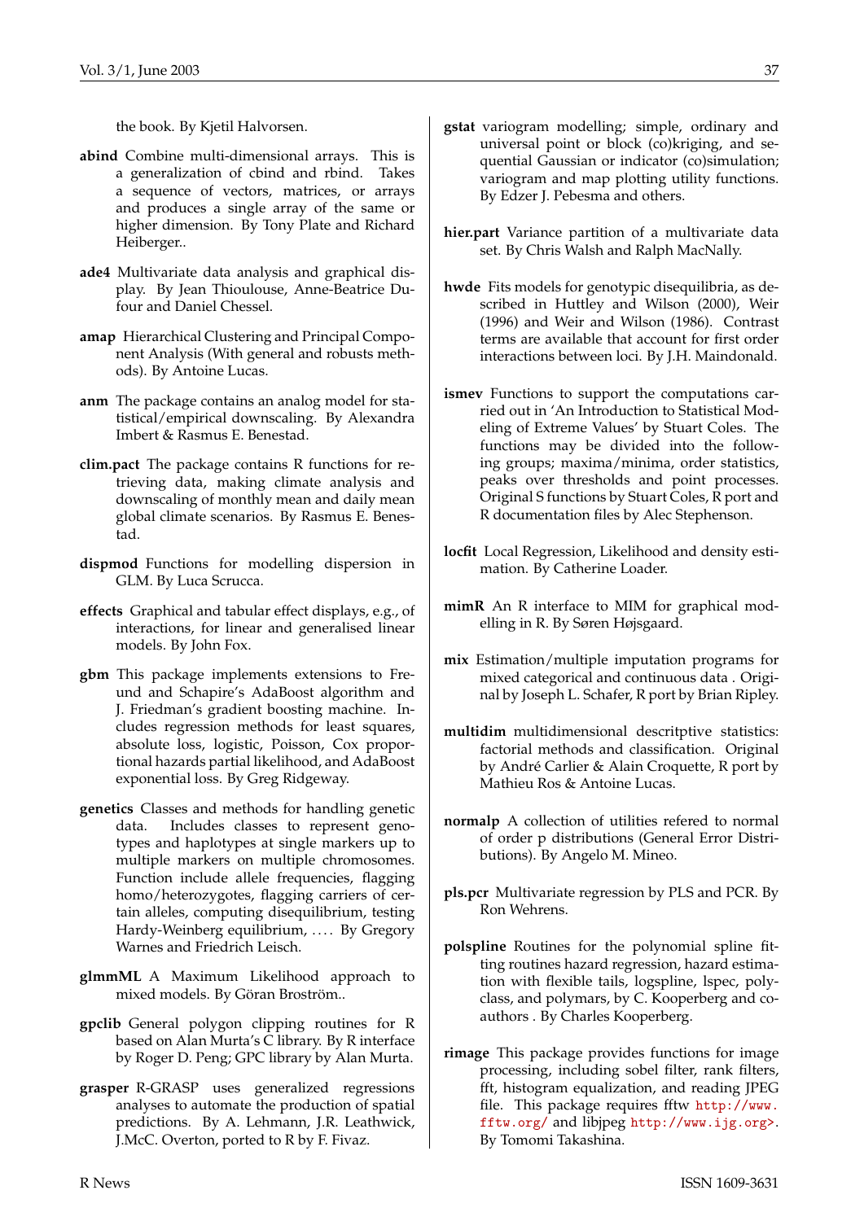the book. By Kjetil Halvorsen.

**abind** Combine multi-dimensional arrays. This is a generalization of cbind and rbind. Takes a sequence of vectors, matrices, or arrays and produces a single array of the same or higher dimension. By Tony Plate and Richard Heiberger..

**ade4** Multivariate data analysis and graphical display. By Jean Thioulouse, Anne-Beatrice Dufour and Daniel Chessel.

**amap** Hierarchical Clustering and Principal Component Analysis (With general and robusts methods). By Antoine Lucas.

**anm** The package contains an analog model for statistical/empirical downscaling. By Alexandra Imbert & Rasmus E. Benestad.

**clim.pact** The package contains R functions for retrieving data, making climate analysis and downscaling of monthly mean and daily mean global climate scenarios. By Rasmus E. Benestad.

**dispmod** Functions for modelling dispersion in GLM. By Luca Scrucca.

**effects** Graphical and tabular effect displays, e.g., of interactions, for linear and generalised linear models. By John Fox.

**gbm** This package implements extensions to Freund and Schapire's AdaBoost algorithm and J. Friedman's gradient boosting machine. Includes regression methods for least squares, absolute loss, logistic, Poisson, Cox proportional hazards partial likelihood, and AdaBoost exponential loss. By Greg Ridgeway.

**genetics** Classes and methods for handling genetic data. Includes classes to represent genotypes and haplotypes at single markers up to multiple markers on multiple chromosomes. Function include allele frequencies, flagging homo/heterozygotes, flagging carriers of certain alleles, computing disequilibrium, testing Hardy-Weinberg equilibrium, .... By Gregory Warnes and Friedrich Leisch.

**glmmML** A Maximum Likelihood approach to mixed models. By Göran Broström..

**gpclib** General polygon clipping routines for R based on Alan Murta's C library. By R interface by Roger D. Peng; GPC library by Alan Murta.

**grasper** R-GRASP uses generalized regressions analyses to automate the production of spatial predictions. By A. Lehmann, J.R. Leathwick, J.McC. Overton, ported to R by F. Fivaz.

**gstat** variogram modelling; simple, ordinary and universal point or block (co)kriging, and sequential Gaussian or indicator (co)simulation; variogram and map plotting utility functions. By Edzer J. Pebesma and others.

**hier.part** Variance partition of a multivariate data set. By Chris Walsh and Ralph MacNally.

**hwde** Fits models for genotypic disequilibria, as described in Huttley and Wilson (2000), Weir (1996) and Weir and Wilson (1986). Contrast terms are available that account for first order interactions between loci. By J.H. Maindonald.

**ismev** Functions to support the computations carried out in 'An Introduction to Statistical Modeling of Extreme Values' by Stuart Coles. The functions may be divided into the following groups; maxima/minima, order statistics, peaks over thresholds and point processes. Original S functions by Stuart Coles, R port and R documentation files by Alec Stephenson.

**locfit** Local Regression, Likelihood and density estimation. By Catherine Loader.

**mimR** An R interface to MIM for graphical modelling in R. By Søren Højsgaard.

**mix** Estimation/multiple imputation programs for mixed categorical and continuous data . Original by Joseph L. Schafer, R port by Brian Ripley.

**multidim** multidimensional descritptive statistics: factorial methods and classification. Original by André Carlier & Alain Croquette, R port by Mathieu Ros & Antoine Lucas.

**normalp** A collection of utilities refered to normal of order p distributions (General Error Distributions). By Angelo M. Mineo.

**pls.pcr** Multivariate regression by PLS and PCR. By Ron Wehrens.

**polspline** Routines for the polynomial spline fitting routines hazard regression, hazard estimation with flexible tails, logspline, lspec, polyclass, and polymars, by C. Kooperberg and coauthors . By Charles Kooperberg.

**rimage** This package provides functions for image processing, including sobel filter, rank filters, fft, histogram equalization, and reading JPEG file. This package requires fftw http://www.fftw.org/ and libjpeg http://www.ijg.org>. By Tomomi Takashina.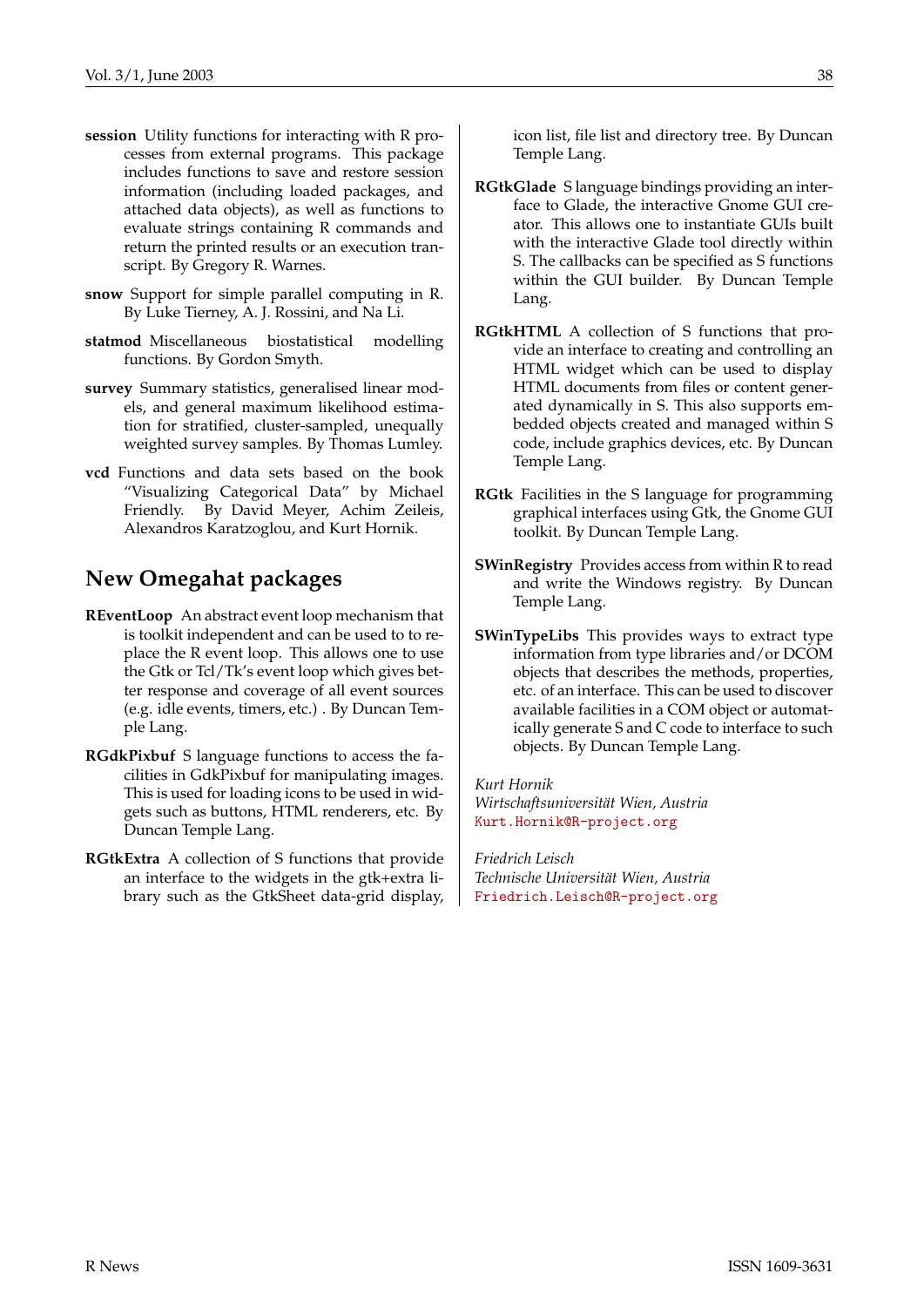**session** Utility functions for interacting with R processes from external programs. This package includes functions to save and restore session information (including loaded packages, and attached data objects), as well as functions to evaluate strings containing R commands and return the printed results or an execution transcript. By Gregory R. Warnes.

**snow** Support for simple parallel computing in R. By Luke Tierney, A. J. Rossini, and Na Li.

**statmod** Miscellaneous biostatistical modelling functions. By Gordon Smyth.

**survey** Summary statistics, generalised linear models, and general maximum likelihood estimation for stratified, cluster-sampled, unequally weighted survey samples. By Thomas Lumley.

**vcd** Functions and data sets based on the book "Visualizing Categorical Data" by Michael Friendly. By David Meyer, Achim Zeileis, Alexandros Karatzoglou, and Kurt Hornik.

## New Omegahat packages

**REventLoop** An abstract event loop mechanism that is toolkit independent and can be used to to replace the R event loop. This allows one to use the Gtk or Tcl/Tk's event loop which gives better response and coverage of all event sources (e.g. idle events, timers, etc.) . By Duncan Temple Lang.

**RGdkPixbuf** S language functions to access the facilities in GdkPixbuf for manipulating images. This is used for loading icons to be used in widgets such as buttons, HTML renderers, etc. By Duncan Temple Lang.

**RGtkExtra** A collection of S functions that provide an interface to the widgets in the gtk+extra library such as the GtkSheet data-grid display, icon list, file list and directory tree. By Duncan Temple Lang.

**RGtkGlade** S language bindings providing an interface to Glade, the interactive Gnome GUI creator. This allows one to instantiate GUIs built with the interactive Glade tool directly within S. The callbacks can be specified as S functions within the GUI builder. By Duncan Temple Lang.

**RGtkHTML** A collection of S functions that provide an interface to creating and controlling an HTML widget which can be used to display HTML documents from files or content generated dynamically in S. This also supports embedded objects created and managed within S code, include graphics devices, etc. By Duncan Temple Lang.

**RGtk** Facilities in the S language for programming graphical interfaces using Gtk, the Gnome GUI toolkit. By Duncan Temple Lang.

**SWinRegistry** Provides access from within R to read and write the Windows registry. By Duncan Temple Lang.

**SWinTypeLibs** This provides ways to extract type information from type libraries and/or DCOM objects that describes the methods, properties, etc. of an interface. This can be used to discover available facilities in a COM object or automatically generate S and C code to interface to such objects. By Duncan Temple Lang.

*Kurt Hornik*
*Wirtschaftsuniversität Wien, Austria*
Kurt.Hornik@R-project.org

*Friedrich Leisch*
*Technische Universität Wien, Austria*
Friedrich.Leisch@R-project.org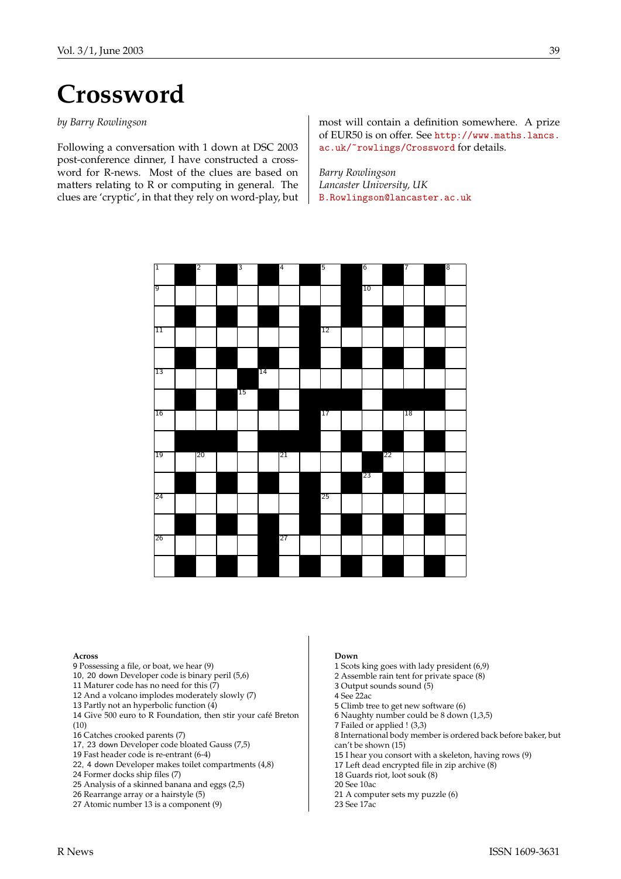// Crossword grid omitted: the page shows an empty numbered crossword grid, not transcribed as text.

# Crossword

*by Barry Rowlingson*

Following a conversation with 1 down at DSC 2003 post-conference dinner, I have constructed a crossword for R-news. Most of the clues are based on matters relating to R or computing in general. The clues are 'cryptic', in that they rely on word-play, but most will contain a definition somewhere. A prize of EUR50 is on offer. See http://www.maths.lancs.ac.uk/~rowlings/Crossword for details.

*Barry Rowlingson*
*Lancaster University, UK*
B.Rowlingson@lancaster.ac.uk

**Across**

9 Possessing a file, or boat, we hear (9)
10, 20 down Developer code is binary peril (5,6)
11 Maturer code has no need for this (7)
12 And a volcano implodes moderately slowly (7)
13 Partly not an hyperbolic function (4)
14 Give 500 euro to R Foundation, then stir your café Breton (10)
16 Catches crooked parents (7)
17, 23 down Developer code bloated Gauss (7,5)
19 Fast header code is re-entrant (6-4)
22, 4 down Developer makes toilet compartments (4,8)
24 Former docks ship files (7)
25 Analysis of a skinned banana and eggs (2,5)
26 Rearrange array or a hairstyle (5)
27 Atomic number 13 is a component (9)

**Down**

1 Scots king goes with lady president (6,9)
2 Assemble rain tent for private space (8)
3 Output sounds sound (5)
4 See 22ac
5 Climb tree to get new software (6)
6 Naughty number could be 8 down (1,3,5)
7 Failed or applied ! (3,3)
8 International body member is ordered back before baker, but can't be shown (15)
15 I hear you consort with a skeleton, having rows (9)
17 Left dead encrypted file in zip archive (8)
18 Guards riot, loot souk (8)
20 See 10ac
21 A computer sets my puzzle (6)
23 See 17ac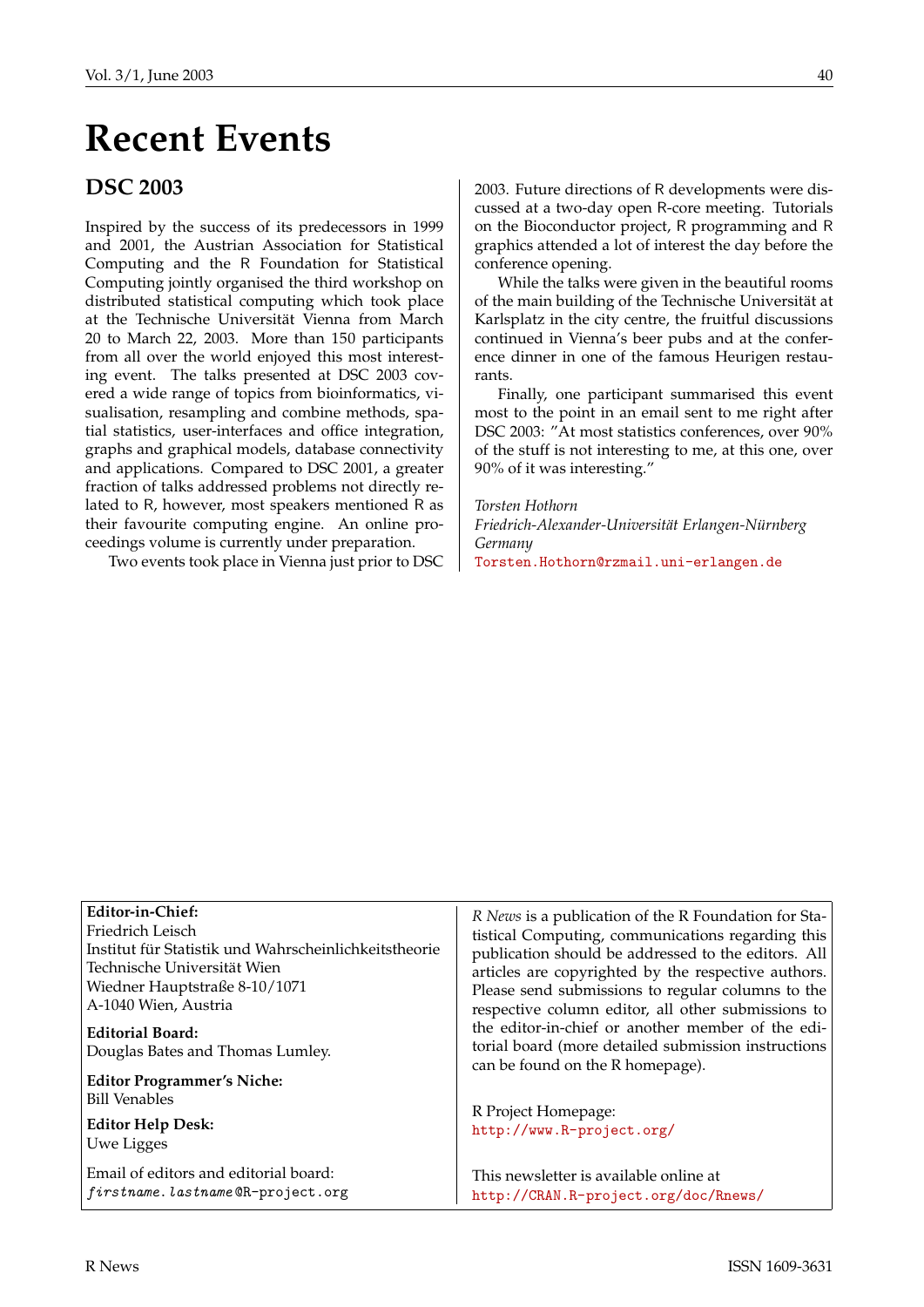# Recent Events

## DSC 2003

Inspired by the success of its predecessors in 1999 and 2001, the Austrian Association for Statistical Computing and the R Foundation for Statistical Computing jointly organised the third workshop on distributed statistical computing which took place at the Technische Universität Vienna from March 20 to March 22, 2003. More than 150 participants from all over the world enjoyed this most interesting event. The talks presented at DSC 2003 covered a wide range of topics from bioinformatics, visualisation, resampling and combine methods, spatial statistics, user-interfaces and office integration, graphs and graphical models, database connectivity and applications. Compared to DSC 2001, a greater fraction of talks addressed problems not directly related to R, however, most speakers mentioned R as their favourite computing engine. An online proceedings volume is currently under preparation.

Two events took place in Vienna just prior to DSC 2003. Future directions of R developments were discussed at a two-day open R-core meeting. Tutorials on the Bioconductor project, R programming and R graphics attended a lot of interest the day before the conference opening.

While the talks were given in the beautiful rooms of the main building of the Technische Universität at Karlsplatz in the city centre, the fruitful discussions continued in Vienna's beer pubs and at the conference dinner in one of the famous Heurigen restaurants.

Finally, one participant summarised this event most to the point in an email sent to me right after DSC 2003: "At most statistics conferences, over 90% of the stuff is not interesting to me, at this one, over 90% of it was interesting."

*Torsten Hothorn*
*Friedrich-Alexander-Universität Erlangen-Nürnberg*
*Germany*
Torsten.Hothorn@rzmail.uni-erlangen.de

---

**Editor-in-Chief:**
Friedrich Leisch
Institut für Statistik und Wahrscheinlichkeitstheorie
Technische Universität Wien
Wiedner Hauptstraße 8-10/1071
A-1040 Wien, Austria

**Editorial Board:**
Douglas Bates and Thomas Lumley.

**Editor Programmer's Niche:**
Bill Venables

**Editor Help Desk:**
Uwe Ligges

Email of editors and editorial board:
*firstname.lastname*@R-project.org

*R News* is a publication of the R Foundation for Statistical Computing, communications regarding this publication should be addressed to the editors. All articles are copyrighted by the respective authors. Please send submissions to regular columns to the respective column editor, all other submissions to the editor-in-chief or another member of the editorial board (more detailed submission instructions can be found on the R homepage).

R Project Homepage:
http://www.R-project.org/

This newsletter is available online at
http://CRAN.R-project.org/doc/Rnews/